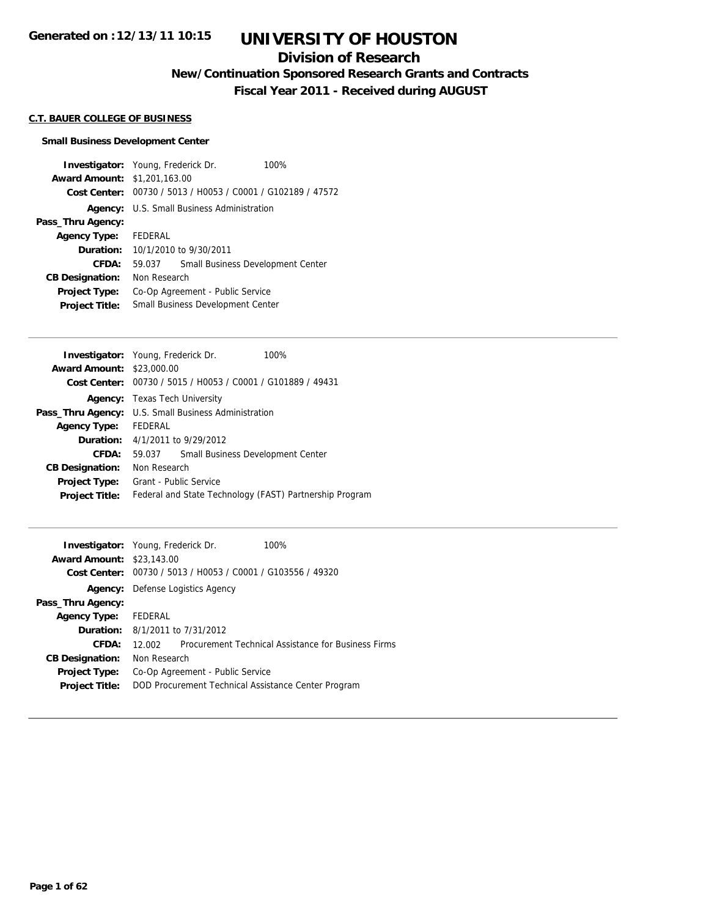# UNIVERSITY OF HOUSTON

## Division of Research

### New/Continuation Sponsored Research Grants and Contracts

### Fiscal Year 2011 - Received during AUGUST

Generated on :12/13/11 10:15

**C.T. BAUER COLLEGE OF BUSINESS**

**Small Business Development Center**

**Investigator:** Young, Frederick Dr. 100%
**Award Amount:** $1,201,163.00
**Cost Center:** 00730 / 5013 / H0053 / C0001 / G102189 / 47572
**Agency:** U.S. Small Business Administration
**Pass_Thru Agency:**
**Agency Type:** FEDERAL
**Duration:** 10/1/2010 to 9/30/2011
**CFDA:** 59.037 Small Business Development Center
**CB Designation:** Non Research
**Project Type:** Co-Op Agreement - Public Service
**Project Title:** Small Business Development Center

---

**Investigator:** Young, Frederick Dr. 100%
**Award Amount:** $23,000.00
**Cost Center:** 00730 / 5015 / H0053 / C0001 / G101889 / 49431
**Agency:** Texas Tech University
**Pass_Thru Agency:** U.S. Small Business Administration
**Agency Type:** FEDERAL
**Duration:** 4/1/2011 to 9/29/2012
**CFDA:** 59.037 Small Business Development Center
**CB Designation:** Non Research
**Project Type:** Grant - Public Service
**Project Title:** Federal and State Technology (FAST) Partnership Program

---

**Investigator:** Young, Frederick Dr. 100%
**Award Amount:** $23,143.00
**Cost Center:** 00730 / 5013 / H0053 / C0001 / G103556 / 49320
**Agency:** Defense Logistics Agency
**Pass_Thru Agency:**
**Agency Type:** FEDERAL
**Duration:** 8/1/2011 to 7/31/2012
**CFDA:** 12.002 Procurement Technical Assistance for Business Firms
**CB Designation:** Non Research
**Project Type:** Co-Op Agreement - Public Service
**Project Title:** DOD Procurement Technical Assistance Center Program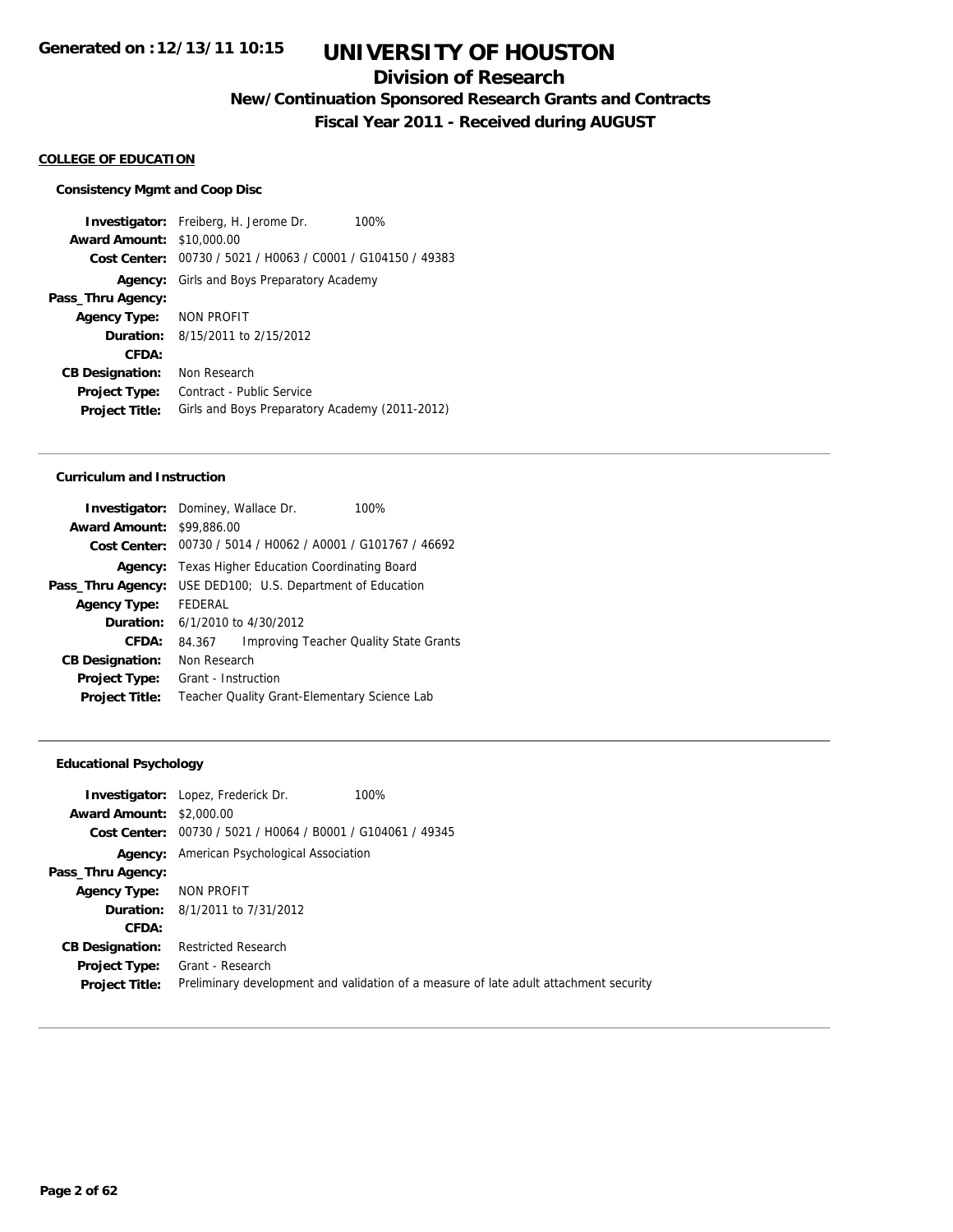# UNIVERSITY OF HOUSTON

## Division of Research

### New/Continuation Sponsored Research Grants and Contracts

### Fiscal Year 2011 - Received during AUGUST

Generated on :12/13/11 10:15

**COLLEGE OF EDUCATION**

**Consistency Mgmt and Coop Disc**

**Investigator:** Freiberg, H. Jerome Dr. 100%
**Award Amount:** $10,000.00
**Cost Center:** 00730 / 5021 / H0063 / C0001 / G104150 / 49383
**Agency:** Girls and Boys Preparatory Academy
**Pass_Thru Agency:**
**Agency Type:** NON PROFIT
**Duration:** 8/15/2011 to 2/15/2012
**CFDA:**
**CB Designation:** Non Research
**Project Type:** Contract - Public Service
**Project Title:** Girls and Boys Preparatory Academy (2011-2012)

---

**Curriculum and Instruction**

**Investigator:** Dominey, Wallace Dr. 100%
**Award Amount:** $99,886.00
**Cost Center:** 00730 / 5014 / H0062 / A0001 / G101767 / 46692
**Agency:** Texas Higher Education Coordinating Board
**Pass_Thru Agency:** USE DED100; U.S. Department of Education
**Agency Type:** FEDERAL
**Duration:** 6/1/2010 to 4/30/2012
**CFDA:** 84.367 Improving Teacher Quality State Grants
**CB Designation:** Non Research
**Project Type:** Grant - Instruction
**Project Title:** Teacher Quality Grant-Elementary Science Lab

---

**Educational Psychology**

**Investigator:** Lopez, Frederick Dr. 100%
**Award Amount:** $2,000.00
**Cost Center:** 00730 / 5021 / H0064 / B0001 / G104061 / 49345
**Agency:** American Psychological Association
**Pass_Thru Agency:**
**Agency Type:** NON PROFIT
**Duration:** 8/1/2011 to 7/31/2012
**CFDA:**
**CB Designation:** Restricted Research
**Project Type:** Grant - Research
**Project Title:** Preliminary development and validation of a measure of late adult attachment security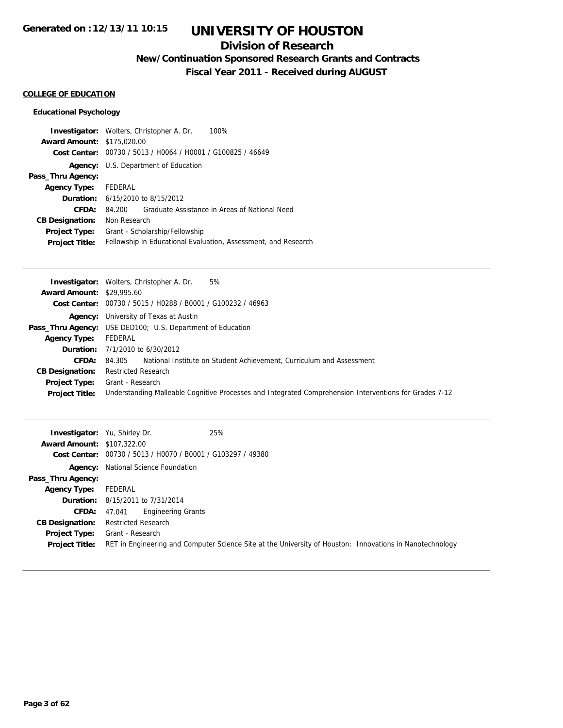# UNIVERSITY OF HOUSTON

## Division of Research

### New/Continuation Sponsored Research Grants and Contracts

### Fiscal Year 2011 - Received during AUGUST

**COLLEGE OF EDUCATION**

**Educational Psychology**

**Investigator:** Wolters, Christopher A. Dr. 100%
**Award Amount:** $175,020.00
**Cost Center:** 00730 / 5013 / H0064 / H0001 / G100825 / 46649
**Agency:** U.S. Department of Education
**Pass_Thru Agency:**
**Agency Type:** FEDERAL
**Duration:** 6/15/2010 to 8/15/2012
**CFDA:** 84.200 Graduate Assistance in Areas of National Need
**CB Designation:** Non Research
**Project Type:** Grant - Scholarship/Fellowship
**Project Title:** Fellowship in Educational Evaluation, Assessment, and Research

---

**Investigator:** Wolters, Christopher A. Dr. 5%
**Award Amount:** $29,995.60
**Cost Center:** 00730 / 5015 / H0288 / B0001 / G100232 / 46963
**Agency:** University of Texas at Austin
**Pass_Thru Agency:** USE DED100; U.S. Department of Education
**Agency Type:** FEDERAL
**Duration:** 7/1/2010 to 6/30/2012
**CFDA:** 84.305 National Institute on Student Achievement, Curriculum and Assessment
**CB Designation:** Restricted Research
**Project Type:** Grant - Research
**Project Title:** Understanding Malleable Cognitive Processes and Integrated Comprehension Interventions for Grades 7-12

---

**Investigator:** Yu, Shirley Dr. 25%
**Award Amount:** $107,322.00
**Cost Center:** 00730 / 5013 / H0070 / B0001 / G103297 / 49380
**Agency:** National Science Foundation
**Pass_Thru Agency:**
**Agency Type:** FEDERAL
**Duration:** 8/15/2011 to 7/31/2014
**CFDA:** 47.041 Engineering Grants
**CB Designation:** Restricted Research
**Project Type:** Grant - Research
**Project Title:** RET in Engineering and Computer Science Site at the University of Houston: Innovations in Nanotechnology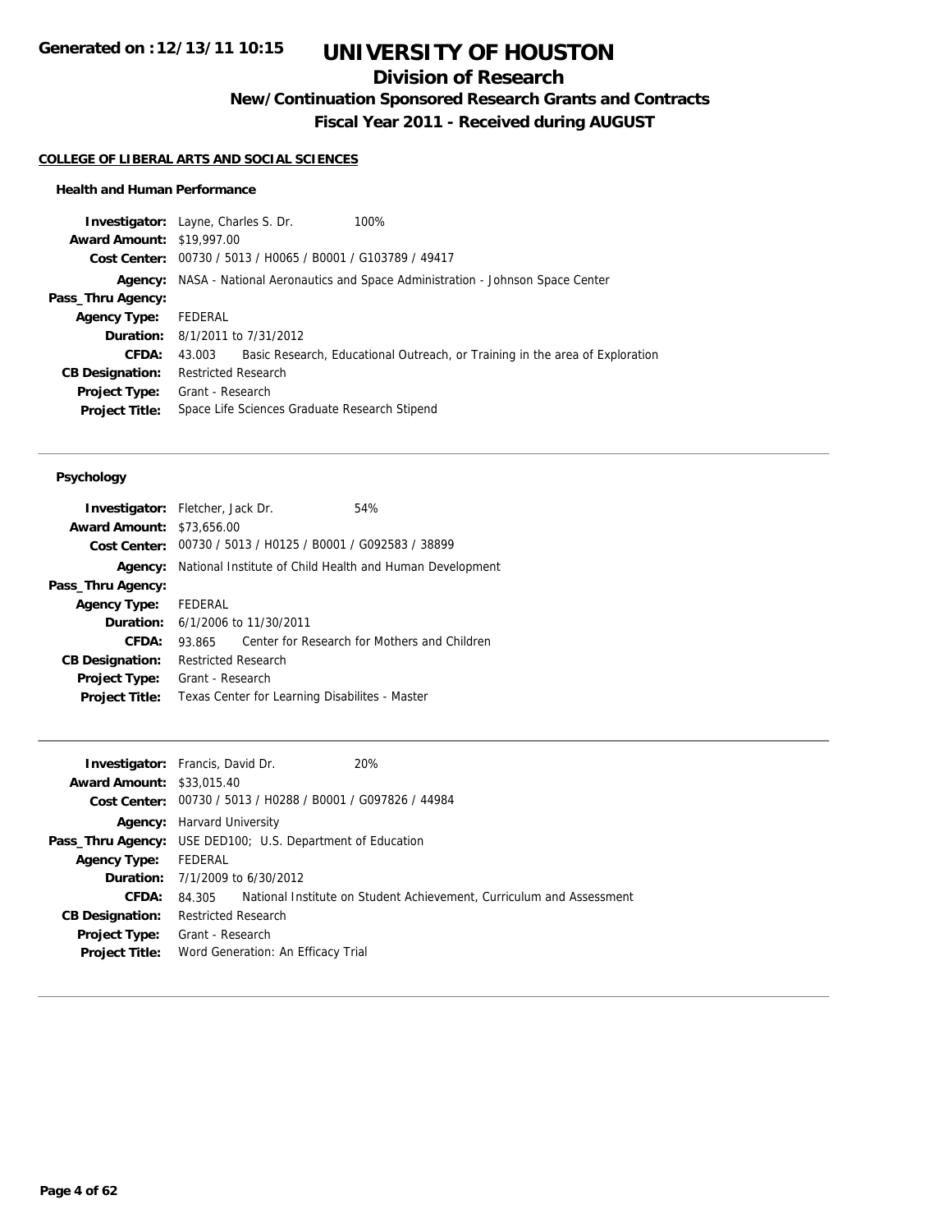# UNIVERSITY OF HOUSTON

## Division of Research

### New/Continuation Sponsored Research Grants and Contracts

### Fiscal Year 2011 - Received during AUGUST

Generated on :12/13/11 10:15

**COLLEGE OF LIBERAL ARTS AND SOCIAL SCIENCES**

**Health and Human Performance**

**Investigator:** Layne, Charles S. Dr. 100%
**Award Amount:** $19,997.00
**Cost Center:** 00730 / 5013 / H0065 / B0001 / G103789 / 49417
**Agency:** NASA - National Aeronautics and Space Administration - Johnson Space Center
**Pass_Thru Agency:**
**Agency Type:** FEDERAL
**Duration:** 8/1/2011 to 7/31/2012
**CFDA:** 43.003 Basic Research, Educational Outreach, or Training in the area of Exploration
**CB Designation:** Restricted Research
**Project Type:** Grant - Research
**Project Title:** Space Life Sciences Graduate Research Stipend

---

**Psychology**

**Investigator:** Fletcher, Jack Dr. 54%
**Award Amount:** $73,656.00
**Cost Center:** 00730 / 5013 / H0125 / B0001 / G092583 / 38899
**Agency:** National Institute of Child Health and Human Development
**Pass_Thru Agency:**
**Agency Type:** FEDERAL
**Duration:** 6/1/2006 to 11/30/2011
**CFDA:** 93.865 Center for Research for Mothers and Children
**CB Designation:** Restricted Research
**Project Type:** Grant - Research
**Project Title:** Texas Center for Learning Disabilites - Master

---

**Investigator:** Francis, David Dr. 20%
**Award Amount:** $33,015.40
**Cost Center:** 00730 / 5013 / H0288 / B0001 / G097826 / 44984
**Agency:** Harvard University
**Pass_Thru Agency:** USE DED100; U.S. Department of Education
**Agency Type:** FEDERAL
**Duration:** 7/1/2009 to 6/30/2012
**CFDA:** 84.305 National Institute on Student Achievement, Curriculum and Assessment
**CB Designation:** Restricted Research
**Project Type:** Grant - Research
**Project Title:** Word Generation: An Efficacy Trial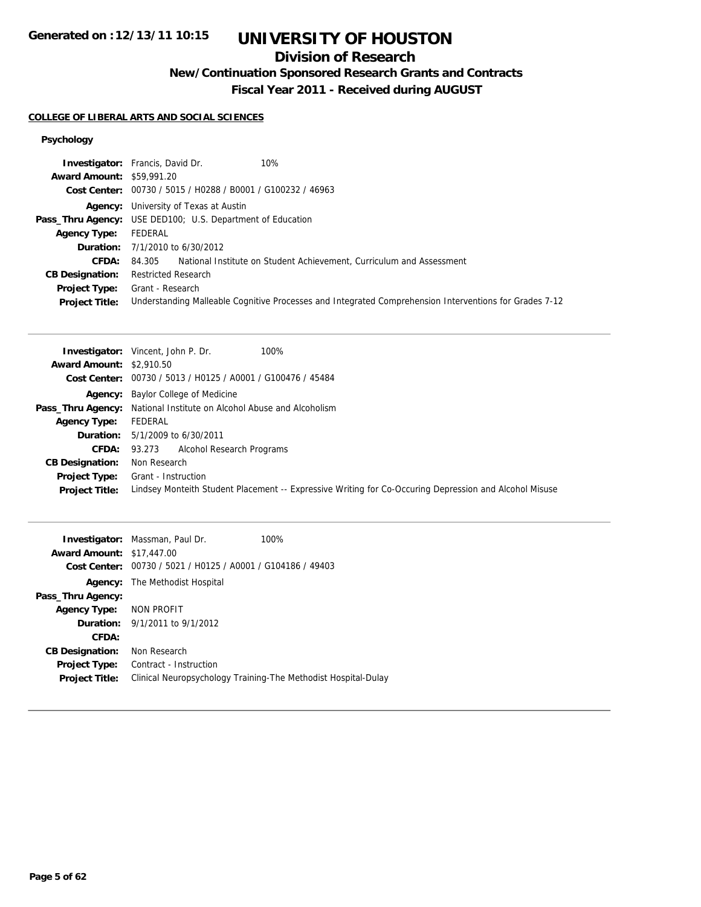# UNIVERSITY OF HOUSTON

## Division of Research

### New/Continuation Sponsored Research Grants and Contracts

### Fiscal Year 2011 - Received during AUGUST

**COLLEGE OF LIBERAL ARTS AND SOCIAL SCIENCES**

**Psychology**

**Investigator:** Francis, David Dr. 10%
**Award Amount:** $59,991.20
**Cost Center:** 00730 / 5015 / H0288 / B0001 / G100232 / 46963
**Agency:** University of Texas at Austin
**Pass_Thru Agency:** USE DED100; U.S. Department of Education
**Agency Type:** FEDERAL
**Duration:** 7/1/2010 to 6/30/2012
**CFDA:** 84.305 National Institute on Student Achievement, Curriculum and Assessment
**CB Designation:** Restricted Research
**Project Type:** Grant - Research
**Project Title:** Understanding Malleable Cognitive Processes and Integrated Comprehension Interventions for Grades 7-12

---

**Investigator:** Vincent, John P. Dr. 100%
**Award Amount:** $2,910.50
**Cost Center:** 00730 / 5013 / H0125 / A0001 / G100476 / 45484
**Agency:** Baylor College of Medicine
**Pass_Thru Agency:** National Institute on Alcohol Abuse and Alcoholism
**Agency Type:** FEDERAL
**Duration:** 5/1/2009 to 6/30/2011
**CFDA:** 93.273 Alcohol Research Programs
**CB Designation:** Non Research
**Project Type:** Grant - Instruction
**Project Title:** Lindsey Monteith Student Placement -- Expressive Writing for Co-Occuring Depression and Alcohol Misuse

---

**Investigator:** Massman, Paul Dr. 100%
**Award Amount:** $17,447.00
**Cost Center:** 00730 / 5021 / H0125 / A0001 / G104186 / 49403
**Agency:** The Methodist Hospital
**Pass_Thru Agency:**
**Agency Type:** NON PROFIT
**Duration:** 9/1/2011 to 9/1/2012
**CFDA:**
**CB Designation:** Non Research
**Project Type:** Contract - Instruction
**Project Title:** Clinical Neuropsychology Training-The Methodist Hospital-Dulay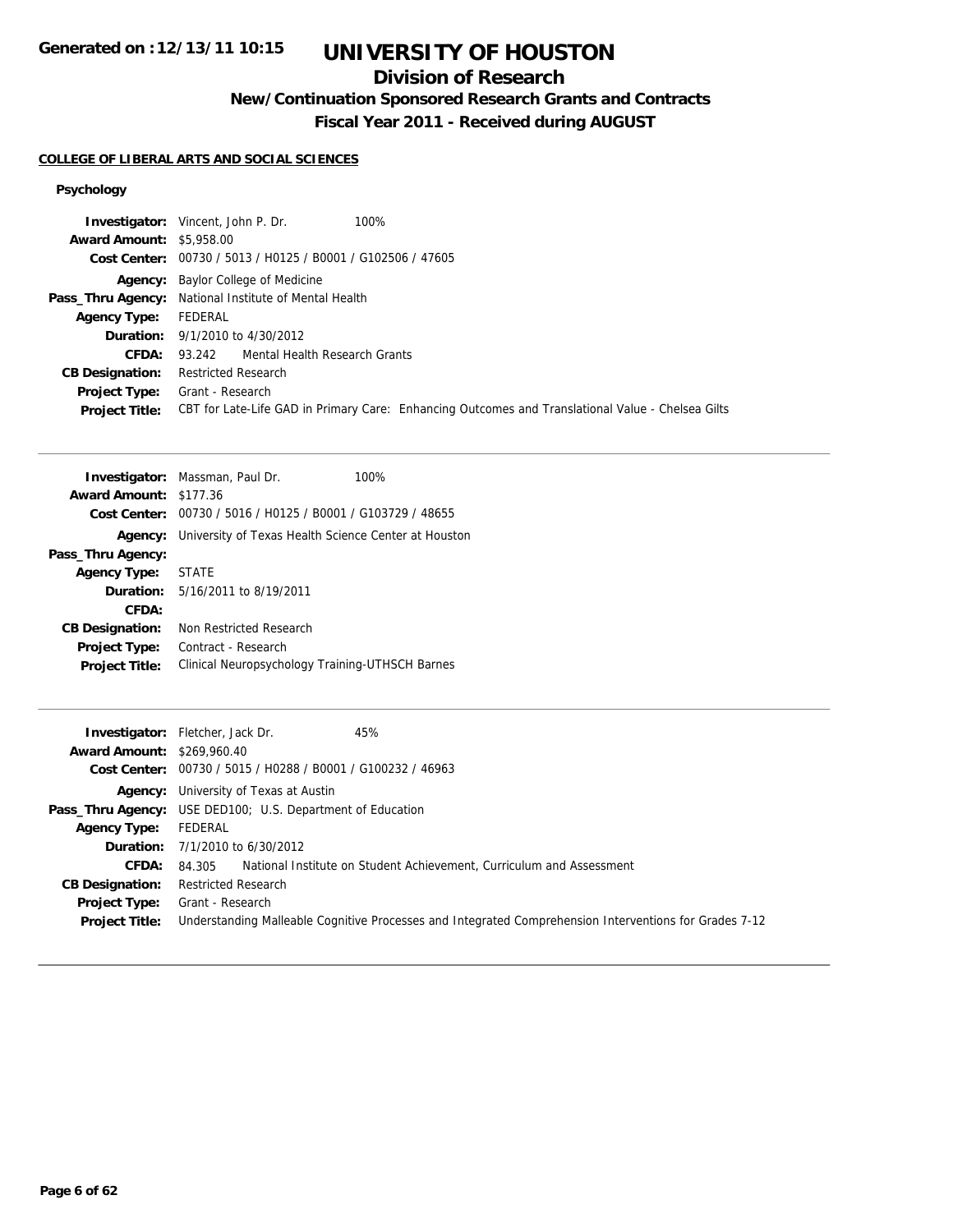# UNIVERSITY OF HOUSTON

## Division of Research

### New/Continuation Sponsored Research Grants and Contracts

### Fiscal Year 2011 - Received during AUGUST

Generated on :12/13/11 10:15

**COLLEGE OF LIBERAL ARTS AND SOCIAL SCIENCES**

**Psychology**

**Investigator:** Vincent, John P. Dr. 100%
**Award Amount:** $5,958.00
**Cost Center:** 00730 / 5013 / H0125 / B0001 / G102506 / 47605
**Agency:** Baylor College of Medicine
**Pass_Thru Agency:** National Institute of Mental Health
**Agency Type:** FEDERAL
**Duration:** 9/1/2010 to 4/30/2012
**CFDA:** 93.242 Mental Health Research Grants
**CB Designation:** Restricted Research
**Project Type:** Grant - Research
**Project Title:** CBT for Late-Life GAD in Primary Care: Enhancing Outcomes and Translational Value - Chelsea Gilts

---

**Investigator:** Massman, Paul Dr. 100%
**Award Amount:** $177.36
**Cost Center:** 00730 / 5016 / H0125 / B0001 / G103729 / 48655
**Agency:** University of Texas Health Science Center at Houston
**Pass_Thru Agency:**
**Agency Type:** STATE
**Duration:** 5/16/2011 to 8/19/2011
**CFDA:**
**CB Designation:** Non Restricted Research
**Project Type:** Contract - Research
**Project Title:** Clinical Neuropsychology Training-UTHSCH Barnes

---

**Investigator:** Fletcher, Jack Dr. 45%
**Award Amount:** $269,960.40
**Cost Center:** 00730 / 5015 / H0288 / B0001 / G100232 / 46963
**Agency:** University of Texas at Austin
**Pass_Thru Agency:** USE DED100; U.S. Department of Education
**Agency Type:** FEDERAL
**Duration:** 7/1/2010 to 6/30/2012
**CFDA:** 84.305 National Institute on Student Achievement, Curriculum and Assessment
**CB Designation:** Restricted Research
**Project Type:** Grant - Research
**Project Title:** Understanding Malleable Cognitive Processes and Integrated Comprehension Interventions for Grades 7-12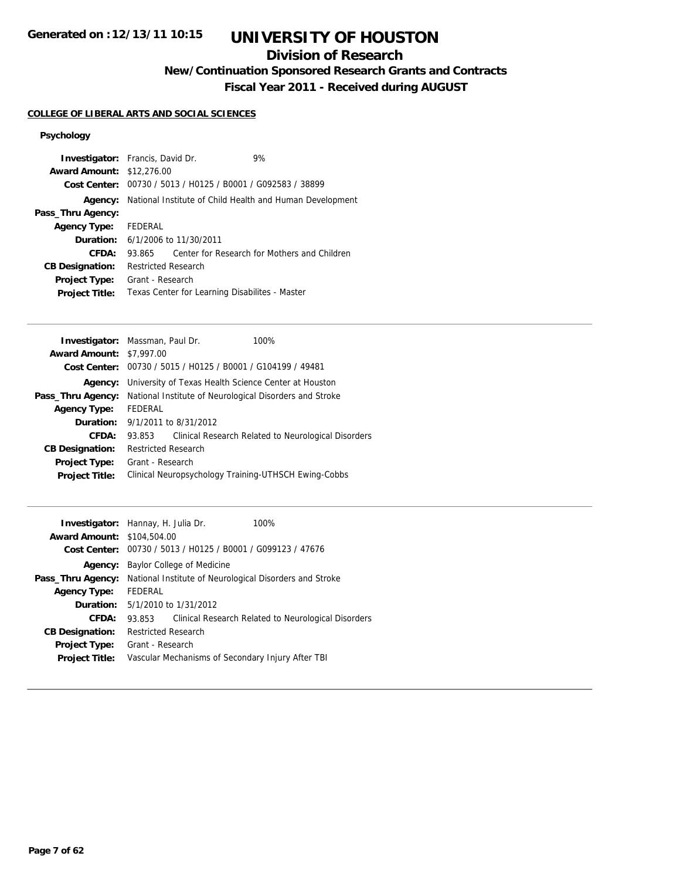**Generated on :12/13/11 10:15**

# UNIVERSITY OF HOUSTON

## Division of Research

### New/Continuation Sponsored Research Grants and Contracts

### Fiscal Year 2011 - Received during AUGUST

**COLLEGE OF LIBERAL ARTS AND SOCIAL SCIENCES**

**Psychology**

| | |
|---|---|
| **Investigator:** | Francis, David Dr. 9% |
| **Award Amount:** | $12,276.00 |
| **Cost Center:** | 00730 / 5013 / H0125 / B0001 / G092583 / 38899 |
| **Agency:** | National Institute of Child Health and Human Development |
| **Pass_Thru Agency:** | |
| **Agency Type:** | FEDERAL |
| **Duration:** | 6/1/2006 to 11/30/2011 |
| **CFDA:** | 93.865 Center for Research for Mothers and Children |
| **CB Designation:** | Restricted Research |
| **Project Type:** | Grant - Research |
| **Project Title:** | Texas Center for Learning Disabilites - Master |

---

| | |
|---|---|
| **Investigator:** | Massman, Paul Dr. 100% |
| **Award Amount:** | $7,997.00 |
| **Cost Center:** | 00730 / 5015 / H0125 / B0001 / G104199 / 49481 |
| **Agency:** | University of Texas Health Science Center at Houston |
| **Pass_Thru Agency:** | National Institute of Neurological Disorders and Stroke |
| **Agency Type:** | FEDERAL |
| **Duration:** | 9/1/2011 to 8/31/2012 |
| **CFDA:** | 93.853 Clinical Research Related to Neurological Disorders |
| **CB Designation:** | Restricted Research |
| **Project Type:** | Grant - Research |
| **Project Title:** | Clinical Neuropsychology Training-UTHSCH Ewing-Cobbs |

---

| | |
|---|---|
| **Investigator:** | Hannay, H. Julia Dr. 100% |
| **Award Amount:** | $104,504.00 |
| **Cost Center:** | 00730 / 5013 / H0125 / B0001 / G099123 / 47676 |
| **Agency:** | Baylor College of Medicine |
| **Pass_Thru Agency:** | National Institute of Neurological Disorders and Stroke |
| **Agency Type:** | FEDERAL |
| **Duration:** | 5/1/2010 to 1/31/2012 |
| **CFDA:** | 93.853 Clinical Research Related to Neurological Disorders |
| **CB Designation:** | Restricted Research |
| **Project Type:** | Grant - Research |
| **Project Title:** | Vascular Mechanisms of Secondary Injury After TBI |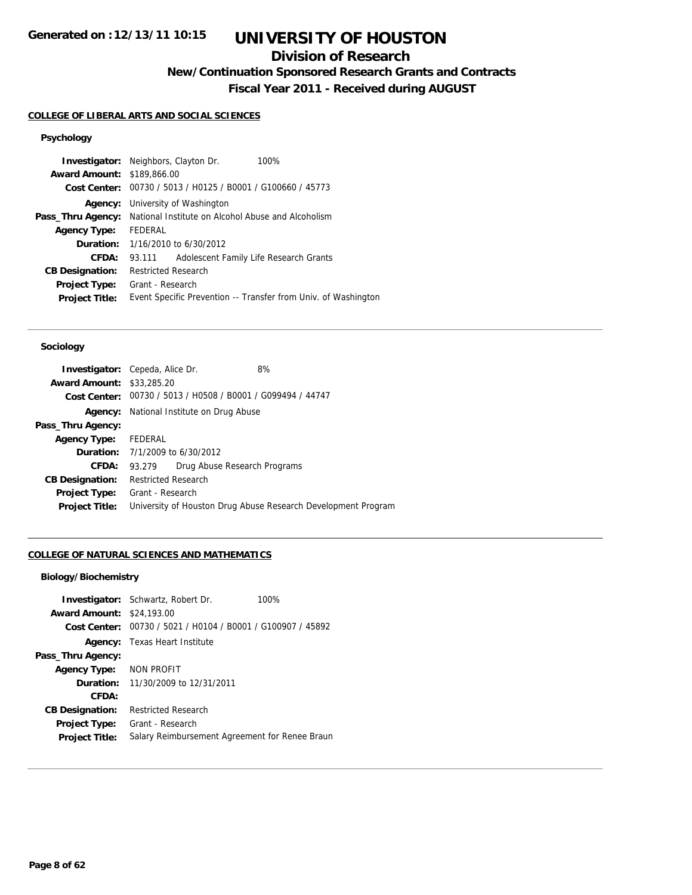**Generated on :12/13/11 10:15**

# UNIVERSITY OF HOUSTON

## Division of Research

### New/Continuation Sponsored Research Grants and Contracts

### Fiscal Year 2011 - Received during AUGUST

#### COLLEGE OF LIBERAL ARTS AND SOCIAL SCIENCES

##### Psychology

**Investigator:** Neighbors, Clayton Dr. 100%
**Award Amount:** $189,866.00
**Cost Center:** 00730 / 5013 / H0125 / B0001 / G100660 / 45773
**Agency:** University of Washington
**Pass_Thru Agency:** National Institute on Alcohol Abuse and Alcoholism
**Agency Type:** FEDERAL
**Duration:** 1/16/2010 to 6/30/2012
**CFDA:** 93.111 Adolescent Family Life Research Grants
**CB Designation:** Restricted Research
**Project Type:** Grant - Research
**Project Title:** Event Specific Prevention -- Transfer from Univ. of Washington

---

##### Sociology

**Investigator:** Cepeda, Alice Dr. 8%
**Award Amount:** $33,285.20
**Cost Center:** 00730 / 5013 / H0508 / B0001 / G099494 / 44747
**Agency:** National Institute on Drug Abuse
**Pass_Thru Agency:**
**Agency Type:** FEDERAL
**Duration:** 7/1/2009 to 6/30/2012
**CFDA:** 93.279 Drug Abuse Research Programs
**CB Designation:** Restricted Research
**Project Type:** Grant - Research
**Project Title:** University of Houston Drug Abuse Research Development Program

---

#### COLLEGE OF NATURAL SCIENCES AND MATHEMATICS

##### Biology/Biochemistry

**Investigator:** Schwartz, Robert Dr. 100%
**Award Amount:** $24,193.00
**Cost Center:** 00730 / 5021 / H0104 / B0001 / G100907 / 45892
**Agency:** Texas Heart Institute
**Pass_Thru Agency:**
**Agency Type:** NON PROFIT
**Duration:** 11/30/2009 to 12/31/2011
**CFDA:**
**CB Designation:** Restricted Research
**Project Type:** Grant - Research
**Project Title:** Salary Reimbursement Agreement for Renee Braun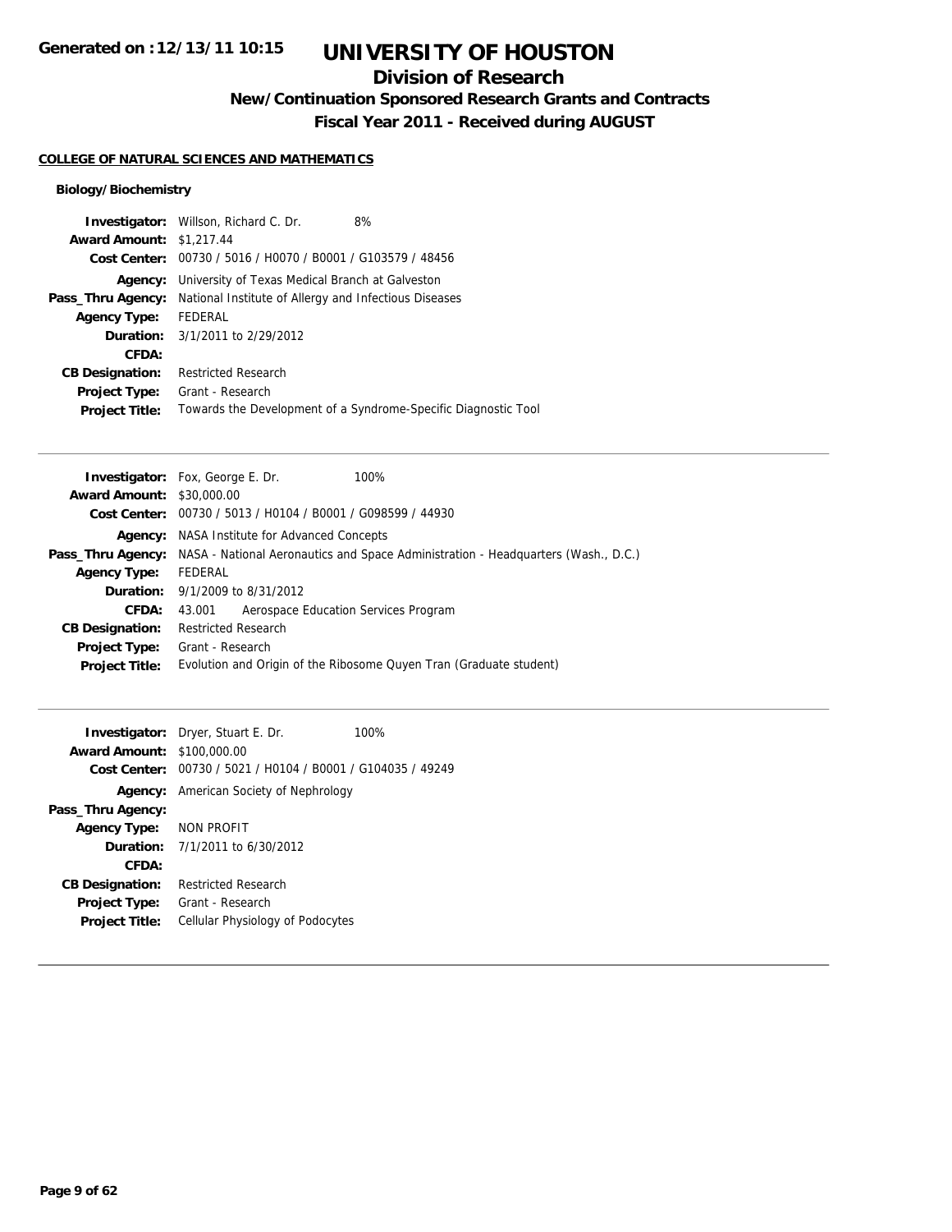# UNIVERSITY OF HOUSTON

## Division of Research

### New/Continuation Sponsored Research Grants and Contracts

### Fiscal Year 2011 - Received during AUGUST

**COLLEGE OF NATURAL SCIENCES AND MATHEMATICS**

#### Biology/Biochemistry

**Investigator:** Willson, Richard C. Dr. 8%
**Award Amount:** $1,217.44
**Cost Center:** 00730 / 5016 / H0070 / B0001 / G103579 / 48456
**Agency:** University of Texas Medical Branch at Galveston
**Pass_Thru Agency:** National Institute of Allergy and Infectious Diseases
**Agency Type:** FEDERAL
**Duration:** 3/1/2011 to 2/29/2012
**CFDA:**
**CB Designation:** Restricted Research
**Project Type:** Grant - Research
**Project Title:** Towards the Development of a Syndrome-Specific Diagnostic Tool

---

**Investigator:** Fox, George E. Dr. 100%
**Award Amount:** $30,000.00
**Cost Center:** 00730 / 5013 / H0104 / B0001 / G098599 / 44930
**Agency:** NASA Institute for Advanced Concepts
**Pass_Thru Agency:** NASA - National Aeronautics and Space Administration - Headquarters (Wash., D.C.)
**Agency Type:** FEDERAL
**Duration:** 9/1/2009 to 8/31/2012
**CFDA:** 43.001 Aerospace Education Services Program
**CB Designation:** Restricted Research
**Project Type:** Grant - Research
**Project Title:** Evolution and Origin of the Ribosome Quyen Tran (Graduate student)

---

**Investigator:** Dryer, Stuart E. Dr. 100%
**Award Amount:** $100,000.00
**Cost Center:** 00730 / 5021 / H0104 / B0001 / G104035 / 49249
**Agency:** American Society of Nephrology
**Pass_Thru Agency:**
**Agency Type:** NON PROFIT
**Duration:** 7/1/2011 to 6/30/2012
**CFDA:**
**CB Designation:** Restricted Research
**Project Type:** Grant - Research
**Project Title:** Cellular Physiology of Podocytes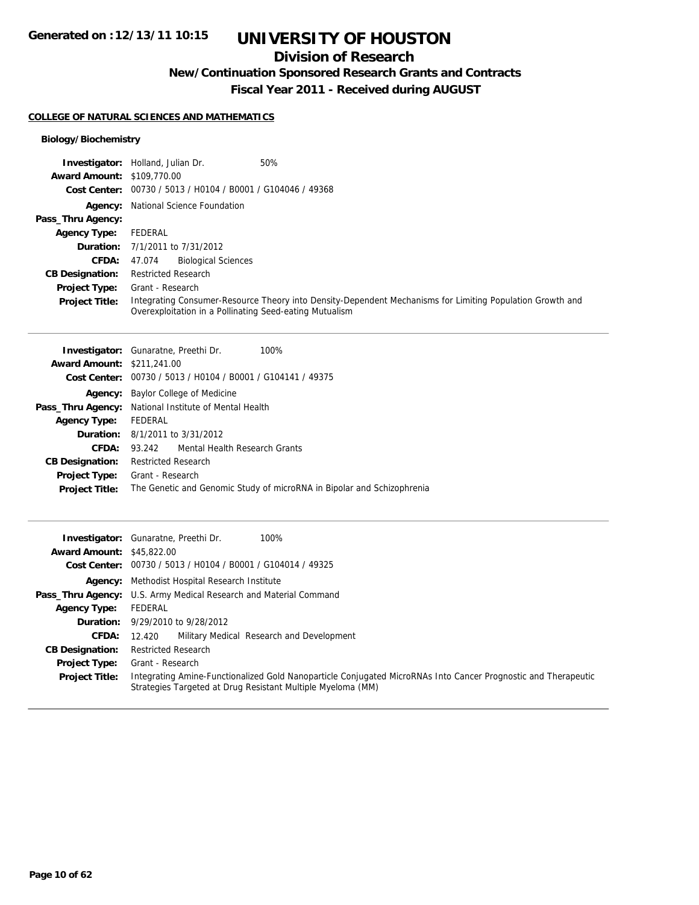# UNIVERSITY OF HOUSTON

## Division of Research

### New/Continuation Sponsored Research Grants and Contracts

### Fiscal Year 2011 - Received during AUGUST

Generated on :12/13/11 10:15

**COLLEGE OF NATURAL SCIENCES AND MATHEMATICS**

**Biology/Biochemistry**

**Investigator:** Holland, Julian Dr. 50%
**Award Amount:** $109,770.00
**Cost Center:** 00730 / 5013 / H0104 / B0001 / G104046 / 49368
**Agency:** National Science Foundation
**Pass_Thru Agency:**
**Agency Type:** FEDERAL
**Duration:** 7/1/2011 to 7/31/2012
**CFDA:** 47.074 Biological Sciences
**CB Designation:** Restricted Research
**Project Type:** Grant - Research
**Project Title:** Integrating Consumer-Resource Theory into Density-Dependent Mechanisms for Limiting Population Growth and Overexploitation in a Pollinating Seed-eating Mutualism

---

**Investigator:** Gunaratne, Preethi Dr. 100%
**Award Amount:** $211,241.00
**Cost Center:** 00730 / 5013 / H0104 / B0001 / G104141 / 49375
**Agency:** Baylor College of Medicine
**Pass_Thru Agency:** National Institute of Mental Health
**Agency Type:** FEDERAL
**Duration:** 8/1/2011 to 3/31/2012
**CFDA:** 93.242 Mental Health Research Grants
**CB Designation:** Restricted Research
**Project Type:** Grant - Research
**Project Title:** The Genetic and Genomic Study of microRNA in Bipolar and Schizophrenia

---

**Investigator:** Gunaratne, Preethi Dr. 100%
**Award Amount:** $45,822.00
**Cost Center:** 00730 / 5013 / H0104 / B0001 / G104014 / 49325
**Agency:** Methodist Hospital Research Institute
**Pass_Thru Agency:** U.S. Army Medical Research and Material Command
**Agency Type:** FEDERAL
**Duration:** 9/29/2010 to 9/28/2012
**CFDA:** 12.420 Military Medical Research and Development
**CB Designation:** Restricted Research
**Project Type:** Grant - Research
**Project Title:** Integrating Amine-Functionalized Gold Nanoparticle Conjugated MicroRNAs Into Cancer Prognostic and Therapeutic Strategies Targeted at Drug Resistant Multiple Myeloma (MM)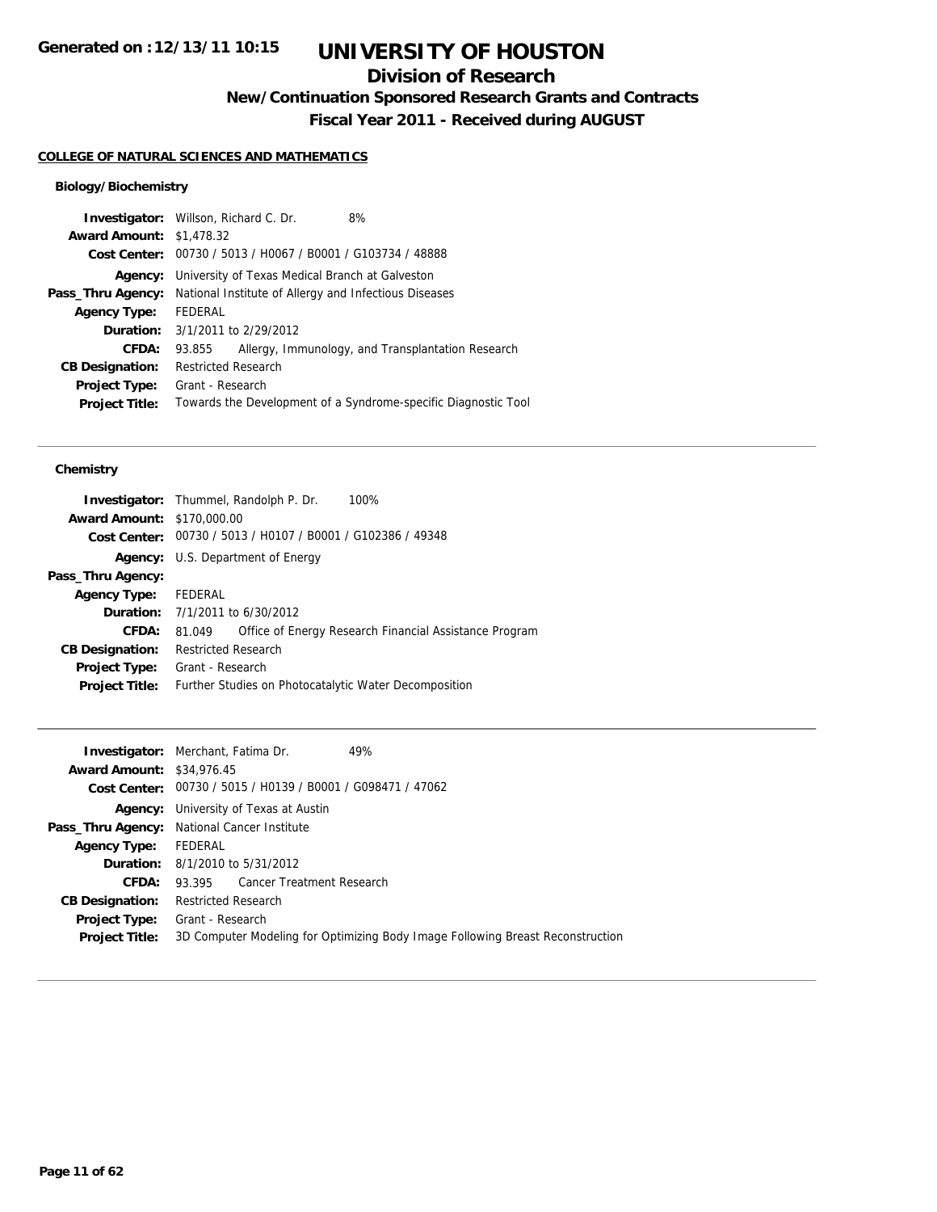# UNIVERSITY OF HOUSTON

## Division of Research

### New/Continuation Sponsored Research Grants and Contracts

### Fiscal Year 2011 - Received during AUGUST

Generated on :12/13/11 10:15

**COLLEGE OF NATURAL SCIENCES AND MATHEMATICS**

**Biology/Biochemistry**

**Investigator:** Willson, Richard C. Dr. 8%
**Award Amount:** $1,478.32
**Cost Center:** 00730 / 5013 / H0067 / B0001 / G103734 / 48888
**Agency:** University of Texas Medical Branch at Galveston
**Pass_Thru Agency:** National Institute of Allergy and Infectious Diseases
**Agency Type:** FEDERAL
**Duration:** 3/1/2011 to 2/29/2012
**CFDA:** 93.855 Allergy, Immunology, and Transplantation Research
**CB Designation:** Restricted Research
**Project Type:** Grant - Research
**Project Title:** Towards the Development of a Syndrome-specific Diagnostic Tool

---

**Chemistry**

**Investigator:** Thummel, Randolph P. Dr. 100%
**Award Amount:** $170,000.00
**Cost Center:** 00730 / 5013 / H0107 / B0001 / G102386 / 49348
**Agency:** U.S. Department of Energy
**Pass_Thru Agency:**
**Agency Type:** FEDERAL
**Duration:** 7/1/2011 to 6/30/2012
**CFDA:** 81.049 Office of Energy Research Financial Assistance Program
**CB Designation:** Restricted Research
**Project Type:** Grant - Research
**Project Title:** Further Studies on Photocatalytic Water Decomposition

---

**Investigator:** Merchant, Fatima Dr. 49%
**Award Amount:** $34,976.45
**Cost Center:** 00730 / 5015 / H0139 / B0001 / G098471 / 47062
**Agency:** University of Texas at Austin
**Pass_Thru Agency:** National Cancer Institute
**Agency Type:** FEDERAL
**Duration:** 8/1/2010 to 5/31/2012
**CFDA:** 93.395 Cancer Treatment Research
**CB Designation:** Restricted Research
**Project Type:** Grant - Research
**Project Title:** 3D Computer Modeling for Optimizing Body Image Following Breast Reconstruction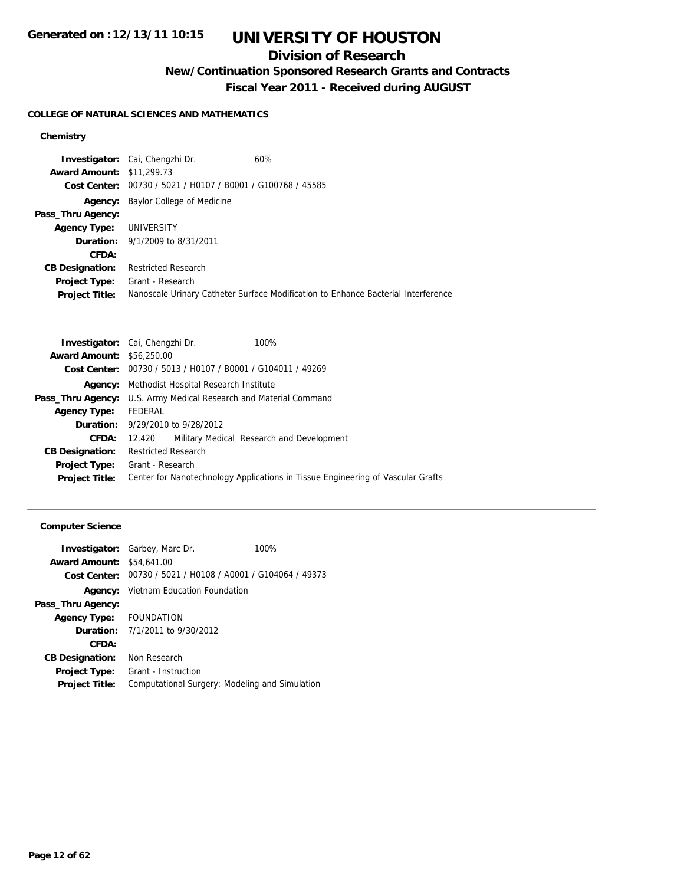# UNIVERSITY OF HOUSTON

## Division of Research

### New/Continuation Sponsored Research Grants and Contracts

### Fiscal Year 2011 - Received during AUGUST

Generated on :12/13/11 10:15

**COLLEGE OF NATURAL SCIENCES AND MATHEMATICS**

**Chemistry**

**Investigator:** Cai, Chengzhi Dr. 60%
**Award Amount:** \$11,299.73
**Cost Center:** 00730 / 5021 / H0107 / B0001 / G100768 / 45585
**Agency:** Baylor College of Medicine
**Pass_Thru Agency:**
**Agency Type:** UNIVERSITY
**Duration:** 9/1/2009 to 8/31/2011
**CFDA:**
**CB Designation:** Restricted Research
**Project Type:** Grant - Research
**Project Title:** Nanoscale Urinary Catheter Surface Modification to Enhance Bacterial Interference

---

**Investigator:** Cai, Chengzhi Dr. 100%
**Award Amount:** \$56,250.00
**Cost Center:** 00730 / 5013 / H0107 / B0001 / G104011 / 49269
**Agency:** Methodist Hospital Research Institute
**Pass_Thru Agency:** U.S. Army Medical Research and Material Command
**Agency Type:** FEDERAL
**Duration:** 9/29/2010 to 9/28/2012
**CFDA:** 12.420 Military Medical Research and Development
**CB Designation:** Restricted Research
**Project Type:** Grant - Research
**Project Title:** Center for Nanotechnology Applications in Tissue Engineering of Vascular Grafts

---

**Computer Science**

**Investigator:** Garbey, Marc Dr. 100%
**Award Amount:** \$54,641.00
**Cost Center:** 00730 / 5021 / H0108 / A0001 / G104064 / 49373
**Agency:** Vietnam Education Foundation
**Pass_Thru Agency:**
**Agency Type:** FOUNDATION
**Duration:** 7/1/2011 to 9/30/2012
**CFDA:**
**CB Designation:** Non Research
**Project Type:** Grant - Instruction
**Project Title:** Computational Surgery: Modeling and Simulation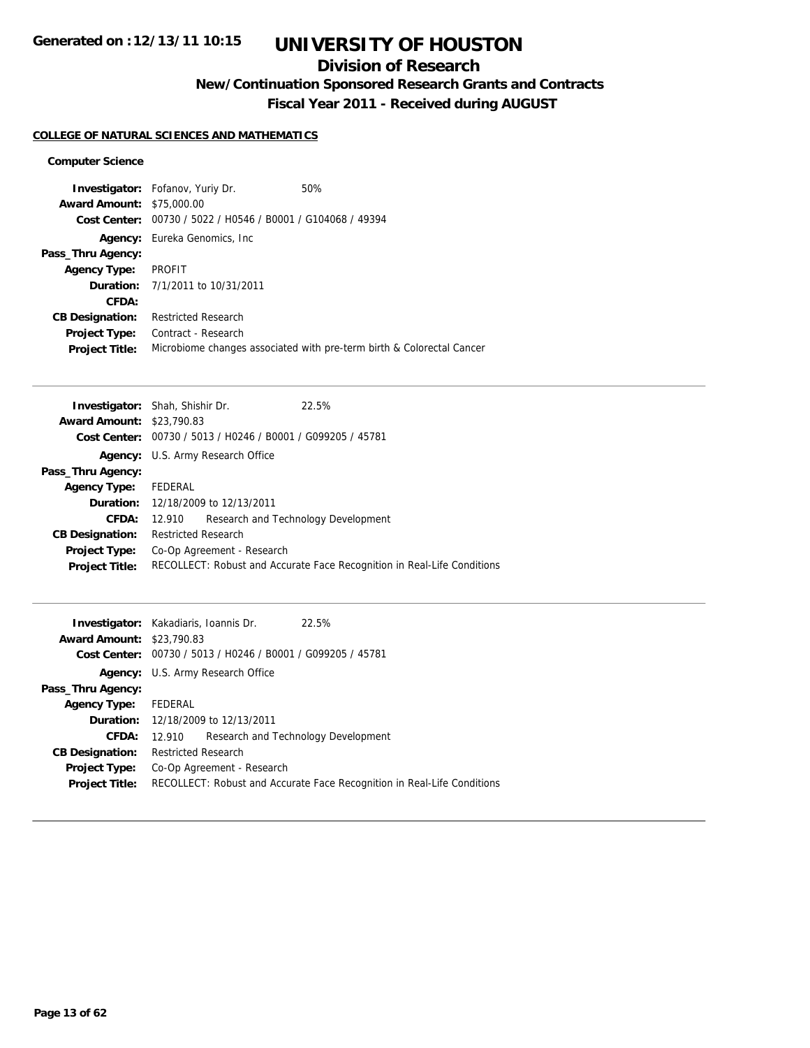# UNIVERSITY OF HOUSTON

## Division of Research

### New/Continuation Sponsored Research Grants and Contracts

### Fiscal Year 2011 - Received during AUGUST

Generated on :12/13/11 10:15

**COLLEGE OF NATURAL SCIENCES AND MATHEMATICS**

**Computer Science**

**Investigator:** Fofanov, Yuriy Dr. 50%
**Award Amount:** $75,000.00
**Cost Center:** 00730 / 5022 / H0546 / B0001 / G104068 / 49394
**Agency:** Eureka Genomics, Inc
**Pass_Thru Agency:**
**Agency Type:** PROFIT
**Duration:** 7/1/2011 to 10/31/2011
**CFDA:**
**CB Designation:** Restricted Research
**Project Type:** Contract - Research
**Project Title:** Microbiome changes associated with pre-term birth & Colorectal Cancer

---

**Investigator:** Shah, Shishir Dr. 22.5%
**Award Amount:** $23,790.83
**Cost Center:** 00730 / 5013 / H0246 / B0001 / G099205 / 45781
**Agency:** U.S. Army Research Office
**Pass_Thru Agency:**
**Agency Type:** FEDERAL
**Duration:** 12/18/2009 to 12/13/2011
**CFDA:** 12.910 Research and Technology Development
**CB Designation:** Restricted Research
**Project Type:** Co-Op Agreement - Research
**Project Title:** RECOLLECT: Robust and Accurate Face Recognition in Real-Life Conditions

---

**Investigator:** Kakadiaris, Ioannis Dr. 22.5%
**Award Amount:** $23,790.83
**Cost Center:** 00730 / 5013 / H0246 / B0001 / G099205 / 45781
**Agency:** U.S. Army Research Office
**Pass_Thru Agency:**
**Agency Type:** FEDERAL
**Duration:** 12/18/2009 to 12/13/2011
**CFDA:** 12.910 Research and Technology Development
**CB Designation:** Restricted Research
**Project Type:** Co-Op Agreement - Research
**Project Title:** RECOLLECT: Robust and Accurate Face Recognition in Real-Life Conditions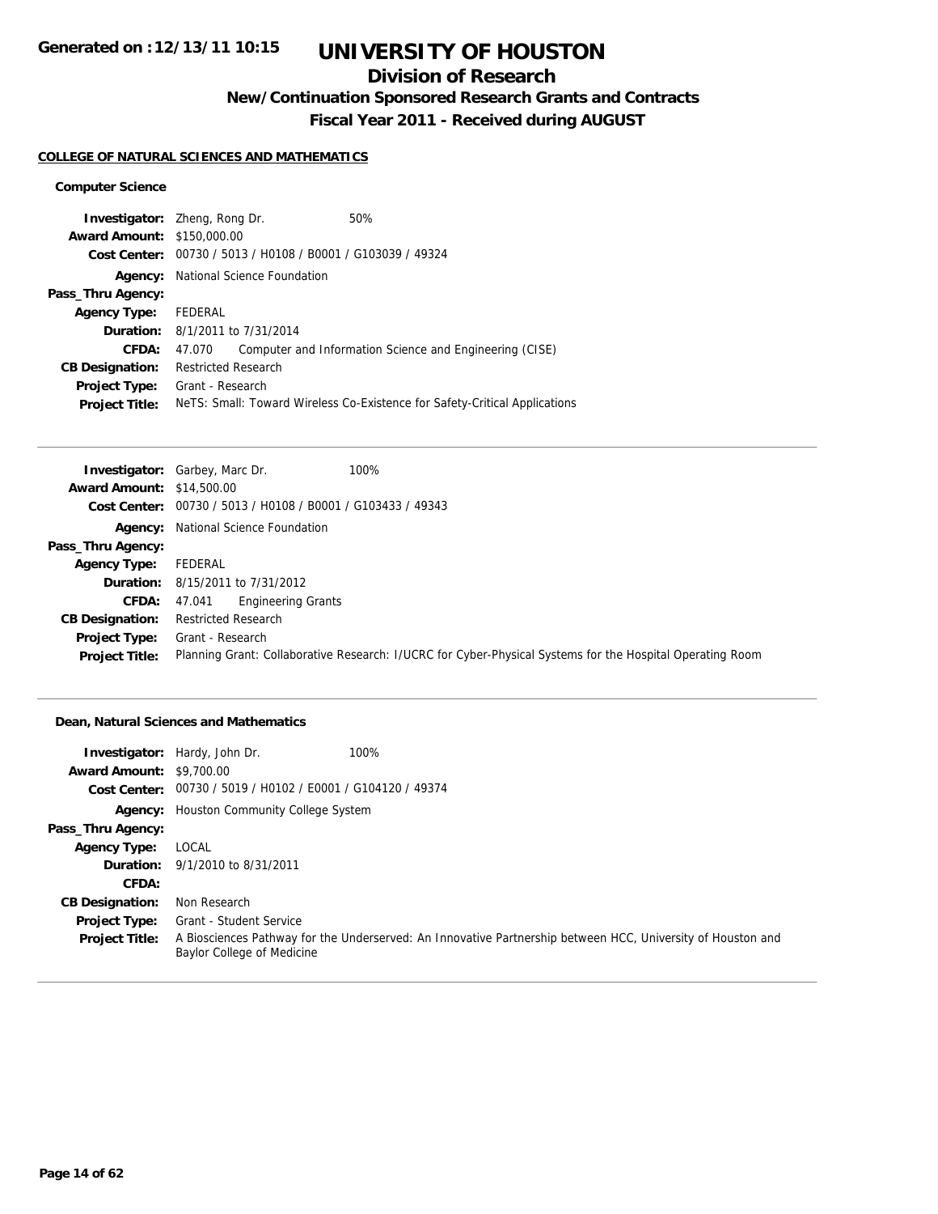# UNIVERSITY OF HOUSTON

## Division of Research

### New/Continuation Sponsored Research Grants and Contracts

### Fiscal Year 2011 - Received during AUGUST

Generated on :12/13/11 10:15

#### COLLEGE OF NATURAL SCIENCES AND MATHEMATICS

##### Computer Science

**Investigator:** Zheng, Rong Dr. 50%
**Award Amount:** $150,000.00
**Cost Center:** 00730 / 5013 / H0108 / B0001 / G103039 / 49324
**Agency:** National Science Foundation
**Pass_Thru Agency:**
**Agency Type:** FEDERAL
**Duration:** 8/1/2011 to 7/31/2014
**CFDA:** 47.070 Computer and Information Science and Engineering (CISE)
**CB Designation:** Restricted Research
**Project Type:** Grant - Research
**Project Title:** NeTS: Small: Toward Wireless Co-Existence for Safety-Critical Applications

---

**Investigator:** Garbey, Marc Dr. 100%
**Award Amount:** $14,500.00
**Cost Center:** 00730 / 5013 / H0108 / B0001 / G103433 / 49343
**Agency:** National Science Foundation
**Pass_Thru Agency:**
**Agency Type:** FEDERAL
**Duration:** 8/15/2011 to 7/31/2012
**CFDA:** 47.041 Engineering Grants
**CB Designation:** Restricted Research
**Project Type:** Grant - Research
**Project Title:** Planning Grant: Collaborative Research: I/UCRC for Cyber-Physical Systems for the Hospital Operating Room

---

##### Dean, Natural Sciences and Mathematics

**Investigator:** Hardy, John Dr. 100%
**Award Amount:** $9,700.00
**Cost Center:** 00730 / 5019 / H0102 / E0001 / G104120 / 49374
**Agency:** Houston Community College System
**Pass_Thru Agency:**
**Agency Type:** LOCAL
**Duration:** 9/1/2010 to 8/31/2011
**CFDA:**
**CB Designation:** Non Research
**Project Type:** Grant - Student Service
**Project Title:** A Biosciences Pathway for the Underserved: An Innovative Partnership between HCC, University of Houston and Baylor College of Medicine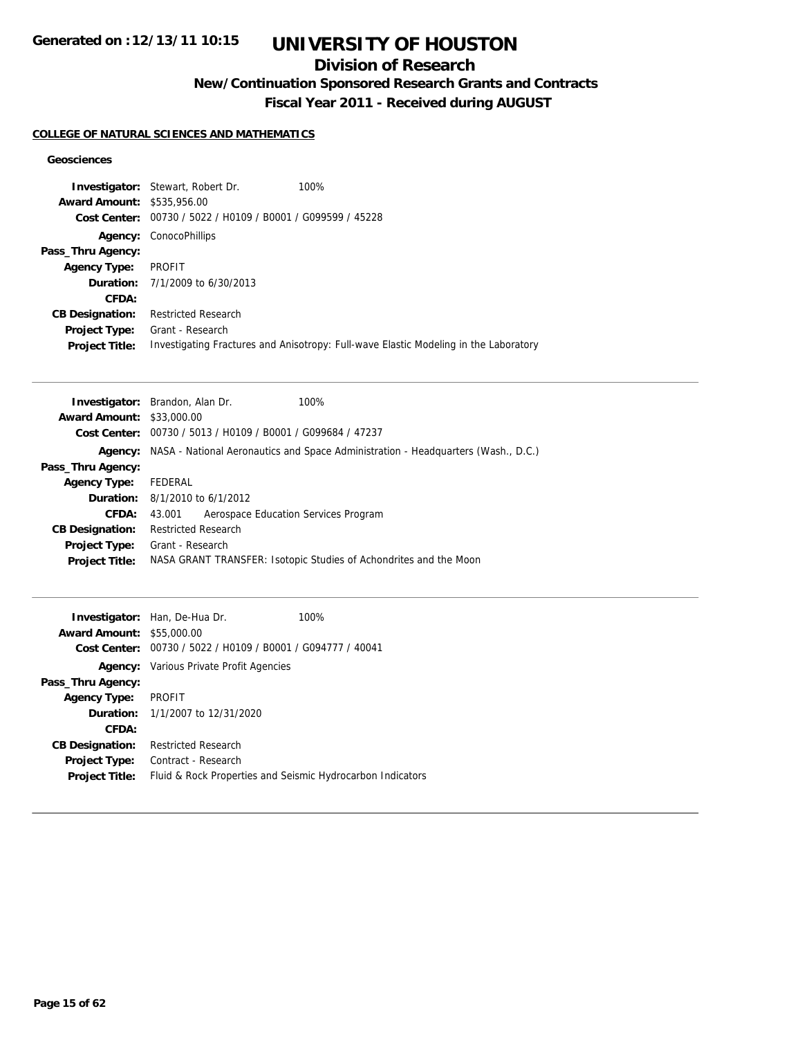# UNIVERSITY OF HOUSTON

## Division of Research

### New/Continuation Sponsored Research Grants and Contracts

### Fiscal Year 2011 - Received during AUGUST

Generated on :12/13/11 10:15

**COLLEGE OF NATURAL SCIENCES AND MATHEMATICS**

**Geosciences**

**Investigator:** Stewart, Robert Dr. 100%
**Award Amount:** $535,956.00
**Cost Center:** 00730 / 5022 / H0109 / B0001 / G099599 / 45228
**Agency:** ConocoPhillips
**Pass_Thru Agency:**
**Agency Type:** PROFIT
**Duration:** 7/1/2009 to 6/30/2013
**CFDA:**
**CB Designation:** Restricted Research
**Project Type:** Grant - Research
**Project Title:** Investigating Fractures and Anisotropy: Full-wave Elastic Modeling in the Laboratory

---

**Investigator:** Brandon, Alan Dr. 100%
**Award Amount:** $33,000.00
**Cost Center:** 00730 / 5013 / H0109 / B0001 / G099684 / 47237
**Agency:** NASA - National Aeronautics and Space Administration - Headquarters (Wash., D.C.)
**Pass_Thru Agency:**
**Agency Type:** FEDERAL
**Duration:** 8/1/2010 to 6/1/2012
**CFDA:** 43.001 Aerospace Education Services Program
**CB Designation:** Restricted Research
**Project Type:** Grant - Research
**Project Title:** NASA GRANT TRANSFER: Isotopic Studies of Achondrites and the Moon

---

**Investigator:** Han, De-Hua Dr. 100%
**Award Amount:** $55,000.00
**Cost Center:** 00730 / 5022 / H0109 / B0001 / G094777 / 40041
**Agency:** Various Private Profit Agencies
**Pass_Thru Agency:**
**Agency Type:** PROFIT
**Duration:** 1/1/2007 to 12/31/2020
**CFDA:**
**CB Designation:** Restricted Research
**Project Type:** Contract - Research
**Project Title:** Fluid & Rock Properties and Seismic Hydrocarbon Indicators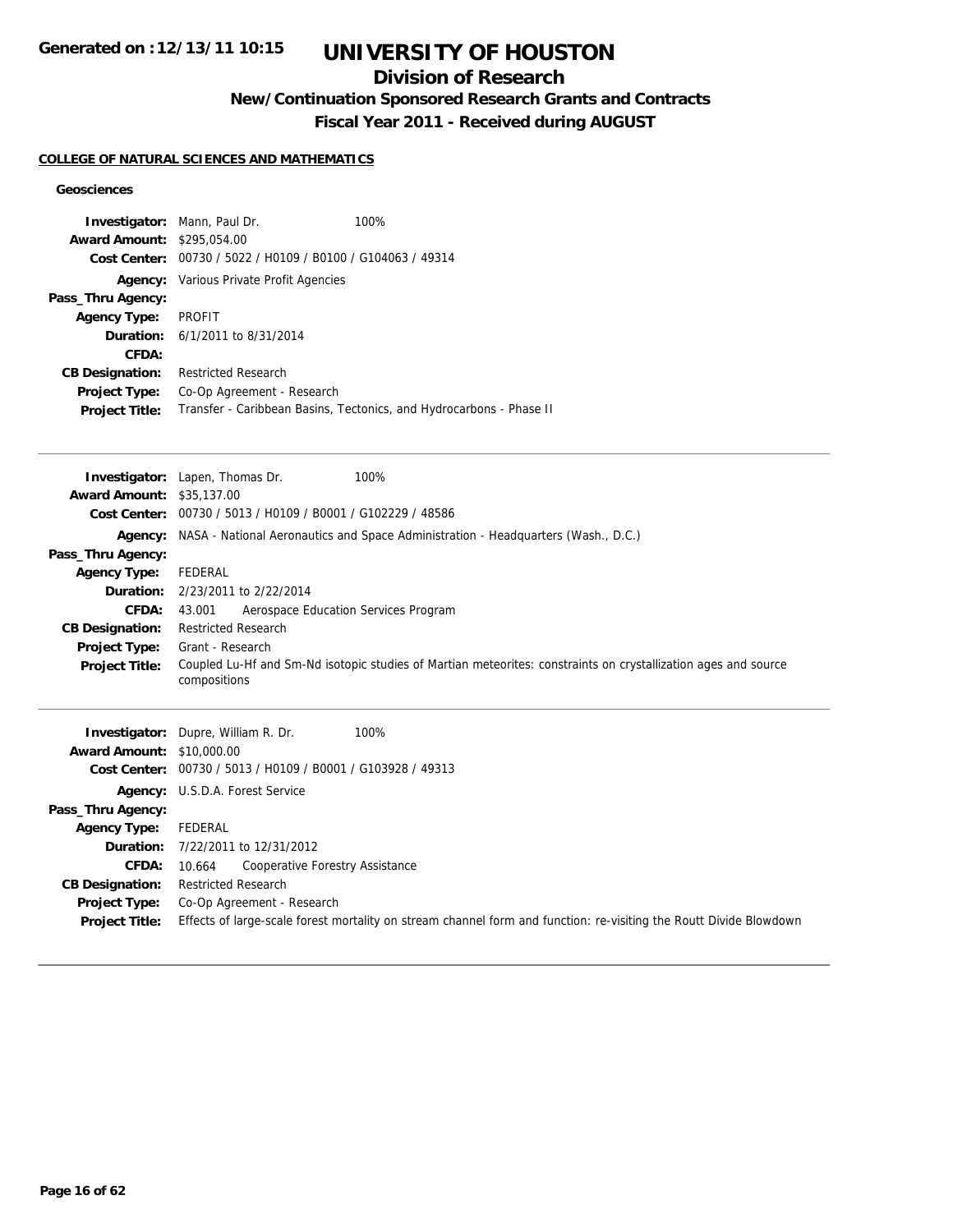# UNIVERSITY OF HOUSTON

## Division of Research

### New/Continuation Sponsored Research Grants and Contracts

### Fiscal Year 2011 - Received during AUGUST

**COLLEGE OF NATURAL SCIENCES AND MATHEMATICS**

**Geosciences**

**Investigator:** Mann, Paul Dr. 100%
**Award Amount:** $295,054.00
**Cost Center:** 00730 / 5022 / H0109 / B0100 / G104063 / 49314
**Agency:** Various Private Profit Agencies
**Pass_Thru Agency:**
**Agency Type:** PROFIT
**Duration:** 6/1/2011 to 8/31/2014
**CFDA:**
**CB Designation:** Restricted Research
**Project Type:** Co-Op Agreement - Research
**Project Title:** Transfer - Caribbean Basins, Tectonics, and Hydrocarbons - Phase II

---

**Investigator:** Lapen, Thomas Dr. 100%
**Award Amount:** $35,137.00
**Cost Center:** 00730 / 5013 / H0109 / B0001 / G102229 / 48586
**Agency:** NASA - National Aeronautics and Space Administration - Headquarters (Wash., D.C.)
**Pass_Thru Agency:**
**Agency Type:** FEDERAL
**Duration:** 2/23/2011 to 2/22/2014
**CFDA:** 43.001 Aerospace Education Services Program
**CB Designation:** Restricted Research
**Project Type:** Grant - Research
**Project Title:** Coupled Lu-Hf and Sm-Nd isotopic studies of Martian meteorites: constraints on crystallization ages and source compositions

---

**Investigator:** Dupre, William R. Dr. 100%
**Award Amount:** $10,000.00
**Cost Center:** 00730 / 5013 / H0109 / B0001 / G103928 / 49313
**Agency:** U.S.D.A. Forest Service
**Pass_Thru Agency:**
**Agency Type:** FEDERAL
**Duration:** 7/22/2011 to 12/31/2012
**CFDA:** 10.664 Cooperative Forestry Assistance
**CB Designation:** Restricted Research
**Project Type:** Co-Op Agreement - Research
**Project Title:** Effects of large-scale forest mortality on stream channel form and function: re-visiting the Routt Divide Blowdown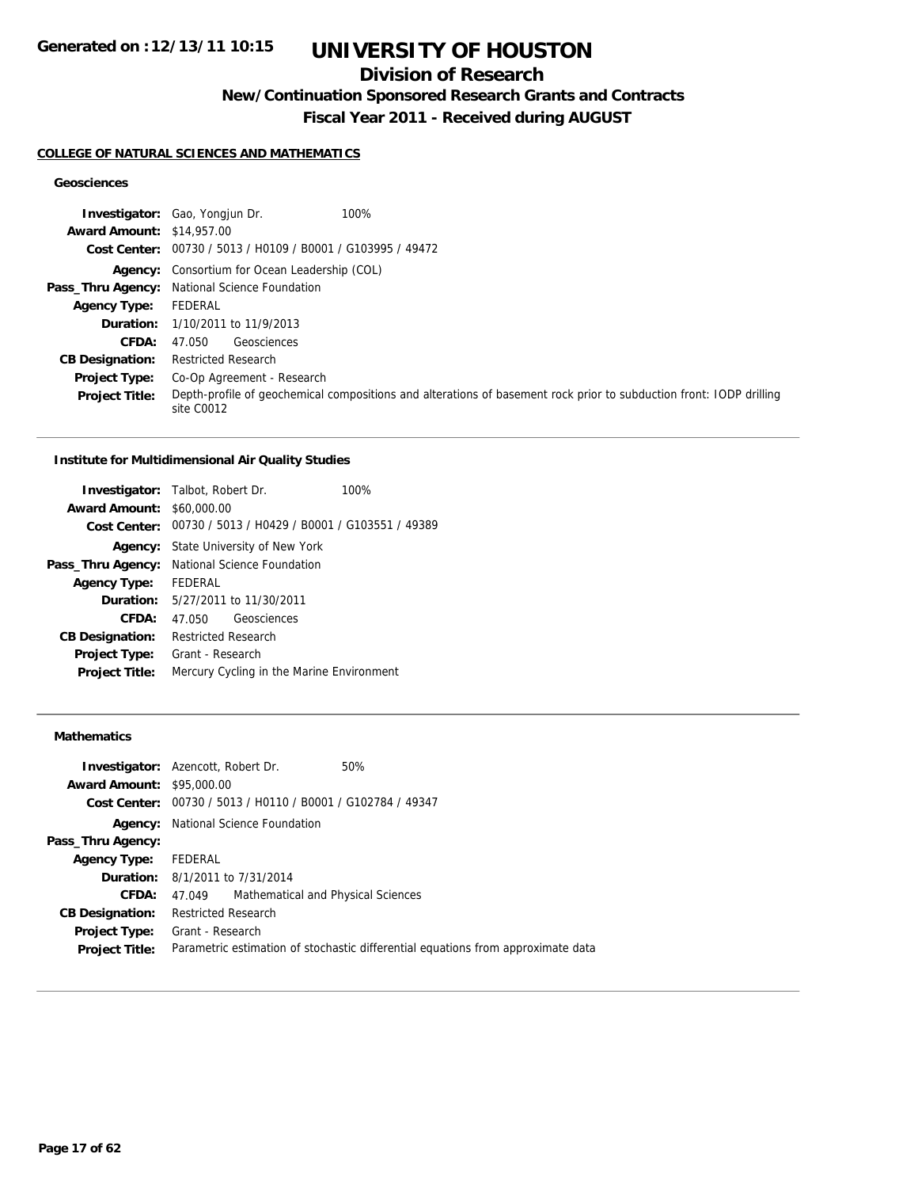# UNIVERSITY OF HOUSTON

## Division of Research

### New/Continuation Sponsored Research Grants and Contracts

### Fiscal Year 2011 - Received during AUGUST

**COLLEGE OF NATURAL SCIENCES AND MATHEMATICS**

#### Geosciences

**Investigator:** Gao, Yongjun Dr. 100%
**Award Amount:** $14,957.00
**Cost Center:** 00730 / 5013 / H0109 / B0001 / G103995 / 49472
**Agency:** Consortium for Ocean Leadership (COL)
**Pass_Thru Agency:** National Science Foundation
**Agency Type:** FEDERAL
**Duration:** 1/10/2011 to 11/9/2013
**CFDA:** 47.050 Geosciences
**CB Designation:** Restricted Research
**Project Type:** Co-Op Agreement - Research
**Project Title:** Depth-profile of geochemical compositions and alterations of basement rock prior to subduction front: IODP drilling site C0012

---

#### Institute for Multidimensional Air Quality Studies

**Investigator:** Talbot, Robert Dr. 100%
**Award Amount:** $60,000.00
**Cost Center:** 00730 / 5013 / H0429 / B0001 / G103551 / 49389
**Agency:** State University of New York
**Pass_Thru Agency:** National Science Foundation
**Agency Type:** FEDERAL
**Duration:** 5/27/2011 to 11/30/2011
**CFDA:** 47.050 Geosciences
**CB Designation:** Restricted Research
**Project Type:** Grant - Research
**Project Title:** Mercury Cycling in the Marine Environment

---

#### Mathematics

**Investigator:** Azencott, Robert Dr. 50%
**Award Amount:** $95,000.00
**Cost Center:** 00730 / 5013 / H0110 / B0001 / G102784 / 49347
**Agency:** National Science Foundation
**Pass_Thru Agency:**
**Agency Type:** FEDERAL
**Duration:** 8/1/2011 to 7/31/2014
**CFDA:** 47.049 Mathematical and Physical Sciences
**CB Designation:** Restricted Research
**Project Type:** Grant - Research
**Project Title:** Parametric estimation of stochastic differential equations from approximate data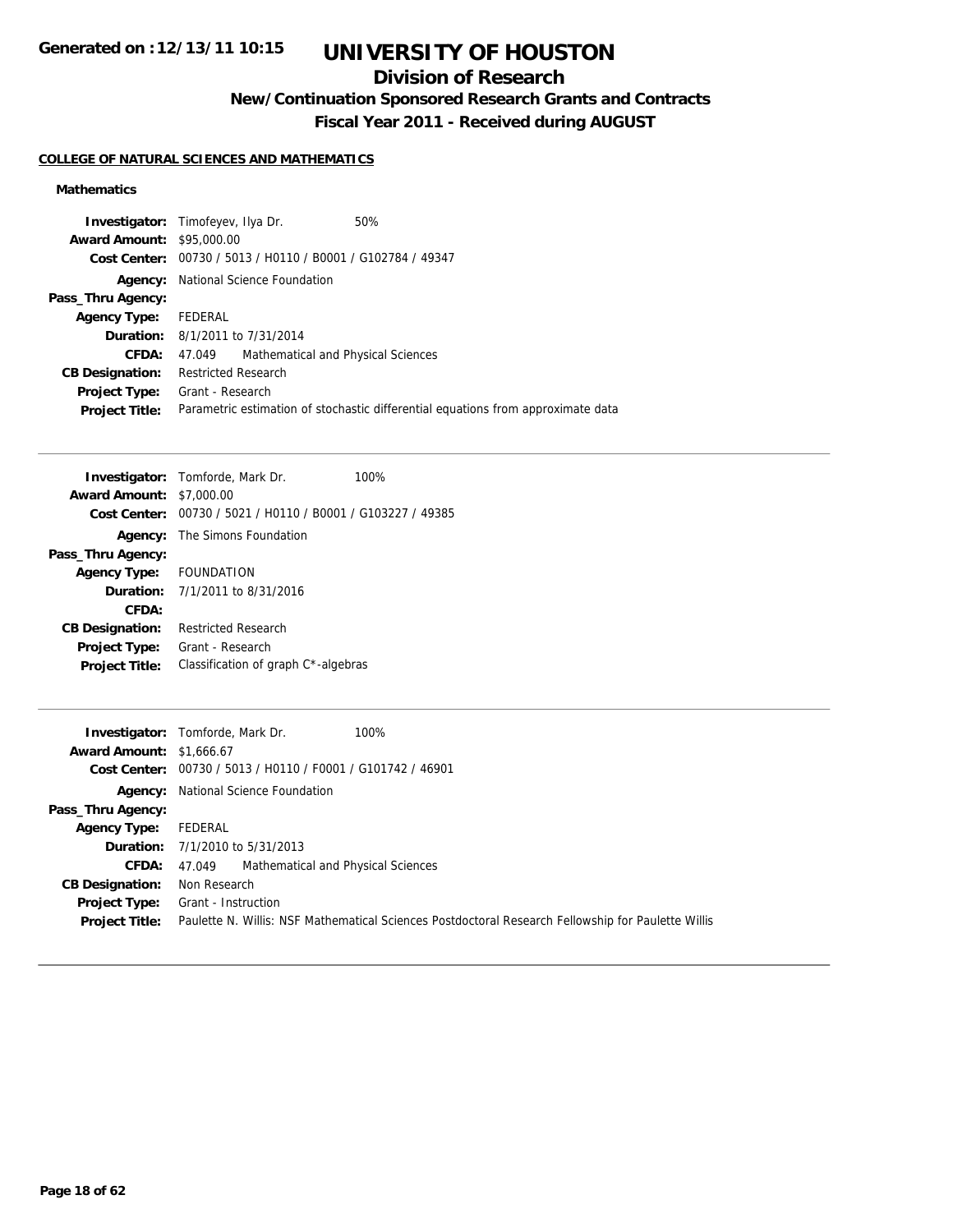# UNIVERSITY OF HOUSTON

## Division of Research

### New/Continuation Sponsored Research Grants and Contracts

### Fiscal Year 2011 - Received during AUGUST

Generated on :12/13/11 10:15

**COLLEGE OF NATURAL SCIENCES AND MATHEMATICS**

**Mathematics**

**Investigator:** Timofeyev, Ilya Dr. 50%
**Award Amount:** $95,000.00
**Cost Center:** 00730 / 5013 / H0110 / B0001 / G102784 / 49347
**Agency:** National Science Foundation
**Pass_Thru Agency:**
**Agency Type:** FEDERAL
**Duration:** 8/1/2011 to 7/31/2014
**CFDA:** 47.049 Mathematical and Physical Sciences
**CB Designation:** Restricted Research
**Project Type:** Grant - Research
**Project Title:** Parametric estimation of stochastic differential equations from approximate data

---

**Investigator:** Tomforde, Mark Dr. 100%
**Award Amount:** $7,000.00
**Cost Center:** 00730 / 5021 / H0110 / B0001 / G103227 / 49385
**Agency:** The Simons Foundation
**Pass_Thru Agency:**
**Agency Type:** FOUNDATION
**Duration:** 7/1/2011 to 8/31/2016
**CFDA:**
**CB Designation:** Restricted Research
**Project Type:** Grant - Research
**Project Title:** Classification of graph C*-algebras

---

**Investigator:** Tomforde, Mark Dr. 100%
**Award Amount:** $1,666.67
**Cost Center:** 00730 / 5013 / H0110 / F0001 / G101742 / 46901
**Agency:** National Science Foundation
**Pass_Thru Agency:**
**Agency Type:** FEDERAL
**Duration:** 7/1/2010 to 5/31/2013
**CFDA:** 47.049 Mathematical and Physical Sciences
**CB Designation:** Non Research
**Project Type:** Grant - Instruction
**Project Title:** Paulette N. Willis: NSF Mathematical Sciences Postdoctoral Research Fellowship for Paulette Willis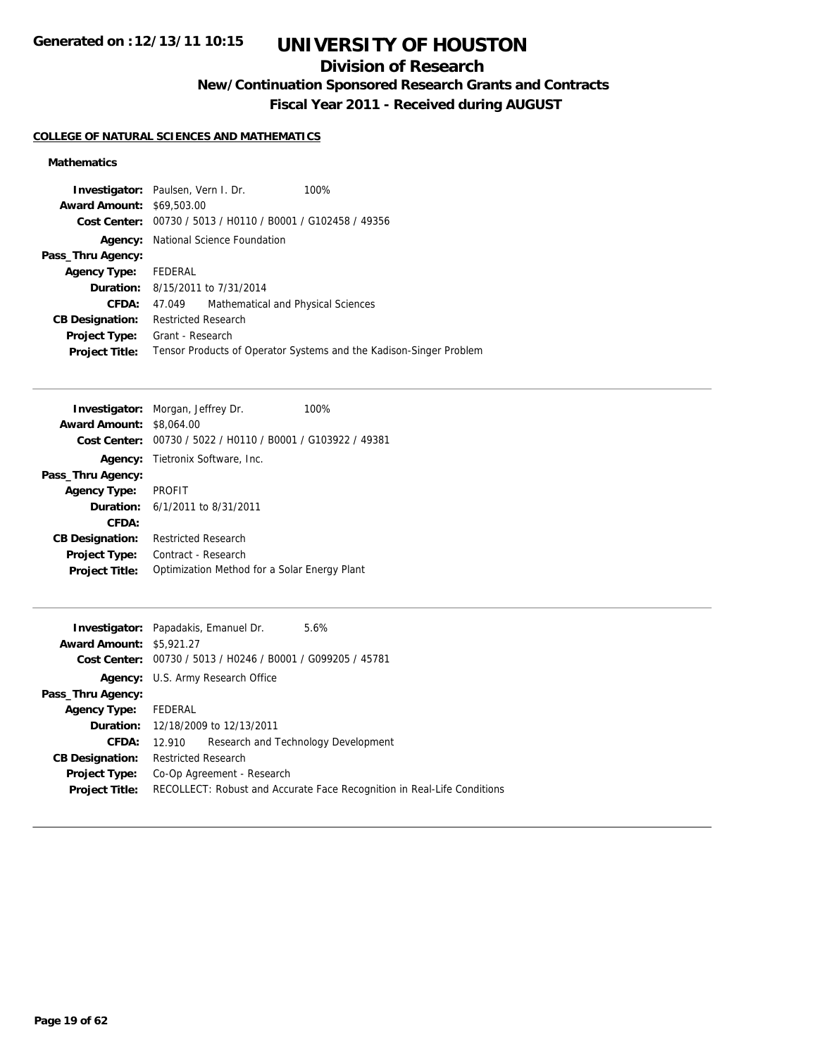# UNIVERSITY OF HOUSTON

## Division of Research

### New/Continuation Sponsored Research Grants and Contracts

### Fiscal Year 2011 - Received during AUGUST

**COLLEGE OF NATURAL SCIENCES AND MATHEMATICS**

**Mathematics**

**Investigator:** Paulsen, Vern I. Dr. 100%
**Award Amount:** $69,503.00
**Cost Center:** 00730 / 5013 / H0110 / B0001 / G102458 / 49356
**Agency:** National Science Foundation
**Pass_Thru Agency:**
**Agency Type:** FEDERAL
**Duration:** 8/15/2011 to 7/31/2014
**CFDA:** 47.049 Mathematical and Physical Sciences
**CB Designation:** Restricted Research
**Project Type:** Grant - Research
**Project Title:** Tensor Products of Operator Systems and the Kadison-Singer Problem

---

**Investigator:** Morgan, Jeffrey Dr. 100%
**Award Amount:** $8,064.00
**Cost Center:** 00730 / 5022 / H0110 / B0001 / G103922 / 49381
**Agency:** Tietronix Software, Inc.
**Pass_Thru Agency:**
**Agency Type:** PROFIT
**Duration:** 6/1/2011 to 8/31/2011
**CFDA:**
**CB Designation:** Restricted Research
**Project Type:** Contract - Research
**Project Title:** Optimization Method for a Solar Energy Plant

---

**Investigator:** Papadakis, Emanuel Dr. 5.6%
**Award Amount:** $5,921.27
**Cost Center:** 00730 / 5013 / H0246 / B0001 / G099205 / 45781
**Agency:** U.S. Army Research Office
**Pass_Thru Agency:**
**Agency Type:** FEDERAL
**Duration:** 12/18/2009 to 12/13/2011
**CFDA:** 12.910 Research and Technology Development
**CB Designation:** Restricted Research
**Project Type:** Co-Op Agreement - Research
**Project Title:** RECOLLECT: Robust and Accurate Face Recognition in Real-Life Conditions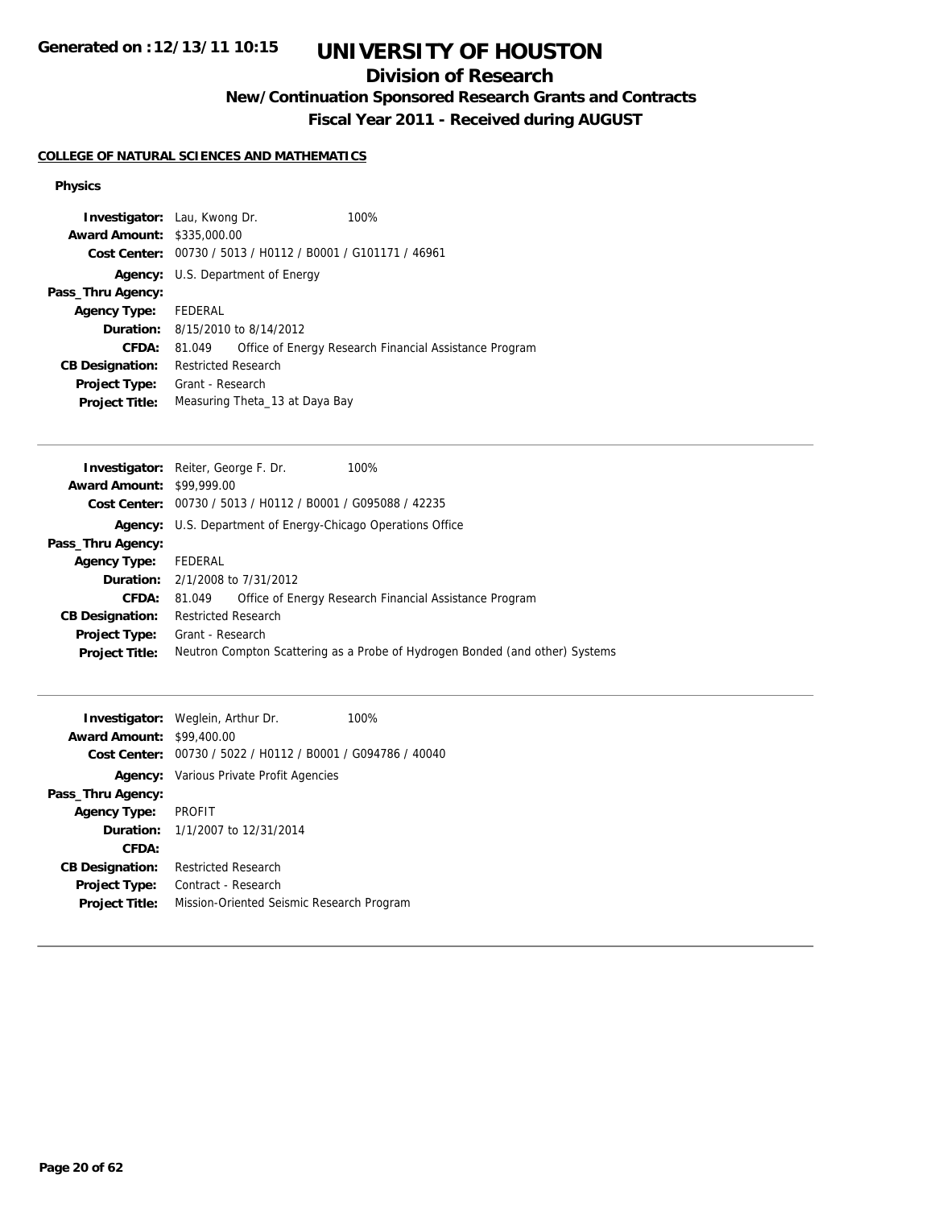# UNIVERSITY OF HOUSTON

## Division of Research

### New/Continuation Sponsored Research Grants and Contracts

### Fiscal Year 2011 - Received during AUGUST

Generated on : 12/13/11 10:15

**COLLEGE OF NATURAL SCIENCES AND MATHEMATICS**

**Physics**

**Investigator:** Lau, Kwong Dr. 100%
**Award Amount:** $335,000.00
**Cost Center:** 00730 / 5013 / H0112 / B0001 / G101171 / 46961
**Agency:** U.S. Department of Energy
**Pass_Thru Agency:**
**Agency Type:** FEDERAL
**Duration:** 8/15/2010 to 8/14/2012
**CFDA:** 81.049 Office of Energy Research Financial Assistance Program
**CB Designation:** Restricted Research
**Project Type:** Grant - Research
**Project Title:** Measuring Theta_13 at Daya Bay

---

**Investigator:** Reiter, George F. Dr. 100%
**Award Amount:** $99,999.00
**Cost Center:** 00730 / 5013 / H0112 / B0001 / G095088 / 42235
**Agency:** U.S. Department of Energy-Chicago Operations Office
**Pass_Thru Agency:**
**Agency Type:** FEDERAL
**Duration:** 2/1/2008 to 7/31/2012
**CFDA:** 81.049 Office of Energy Research Financial Assistance Program
**CB Designation:** Restricted Research
**Project Type:** Grant - Research
**Project Title:** Neutron Compton Scattering as a Probe of Hydrogen Bonded (and other) Systems

---

**Investigator:** Weglein, Arthur Dr. 100%
**Award Amount:** $99,400.00
**Cost Center:** 00730 / 5022 / H0112 / B0001 / G094786 / 40040
**Agency:** Various Private Profit Agencies
**Pass_Thru Agency:**
**Agency Type:** PROFIT
**Duration:** 1/1/2007 to 12/31/2014
**CFDA:**
**CB Designation:** Restricted Research
**Project Type:** Contract - Research
**Project Title:** Mission-Oriented Seismic Research Program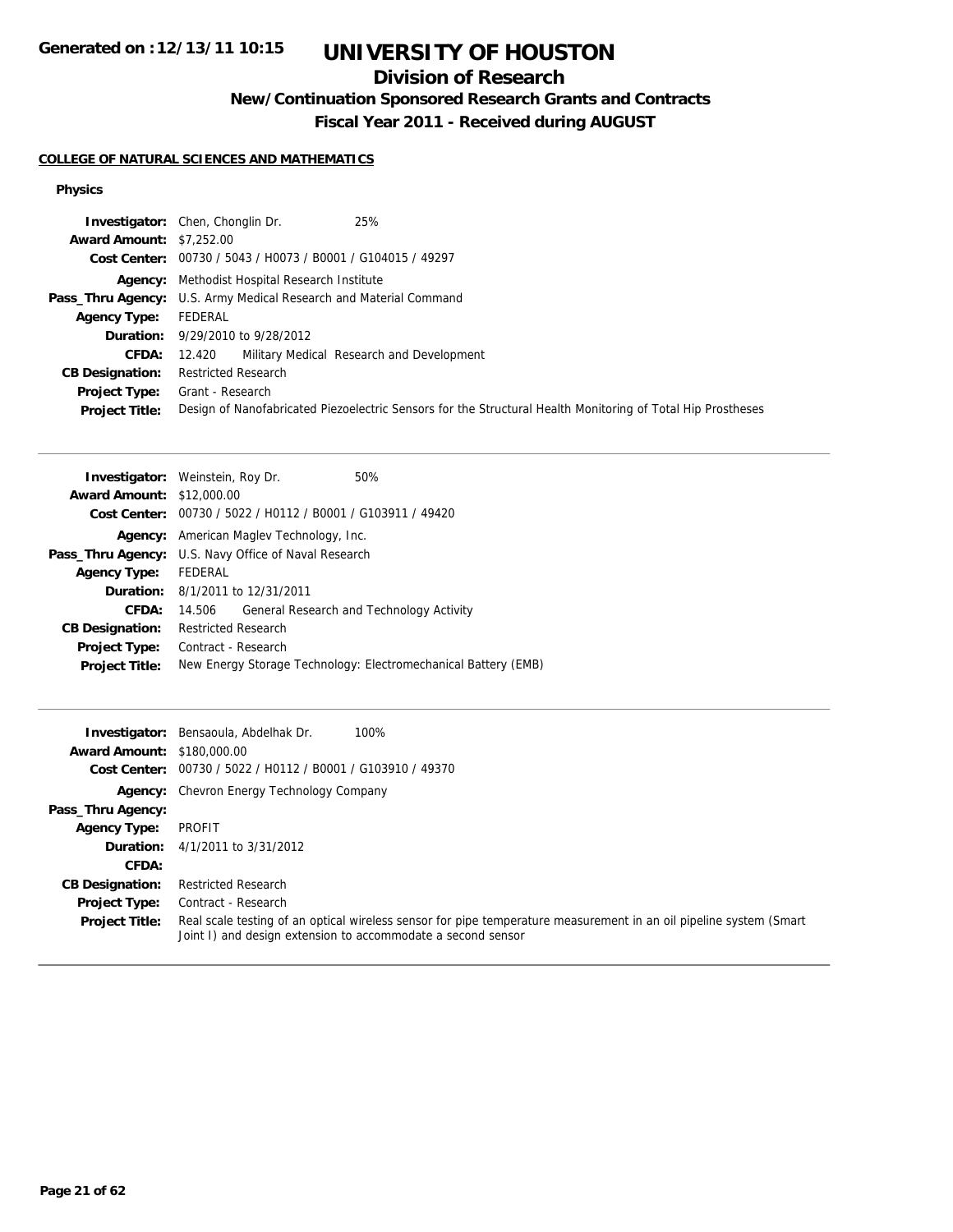# UNIVERSITY OF HOUSTON

## Division of Research

### New/Continuation Sponsored Research Grants and Contracts

### Fiscal Year 2011 - Received during AUGUST

Generated on :12/13/11 10:15

**COLLEGE OF NATURAL SCIENCES AND MATHEMATICS**

**Physics**

**Investigator:** Chen, Chonglin Dr. 25%
**Award Amount:** $7,252.00
**Cost Center:** 00730 / 5043 / H0073 / B0001 / G104015 / 49297
**Agency:** Methodist Hospital Research Institute
**Pass_Thru Agency:** U.S. Army Medical Research and Material Command
**Agency Type:** FEDERAL
**Duration:** 9/29/2010 to 9/28/2012
**CFDA:** 12.420 Military Medical Research and Development
**CB Designation:** Restricted Research
**Project Type:** Grant - Research
**Project Title:** Design of Nanofabricated Piezoelectric Sensors for the Structural Health Monitoring of Total Hip Prostheses

---

**Investigator:** Weinstein, Roy Dr. 50%
**Award Amount:** $12,000.00
**Cost Center:** 00730 / 5022 / H0112 / B0001 / G103911 / 49420
**Agency:** American Maglev Technology, Inc.
**Pass_Thru Agency:** U.S. Navy Office of Naval Research
**Agency Type:** FEDERAL
**Duration:** 8/1/2011 to 12/31/2011
**CFDA:** 14.506 General Research and Technology Activity
**CB Designation:** Restricted Research
**Project Type:** Contract - Research
**Project Title:** New Energy Storage Technology: Electromechanical Battery (EMB)

---

**Investigator:** Bensaoula, Abdelhak Dr. 100%
**Award Amount:** $180,000.00
**Cost Center:** 00730 / 5022 / H0112 / B0001 / G103910 / 49370
**Agency:** Chevron Energy Technology Company
**Pass_Thru Agency:**
**Agency Type:** PROFIT
**Duration:** 4/1/2011 to 3/31/2012
**CFDA:**
**CB Designation:** Restricted Research
**Project Type:** Contract - Research
**Project Title:** Real scale testing of an optical wireless sensor for pipe temperature measurement in an oil pipeline system (Smart Joint I) and design extension to accommodate a second sensor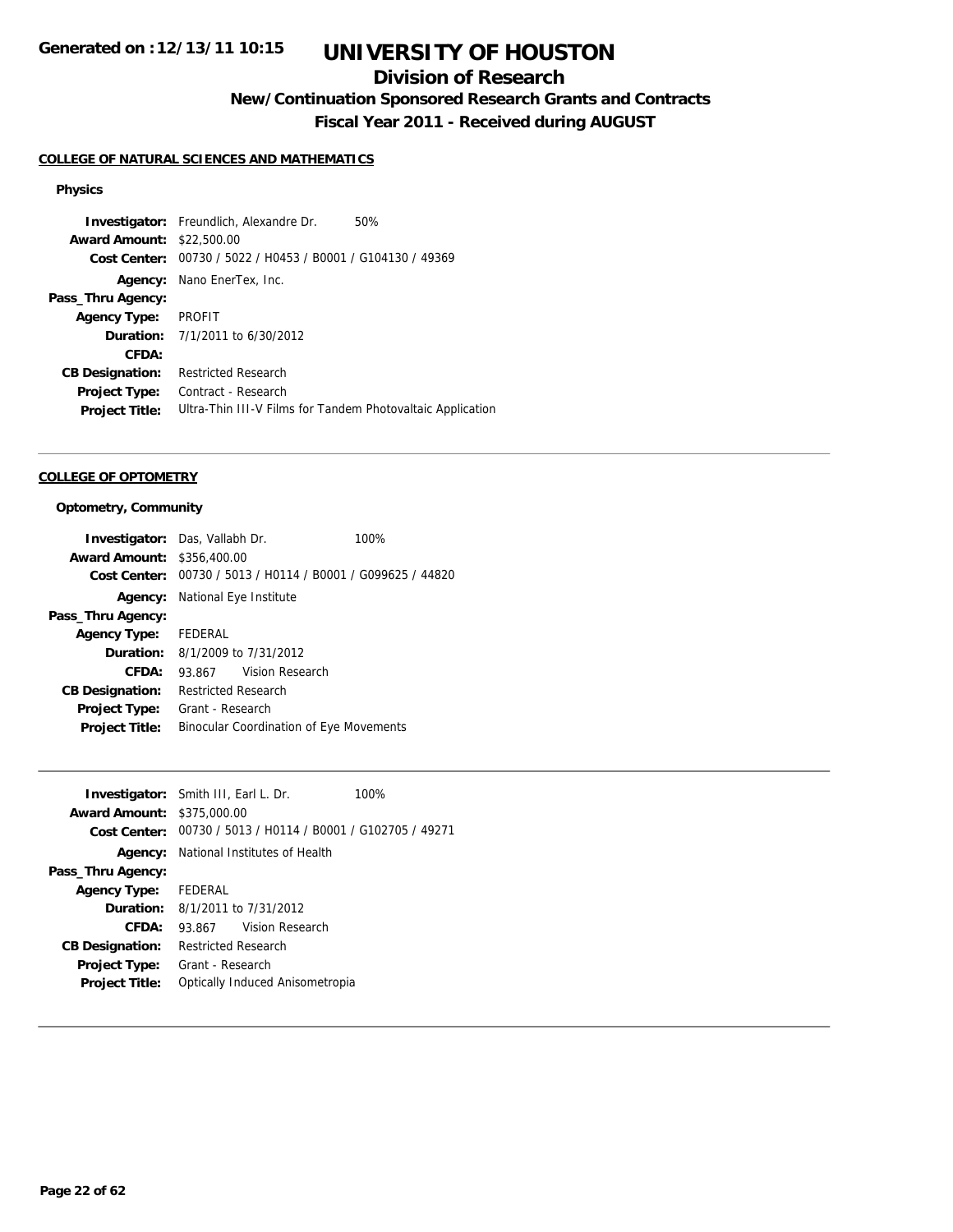# UNIVERSITY OF HOUSTON

## Division of Research

### New/Continuation Sponsored Research Grants and Contracts

### Fiscal Year 2011 - Received during AUGUST

**COLLEGE OF NATURAL SCIENCES AND MATHEMATICS**

**Physics**

**Investigator:** Freundlich, Alexandre Dr. 50%
**Award Amount:** \$22,500.00
**Cost Center:** 00730 / 5022 / H0453 / B0001 / G104130 / 49369
**Agency:** Nano EnerTex, Inc.
**Pass_Thru Agency:**
**Agency Type:** PROFIT
**Duration:** 7/1/2011 to 6/30/2012
**CFDA:**
**CB Designation:** Restricted Research
**Project Type:** Contract - Research
**Project Title:** Ultra-Thin III-V Films for Tandem Photovaltaic Application

---

**COLLEGE OF OPTOMETRY**

**Optometry, Community**

**Investigator:** Das, Vallabh Dr. 100%
**Award Amount:** \$356,400.00
**Cost Center:** 00730 / 5013 / H0114 / B0001 / G099625 / 44820
**Agency:** National Eye Institute
**Pass_Thru Agency:**
**Agency Type:** FEDERAL
**Duration:** 8/1/2009 to 7/31/2012
**CFDA:** 93.867 Vision Research
**CB Designation:** Restricted Research
**Project Type:** Grant - Research
**Project Title:** Binocular Coordination of Eye Movements

---

**Investigator:** Smith III, Earl L. Dr. 100%
**Award Amount:** \$375,000.00
**Cost Center:** 00730 / 5013 / H0114 / B0001 / G102705 / 49271
**Agency:** National Institutes of Health
**Pass_Thru Agency:**
**Agency Type:** FEDERAL
**Duration:** 8/1/2011 to 7/31/2012
**CFDA:** 93.867 Vision Research
**CB Designation:** Restricted Research
**Project Type:** Grant - Research
**Project Title:** Optically Induced Anisometropia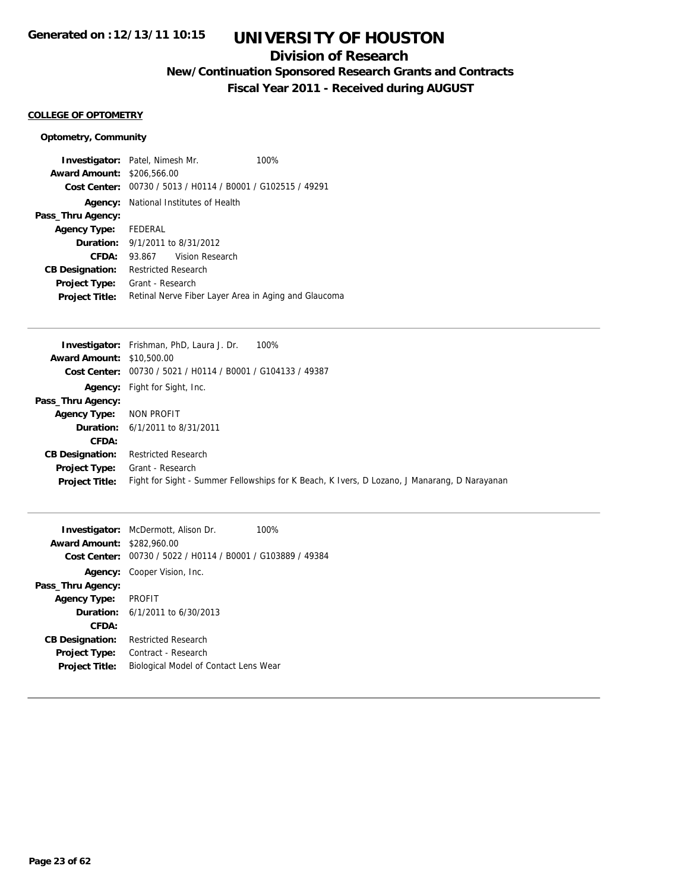Generated on :12/13/11 10:15

# UNIVERSITY OF HOUSTON

## Division of Research

### New/Continuation Sponsored Research Grants and Contracts

### Fiscal Year 2011 - Received during AUGUST

**COLLEGE OF OPTOMETRY**

**Optometry, Community**

| | |
|---|---|
| **Investigator:** | Patel, Nimesh Mr. 100% |
| **Award Amount:** | $206,566.00 |
| **Cost Center:** | 00730 / 5013 / H0114 / B0001 / G102515 / 49291 |
| **Agency:** | National Institutes of Health |
| **Pass_Thru Agency:** | |
| **Agency Type:** | FEDERAL |
| **Duration:** | 9/1/2011 to 8/31/2012 |
| **CFDA:** | 93.867 Vision Research |
| **CB Designation:** | Restricted Research |
| **Project Type:** | Grant - Research |
| **Project Title:** | Retinal Nerve Fiber Layer Area in Aging and Glaucoma |

---

| | |
|---|---|
| **Investigator:** | Frishman, PhD, Laura J. Dr. 100% |
| **Award Amount:** | $10,500.00 |
| **Cost Center:** | 00730 / 5021 / H0114 / B0001 / G104133 / 49387 |
| **Agency:** | Fight for Sight, Inc. |
| **Pass_Thru Agency:** | |
| **Agency Type:** | NON PROFIT |
| **Duration:** | 6/1/2011 to 8/31/2011 |
| **CFDA:** | |
| **CB Designation:** | Restricted Research |
| **Project Type:** | Grant - Research |
| **Project Title:** | Fight for Sight - Summer Fellowships for K Beach, K Ivers, D Lozano, J Manarang, D Narayanan |

---

| | |
|---|---|
| **Investigator:** | McDermott, Alison Dr. 100% |
| **Award Amount:** | $282,960.00 |
| **Cost Center:** | 00730 / 5022 / H0114 / B0001 / G103889 / 49384 |
| **Agency:** | Cooper Vision, Inc. |
| **Pass_Thru Agency:** | |
| **Agency Type:** | PROFIT |
| **Duration:** | 6/1/2011 to 6/30/2013 |
| **CFDA:** | |
| **CB Designation:** | Restricted Research |
| **Project Type:** | Contract - Research |
| **Project Title:** | Biological Model of Contact Lens Wear |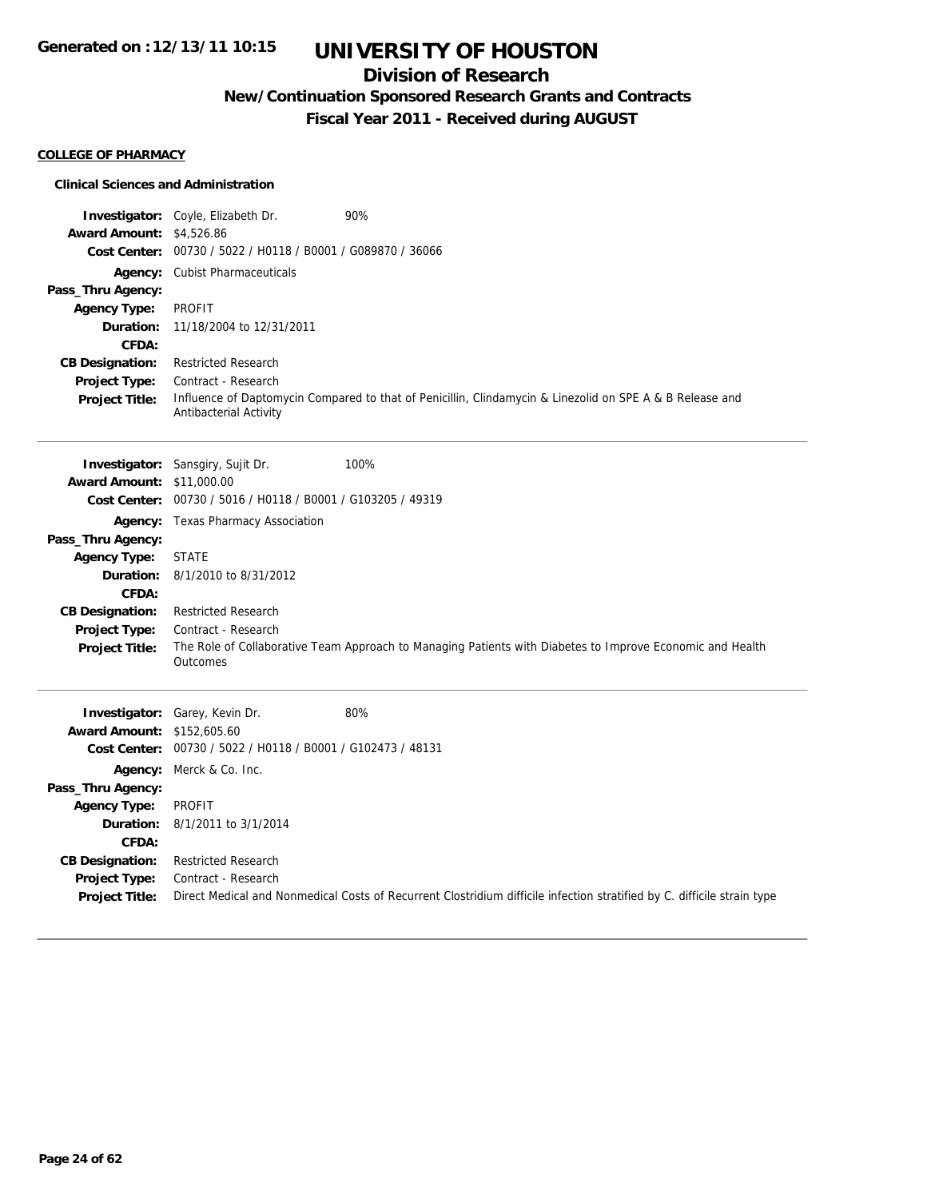**COLLEGE OF PHARMACY**

**Clinical Sciences and Administration**

**Investigator:** Coyle, Elizabeth Dr. 90%
**Award Amount:** $4,526.86
**Cost Center:** 00730 / 5022 / H0118 / B0001 / G089870 / 36066
**Agency:** Cubist Pharmaceuticals
**Pass_Thru Agency:**
**Agency Type:** PROFIT
**Duration:** 11/18/2004 to 12/31/2011
**CFDA:**
**CB Designation:** Restricted Research
**Project Type:** Contract - Research
**Project Title:** Influence of Daptomycin Compared to that of Penicillin, Clindamycin & Linezolid on SPE A & B Release and Antibacterial Activity

---

**Investigator:** Sansgiry, Sujit Dr. 100%
**Award Amount:** $11,000.00
**Cost Center:** 00730 / 5016 / H0118 / B0001 / G103205 / 49319
**Agency:** Texas Pharmacy Association
**Pass_Thru Agency:**
**Agency Type:** STATE
**Duration:** 8/1/2010 to 8/31/2012
**CFDA:**
**CB Designation:** Restricted Research
**Project Type:** Contract - Research
**Project Title:** The Role of Collaborative Team Approach to Managing Patients with Diabetes to Improve Economic and Health Outcomes

---

**Investigator:** Garey, Kevin Dr. 80%
**Award Amount:** $152,605.60
**Cost Center:** 00730 / 5022 / H0118 / B0001 / G102473 / 48131
**Agency:** Merck & Co. Inc.
**Pass_Thru Agency:**
**Agency Type:** PROFIT
**Duration:** 8/1/2011 to 3/1/2014
**CFDA:**
**CB Designation:** Restricted Research
**Project Type:** Contract - Research
**Project Title:** Direct Medical and Nonmedical Costs of Recurrent Clostridium difficile infection stratified by C. difficile strain type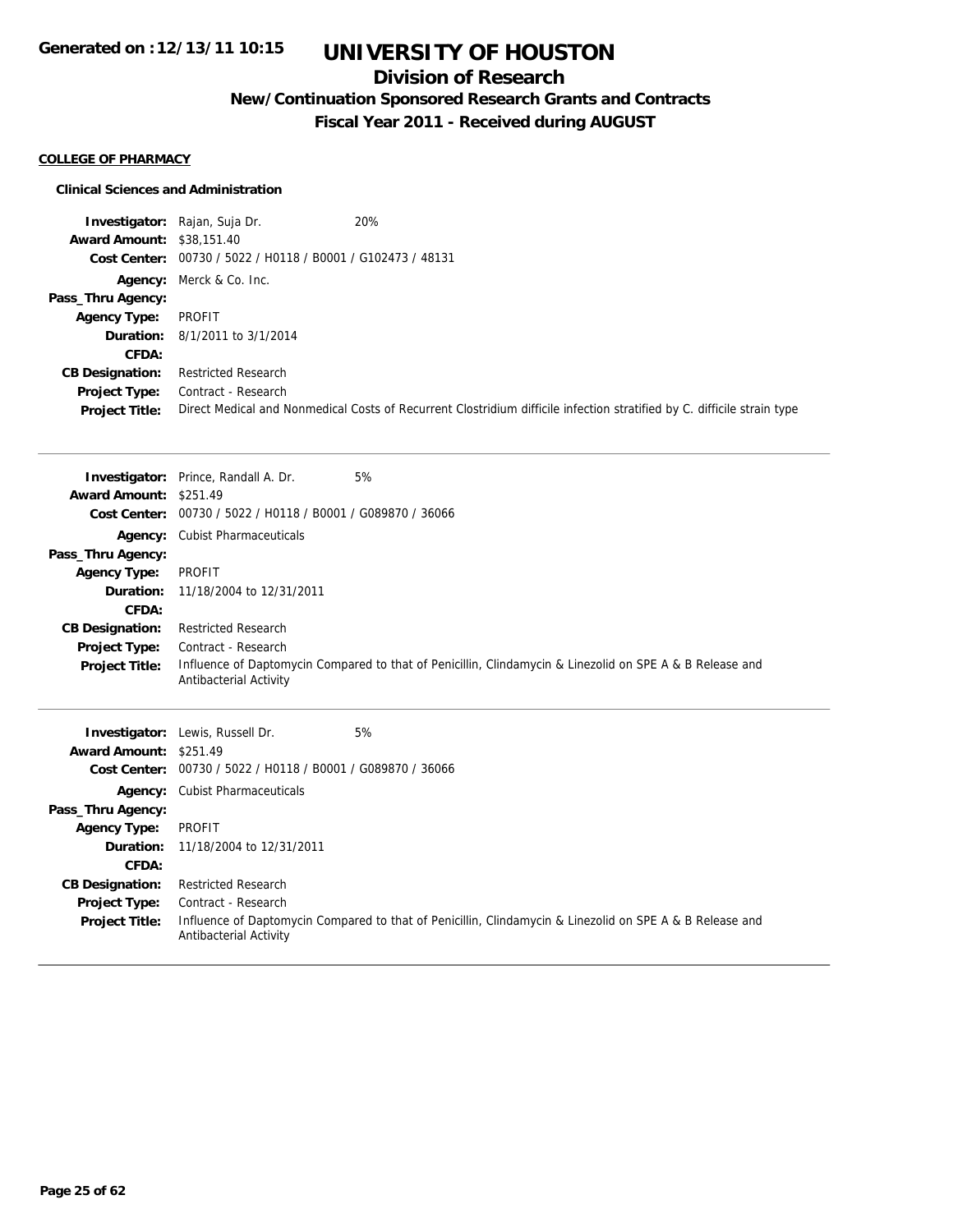# UNIVERSITY OF HOUSTON

## Division of Research

### New/Continuation Sponsored Research Grants and Contracts

### Fiscal Year 2011 - Received during AUGUST

**COLLEGE OF PHARMACY**

**Clinical Sciences and Administration**

**Investigator:** Rajan, Suja Dr. 20%
**Award Amount:** $38,151.40
**Cost Center:** 00730 / 5022 / H0118 / B0001 / G102473 / 48131
**Agency:** Merck & Co. Inc.
**Pass_Thru Agency:**
**Agency Type:** PROFIT
**Duration:** 8/1/2011 to 3/1/2014
**CFDA:**
**CB Designation:** Restricted Research
**Project Type:** Contract - Research
**Project Title:** Direct Medical and Nonmedical Costs of Recurrent Clostridium difficile infection stratified by C. difficile strain type

---

**Investigator:** Prince, Randall A. Dr. 5%
**Award Amount:** $251.49
**Cost Center:** 00730 / 5022 / H0118 / B0001 / G089870 / 36066
**Agency:** Cubist Pharmaceuticals
**Pass_Thru Agency:**
**Agency Type:** PROFIT
**Duration:** 11/18/2004 to 12/31/2011
**CFDA:**
**CB Designation:** Restricted Research
**Project Type:** Contract - Research
**Project Title:** Influence of Daptomycin Compared to that of Penicillin, Clindamycin & Linezolid on SPE A & B Release and Antibacterial Activity

---

**Investigator:** Lewis, Russell Dr. 5%
**Award Amount:** $251.49
**Cost Center:** 00730 / 5022 / H0118 / B0001 / G089870 / 36066
**Agency:** Cubist Pharmaceuticals
**Pass_Thru Agency:**
**Agency Type:** PROFIT
**Duration:** 11/18/2004 to 12/31/2011
**CFDA:**
**CB Designation:** Restricted Research
**Project Type:** Contract - Research
**Project Title:** Influence of Daptomycin Compared to that of Penicillin, Clindamycin & Linezolid on SPE A & B Release and Antibacterial Activity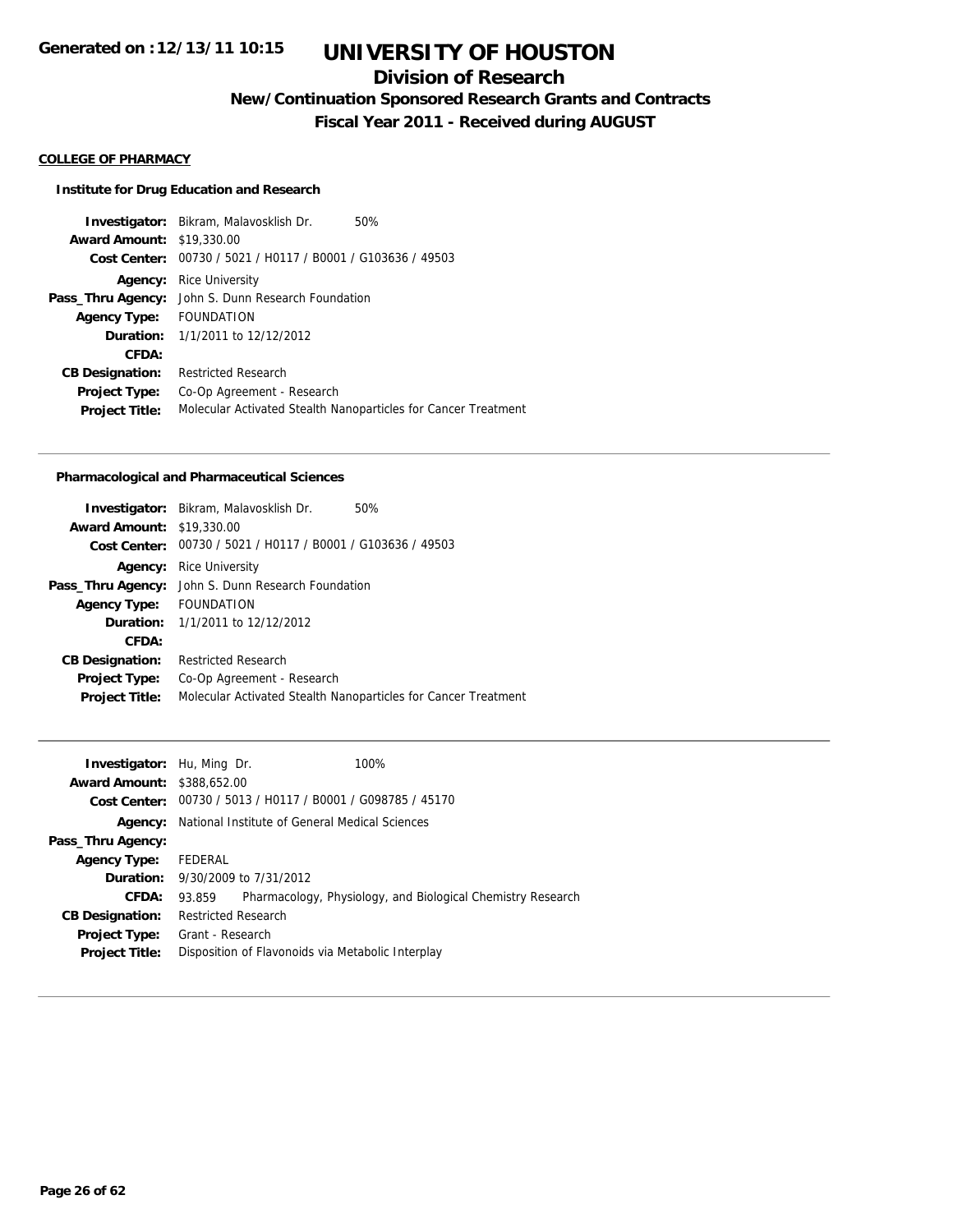# UNIVERSITY OF HOUSTON

## Division of Research

### New/Continuation Sponsored Research Grants and Contracts

### Fiscal Year 2011 - Received during AUGUST

Generated on : 12/13/11 10:15

**COLLEGE OF PHARMACY**

**Institute for Drug Education and Research**

| | |
|---|---|
| **Investigator:** | Bikram, Malavosklish Dr. 50% |
| **Award Amount:** | $19,330.00 |
| **Cost Center:** | 00730 / 5021 / H0117 / B0001 / G103636 / 49503 |
| **Agency:** | Rice University |
| **Pass_Thru Agency:** | John S. Dunn Research Foundation |
| **Agency Type:** | FOUNDATION |
| **Duration:** | 1/1/2011 to 12/12/2012 |
| **CFDA:** | |
| **CB Designation:** | Restricted Research |
| **Project Type:** | Co-Op Agreement - Research |
| **Project Title:** | Molecular Activated Stealth Nanoparticles for Cancer Treatment |

**Pharmacological and Pharmaceutical Sciences**

| | |
|---|---|
| **Investigator:** | Bikram, Malavosklish Dr. 50% |
| **Award Amount:** | $19,330.00 |
| **Cost Center:** | 00730 / 5021 / H0117 / B0001 / G103636 / 49503 |
| **Agency:** | Rice University |
| **Pass_Thru Agency:** | John S. Dunn Research Foundation |
| **Agency Type:** | FOUNDATION |
| **Duration:** | 1/1/2011 to 12/12/2012 |
| **CFDA:** | |
| **CB Designation:** | Restricted Research |
| **Project Type:** | Co-Op Agreement - Research |
| **Project Title:** | Molecular Activated Stealth Nanoparticles for Cancer Treatment |

| | |
|---|---|
| **Investigator:** | Hu, Ming Dr. 100% |
| **Award Amount:** | $388,652.00 |
| **Cost Center:** | 00730 / 5013 / H0117 / B0001 / G098785 / 45170 |
| **Agency:** | National Institute of General Medical Sciences |
| **Pass_Thru Agency:** | |
| **Agency Type:** | FEDERAL |
| **Duration:** | 9/30/2009 to 7/31/2012 |
| **CFDA:** | 93.859 Pharmacology, Physiology, and Biological Chemistry Research |
| **CB Designation:** | Restricted Research |
| **Project Type:** | Grant - Research |
| **Project Title:** | Disposition of Flavonoids via Metabolic Interplay |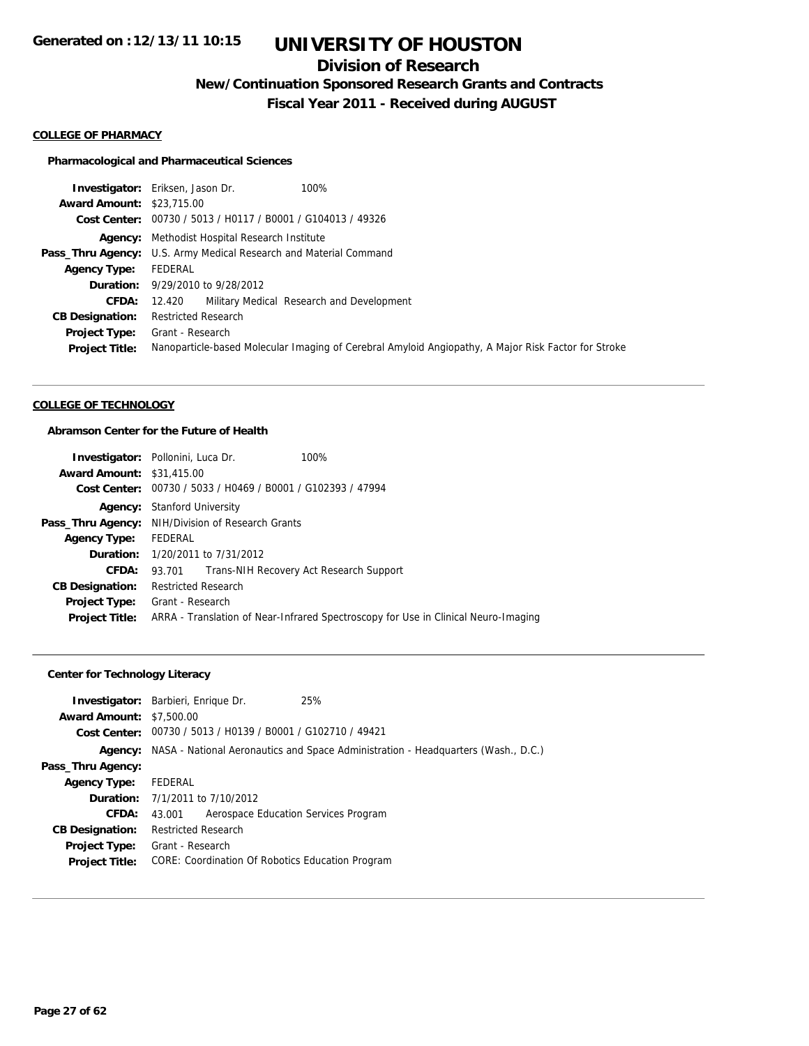## COLLEGE OF PHARMACY

### Pharmacological and Pharmaceutical Sciences

**Investigator:** Eriksen, Jason Dr. 100%
**Award Amount:** $23,715.00
**Cost Center:** 00730 / 5013 / H0117 / B0001 / G104013 / 49326
**Agency:** Methodist Hospital Research Institute
**Pass_Thru Agency:** U.S. Army Medical Research and Material Command
**Agency Type:** FEDERAL
**Duration:** 9/29/2010 to 9/28/2012
**CFDA:** 12.420 Military Medical Research and Development
**CB Designation:** Restricted Research
**Project Type:** Grant - Research
**Project Title:** Nanoparticle-based Molecular Imaging of Cerebral Amyloid Angiopathy, A Major Risk Factor for Stroke

---

## COLLEGE OF TECHNOLOGY

### Abramson Center for the Future of Health

**Investigator:** Pollonini, Luca Dr. 100%
**Award Amount:** $31,415.00
**Cost Center:** 00730 / 5033 / H0469 / B0001 / G102393 / 47994
**Agency:** Stanford University
**Pass_Thru Agency:** NIH/Division of Research Grants
**Agency Type:** FEDERAL
**Duration:** 1/20/2011 to 7/31/2012
**CFDA:** 93.701 Trans-NIH Recovery Act Research Support
**CB Designation:** Restricted Research
**Project Type:** Grant - Research
**Project Title:** ARRA - Translation of Near-Infrared Spectroscopy for Use in Clinical Neuro-Imaging

---

### Center for Technology Literacy

**Investigator:** Barbieri, Enrique Dr. 25%
**Award Amount:** $7,500.00
**Cost Center:** 00730 / 5013 / H0139 / B0001 / G102710 / 49421
**Agency:** NASA - National Aeronautics and Space Administration - Headquarters (Wash., D.C.)
**Pass_Thru Agency:**
**Agency Type:** FEDERAL
**Duration:** 7/1/2011 to 7/10/2012
**CFDA:** 43.001 Aerospace Education Services Program
**CB Designation:** Restricted Research
**Project Type:** Grant - Research
**Project Title:** CORE: Coordination Of Robotics Education Program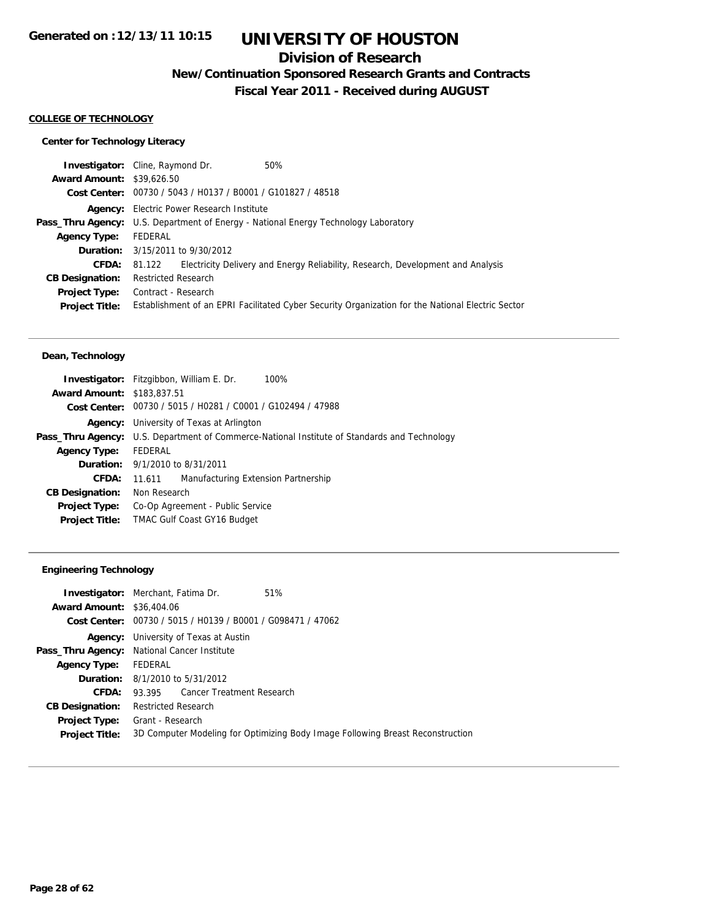# UNIVERSITY OF HOUSTON

## Division of Research

### New/Continuation Sponsored Research Grants and Contracts

### Fiscal Year 2011 - Received during AUGUST

Generated on :12/13/11 10:15

**COLLEGE OF TECHNOLOGY**

**Center for Technology Literacy**

**Investigator:** Cline, Raymond Dr. 50%
**Award Amount:** $39,626.50
**Cost Center:** 00730 / 5043 / H0137 / B0001 / G101827 / 48518
**Agency:** Electric Power Research Institute
**Pass_Thru Agency:** U.S. Department of Energy - National Energy Technology Laboratory
**Agency Type:** FEDERAL
**Duration:** 3/15/2011 to 9/30/2012
**CFDA:** 81.122 Electricity Delivery and Energy Reliability, Research, Development and Analysis
**CB Designation:** Restricted Research
**Project Type:** Contract - Research
**Project Title:** Establishment of an EPRI Facilitated Cyber Security Organization for the National Electric Sector

---

**Dean, Technology**

**Investigator:** Fitzgibbon, William E. Dr. 100%
**Award Amount:** $183,837.51
**Cost Center:** 00730 / 5015 / H0281 / C0001 / G102494 / 47988
**Agency:** University of Texas at Arlington
**Pass_Thru Agency:** U.S. Department of Commerce-National Institute of Standards and Technology
**Agency Type:** FEDERAL
**Duration:** 9/1/2010 to 8/31/2011
**CFDA:** 11.611 Manufacturing Extension Partnership
**CB Designation:** Non Research
**Project Type:** Co-Op Agreement - Public Service
**Project Title:** TMAC Gulf Coast GY16 Budget

---

**Engineering Technology**

**Investigator:** Merchant, Fatima Dr. 51%
**Award Amount:** $36,404.06
**Cost Center:** 00730 / 5015 / H0139 / B0001 / G098471 / 47062
**Agency:** University of Texas at Austin
**Pass_Thru Agency:** National Cancer Institute
**Agency Type:** FEDERAL
**Duration:** 8/1/2010 to 5/31/2012
**CFDA:** 93.395 Cancer Treatment Research
**CB Designation:** Restricted Research
**Project Type:** Grant - Research
**Project Title:** 3D Computer Modeling for Optimizing Body Image Following Breast Reconstruction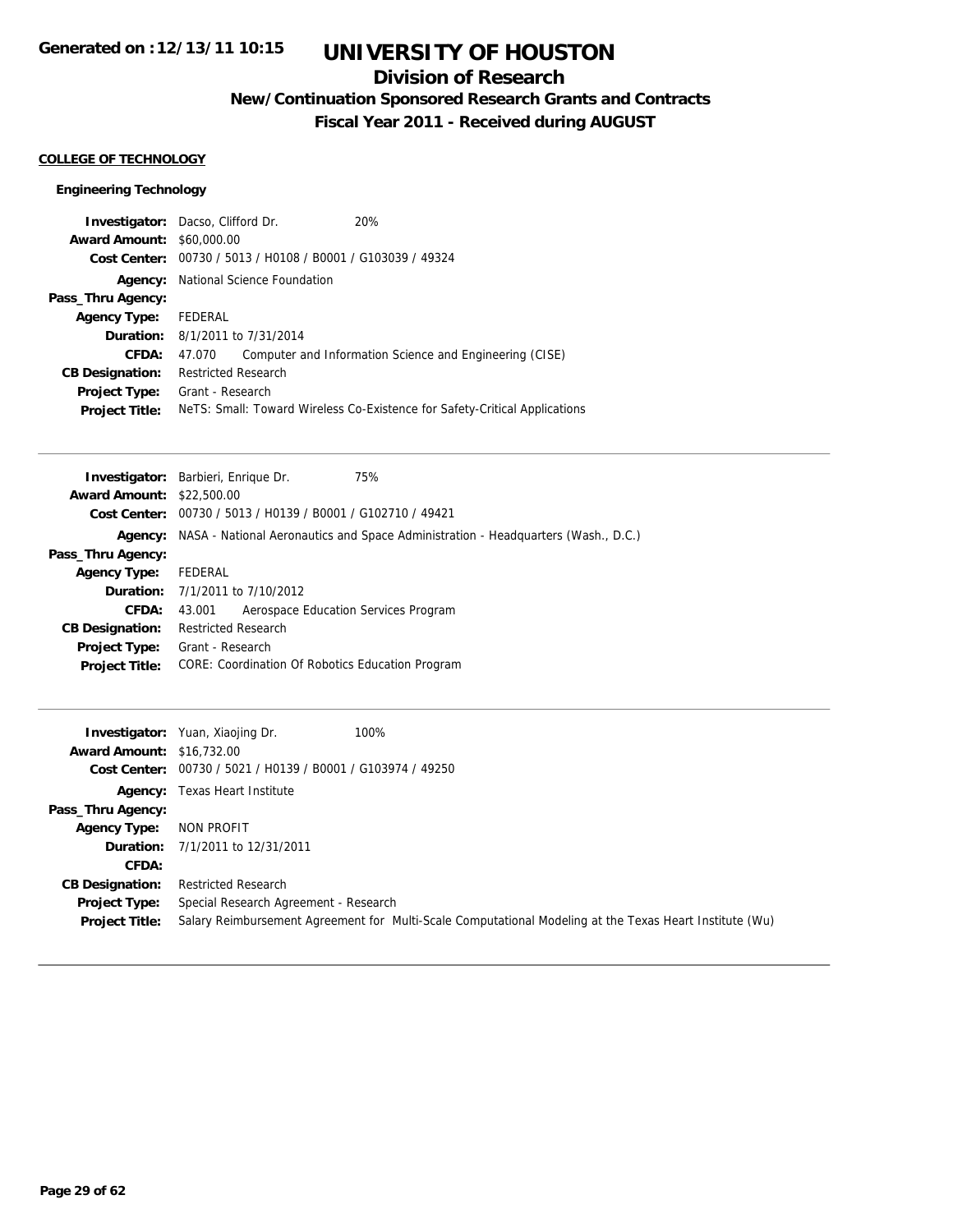# UNIVERSITY OF HOUSTON

## Division of Research

### New/Continuation Sponsored Research Grants and Contracts

### Fiscal Year 2011 - Received during AUGUST

**COLLEGE OF TECHNOLOGY**

**Engineering Technology**

| | |
|---|---|
| **Investigator:** | Dacso, Clifford Dr. 20% |
| **Award Amount:** | $60,000.00 |
| **Cost Center:** | 00730 / 5013 / H0108 / B0001 / G103039 / 49324 |
| **Agency:** | National Science Foundation |
| **Pass_Thru Agency:** | |
| **Agency Type:** | FEDERAL |
| **Duration:** | 8/1/2011 to 7/31/2014 |
| **CFDA:** | 47.070 Computer and Information Science and Engineering (CISE) |
| **CB Designation:** | Restricted Research |
| **Project Type:** | Grant - Research |
| **Project Title:** | NeTS: Small: Toward Wireless Co-Existence for Safety-Critical Applications |

---

| | |
|---|---|
| **Investigator:** | Barbieri, Enrique Dr. 75% |
| **Award Amount:** | $22,500.00 |
| **Cost Center:** | 00730 / 5013 / H0139 / B0001 / G102710 / 49421 |
| **Agency:** | NASA - National Aeronautics and Space Administration - Headquarters (Wash., D.C.) |
| **Pass_Thru Agency:** | |
| **Agency Type:** | FEDERAL |
| **Duration:** | 7/1/2011 to 7/10/2012 |
| **CFDA:** | 43.001 Aerospace Education Services Program |
| **CB Designation:** | Restricted Research |
| **Project Type:** | Grant - Research |
| **Project Title:** | CORE: Coordination Of Robotics Education Program |

---

| | |
|---|---|
| **Investigator:** | Yuan, Xiaojing Dr. 100% |
| **Award Amount:** | $16,732.00 |
| **Cost Center:** | 00730 / 5021 / H0139 / B0001 / G103974 / 49250 |
| **Agency:** | Texas Heart Institute |
| **Pass_Thru Agency:** | |
| **Agency Type:** | NON PROFIT |
| **Duration:** | 7/1/2011 to 12/31/2011 |
| **CFDA:** | |
| **CB Designation:** | Restricted Research |
| **Project Type:** | Special Research Agreement - Research |
| **Project Title:** | Salary Reimbursement Agreement for Multi-Scale Computational Modeling at the Texas Heart Institute (Wu) |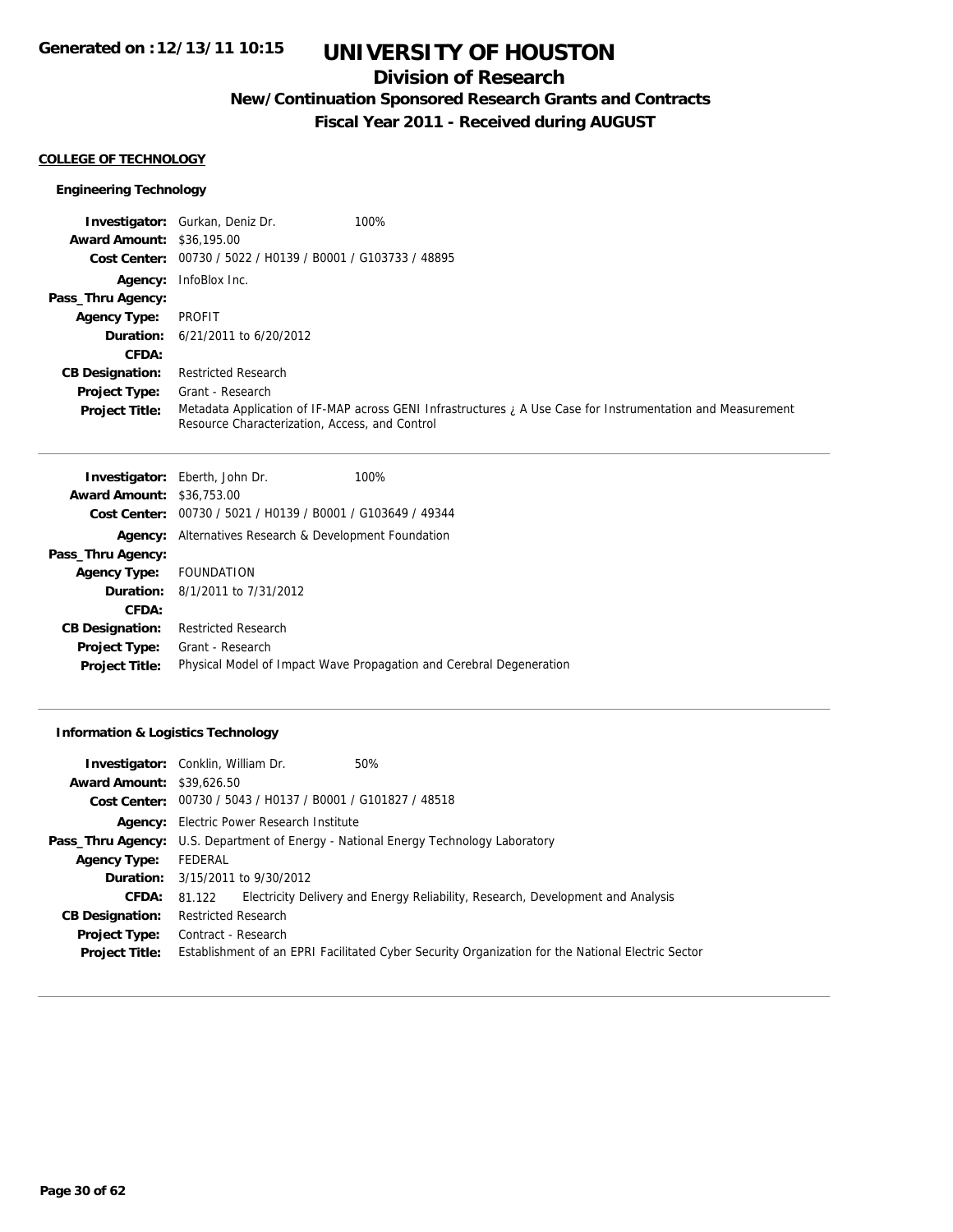# UNIVERSITY OF HOUSTON

## Division of Research

### New/Continuation Sponsored Research Grants and Contracts

### Fiscal Year 2011 - Received during AUGUST

**Generated on :12/13/11 10:15**

#### COLLEGE OF TECHNOLOGY

##### Engineering Technology

**Investigator:** Gurkan, Deniz Dr. 100%
**Award Amount:** $36,195.00
**Cost Center:** 00730 / 5022 / H0139 / B0001 / G103733 / 48895
**Agency:** InfoBlox Inc.
**Pass_Thru Agency:**
**Agency Type:** PROFIT
**Duration:** 6/21/2011 to 6/20/2012
**CFDA:**
**CB Designation:** Restricted Research
**Project Type:** Grant - Research
**Project Title:** Metadata Application of IF-MAP across GENI Infrastructures ¿ A Use Case for Instrumentation and Measurement Resource Characterization, Access, and Control

---

**Investigator:** Eberth, John Dr. 100%
**Award Amount:** $36,753.00
**Cost Center:** 00730 / 5021 / H0139 / B0001 / G103649 / 49344
**Agency:** Alternatives Research & Development Foundation
**Pass_Thru Agency:**
**Agency Type:** FOUNDATION
**Duration:** 8/1/2011 to 7/31/2012
**CFDA:**
**CB Designation:** Restricted Research
**Project Type:** Grant - Research
**Project Title:** Physical Model of Impact Wave Propagation and Cerebral Degeneration

---

##### Information & Logistics Technology

**Investigator:** Conklin, William Dr. 50%
**Award Amount:** $39,626.50
**Cost Center:** 00730 / 5043 / H0137 / B0001 / G101827 / 48518
**Agency:** Electric Power Research Institute
**Pass_Thru Agency:** U.S. Department of Energy - National Energy Technology Laboratory
**Agency Type:** FEDERAL
**Duration:** 3/15/2011 to 9/30/2012
**CFDA:** 81.122 Electricity Delivery and Energy Reliability, Research, Development and Analysis
**CB Designation:** Restricted Research
**Project Type:** Contract - Research
**Project Title:** Establishment of an EPRI Facilitated Cyber Security Organization for the National Electric Sector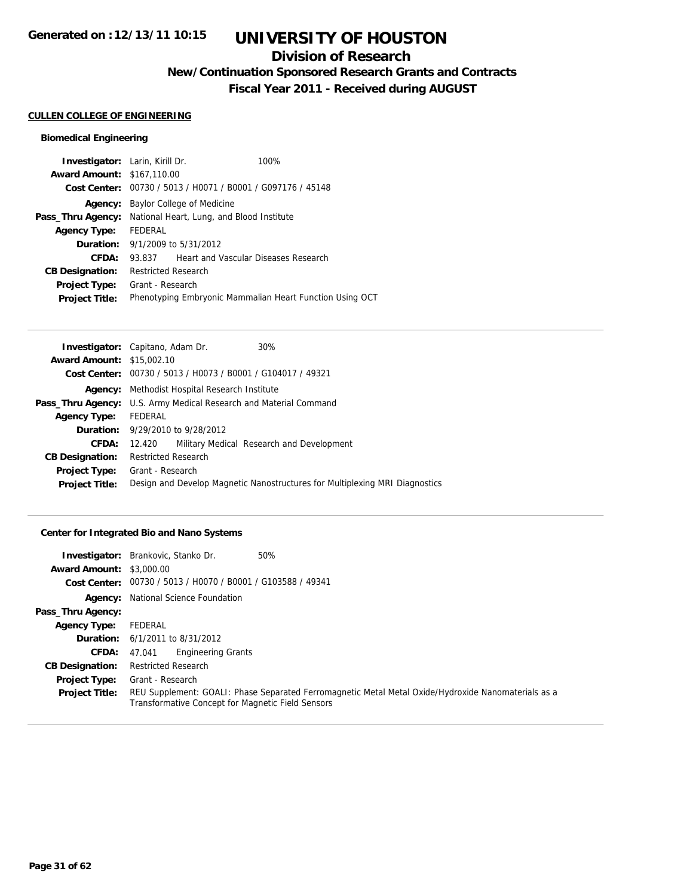# UNIVERSITY OF HOUSTON

## Division of Research

### New/Continuation Sponsored Research Grants and Contracts

### Fiscal Year 2011 - Received during AUGUST

Generated on :12/13/11 10:15

**CULLEN COLLEGE OF ENGINEERING**

**Biomedical Engineering**

| | |
|---|---|
| **Investigator:** | Larin, Kirill Dr. 100% |
| **Award Amount:** | $167,110.00 |
| **Cost Center:** | 00730 / 5013 / H0071 / B0001 / G097176 / 45148 |
| **Agency:** | Baylor College of Medicine |
| **Pass_Thru Agency:** | National Heart, Lung, and Blood Institute |
| **Agency Type:** | FEDERAL |
| **Duration:** | 9/1/2009 to 5/31/2012 |
| **CFDA:** | 93.837 Heart and Vascular Diseases Research |
| **CB Designation:** | Restricted Research |
| **Project Type:** | Grant - Research |
| **Project Title:** | Phenotyping Embryonic Mammalian Heart Function Using OCT |

| | |
|---|---|
| **Investigator:** | Capitano, Adam Dr. 30% |
| **Award Amount:** | $15,002.10 |
| **Cost Center:** | 00730 / 5013 / H0073 / B0001 / G104017 / 49321 |
| **Agency:** | Methodist Hospital Research Institute |
| **Pass_Thru Agency:** | U.S. Army Medical Research and Material Command |
| **Agency Type:** | FEDERAL |
| **Duration:** | 9/29/2010 to 9/28/2012 |
| **CFDA:** | 12.420 Military Medical Research and Development |
| **CB Designation:** | Restricted Research |
| **Project Type:** | Grant - Research |
| **Project Title:** | Design and Develop Magnetic Nanostructures for Multiplexing MRI Diagnostics |

**Center for Integrated Bio and Nano Systems**

| | |
|---|---|
| **Investigator:** | Brankovic, Stanko Dr. 50% |
| **Award Amount:** | $3,000.00 |
| **Cost Center:** | 00730 / 5013 / H0070 / B0001 / G103588 / 49341 |
| **Agency:** | National Science Foundation |
| **Pass_Thru Agency:** | |
| **Agency Type:** | FEDERAL |
| **Duration:** | 6/1/2011 to 8/31/2012 |
| **CFDA:** | 47.041 Engineering Grants |
| **CB Designation:** | Restricted Research |
| **Project Type:** | Grant - Research |
| **Project Title:** | REU Supplement: GOALI: Phase Separated Ferromagnetic Metal Metal Oxide/Hydroxide Nanomaterials as a Transformative Concept for Magnetic Field Sensors |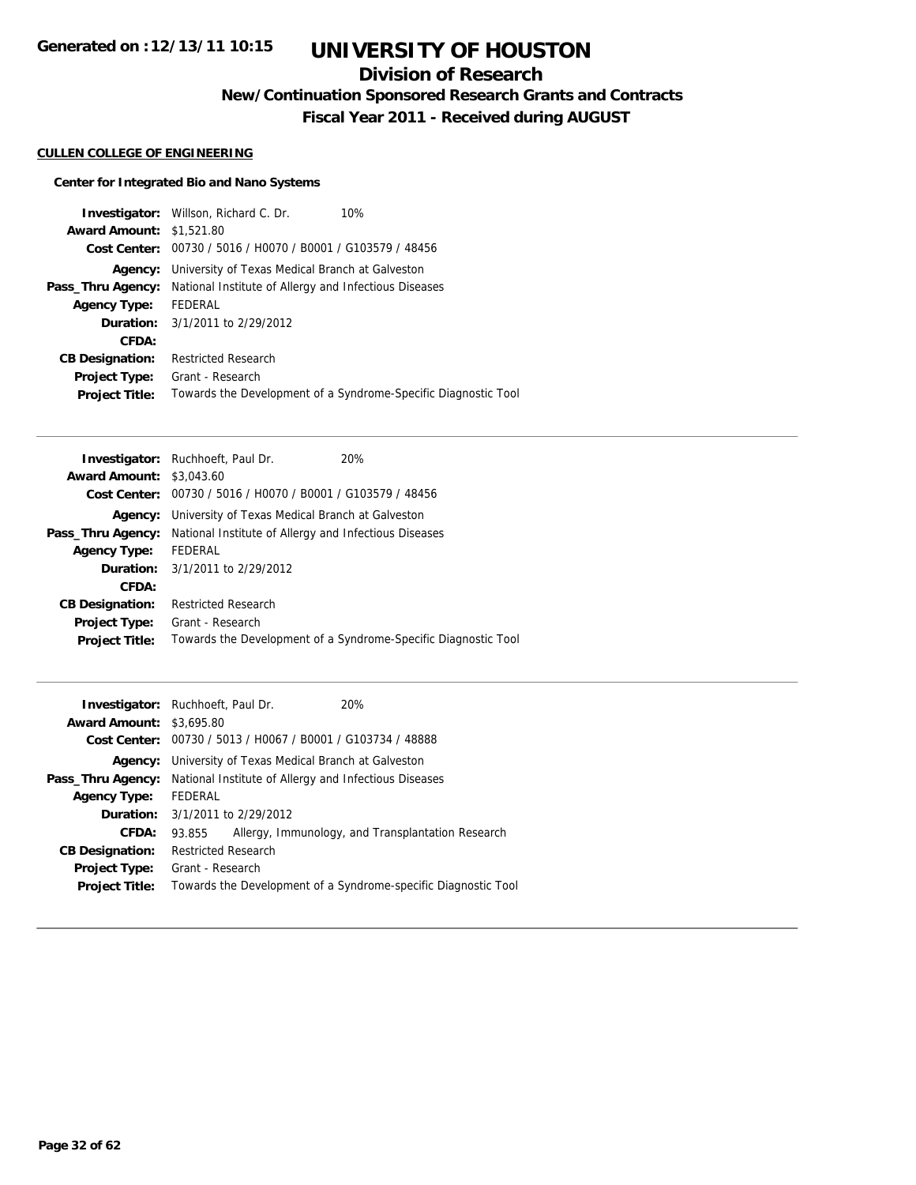# UNIVERSITY OF HOUSTON

## Division of Research

### New/Continuation Sponsored Research Grants and Contracts

### Fiscal Year 2011 - Received during AUGUST

**CULLEN COLLEGE OF ENGINEERING**

**Center for Integrated Bio and Nano Systems**

**Investigator:** Willson, Richard C. Dr. 10%
**Award Amount:** $1,521.80
**Cost Center:** 00730 / 5016 / H0070 / B0001 / G103579 / 48456
**Agency:** University of Texas Medical Branch at Galveston
**Pass_Thru Agency:** National Institute of Allergy and Infectious Diseases
**Agency Type:** FEDERAL
**Duration:** 3/1/2011 to 2/29/2012
**CFDA:**
**CB Designation:** Restricted Research
**Project Type:** Grant - Research
**Project Title:** Towards the Development of a Syndrome-Specific Diagnostic Tool

---

**Investigator:** Ruchhoeft, Paul Dr. 20%
**Award Amount:** $3,043.60
**Cost Center:** 00730 / 5016 / H0070 / B0001 / G103579 / 48456
**Agency:** University of Texas Medical Branch at Galveston
**Pass_Thru Agency:** National Institute of Allergy and Infectious Diseases
**Agency Type:** FEDERAL
**Duration:** 3/1/2011 to 2/29/2012
**CFDA:**
**CB Designation:** Restricted Research
**Project Type:** Grant - Research
**Project Title:** Towards the Development of a Syndrome-Specific Diagnostic Tool

---

**Investigator:** Ruchhoeft, Paul Dr. 20%
**Award Amount:** $3,695.80
**Cost Center:** 00730 / 5013 / H0067 / B0001 / G103734 / 48888
**Agency:** University of Texas Medical Branch at Galveston
**Pass_Thru Agency:** National Institute of Allergy and Infectious Diseases
**Agency Type:** FEDERAL
**Duration:** 3/1/2011 to 2/29/2012
**CFDA:** 93.855 Allergy, Immunology, and Transplantation Research
**CB Designation:** Restricted Research
**Project Type:** Grant - Research
**Project Title:** Towards the Development of a Syndrome-specific Diagnostic Tool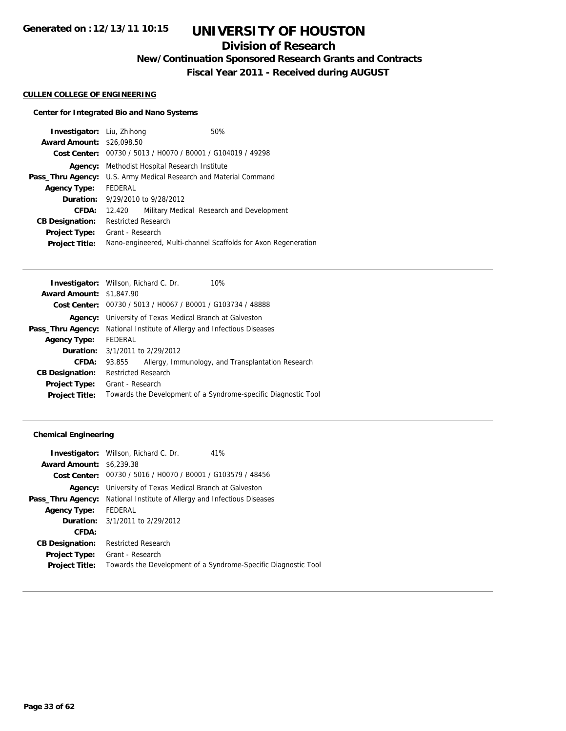# UNIVERSITY OF HOUSTON

## Division of Research

### New/Continuation Sponsored Research Grants and Contracts

### Fiscal Year 2011 - Received during AUGUST

Generated on :12/13/11 10:15

**CULLEN COLLEGE OF ENGINEERING**

**Center for Integrated Bio and Nano Systems**

**Investigator:** Liu, Zhihong 50%
**Award Amount:** $26,098.50
**Cost Center:** 00730 / 5013 / H0070 / B0001 / G104019 / 49298
**Agency:** Methodist Hospital Research Institute
**Pass_Thru Agency:** U.S. Army Medical Research and Material Command
**Agency Type:** FEDERAL
**Duration:** 9/29/2010 to 9/28/2012
**CFDA:** 12.420 Military Medical Research and Development
**CB Designation:** Restricted Research
**Project Type:** Grant - Research
**Project Title:** Nano-engineered, Multi-channel Scaffolds for Axon Regeneration

---

**Investigator:** Willson, Richard C. Dr. 10%
**Award Amount:** $1,847.90
**Cost Center:** 00730 / 5013 / H0067 / B0001 / G103734 / 48888
**Agency:** University of Texas Medical Branch at Galveston
**Pass_Thru Agency:** National Institute of Allergy and Infectious Diseases
**Agency Type:** FEDERAL
**Duration:** 3/1/2011 to 2/29/2012
**CFDA:** 93.855 Allergy, Immunology, and Transplantation Research
**CB Designation:** Restricted Research
**Project Type:** Grant - Research
**Project Title:** Towards the Development of a Syndrome-specific Diagnostic Tool

---

**Chemical Engineering**

**Investigator:** Willson, Richard C. Dr. 41%
**Award Amount:** $6,239.38
**Cost Center:** 00730 / 5016 / H0070 / B0001 / G103579 / 48456
**Agency:** University of Texas Medical Branch at Galveston
**Pass_Thru Agency:** National Institute of Allergy and Infectious Diseases
**Agency Type:** FEDERAL
**Duration:** 3/1/2011 to 2/29/2012
**CFDA:**
**CB Designation:** Restricted Research
**Project Type:** Grant - Research
**Project Title:** Towards the Development of a Syndrome-Specific Diagnostic Tool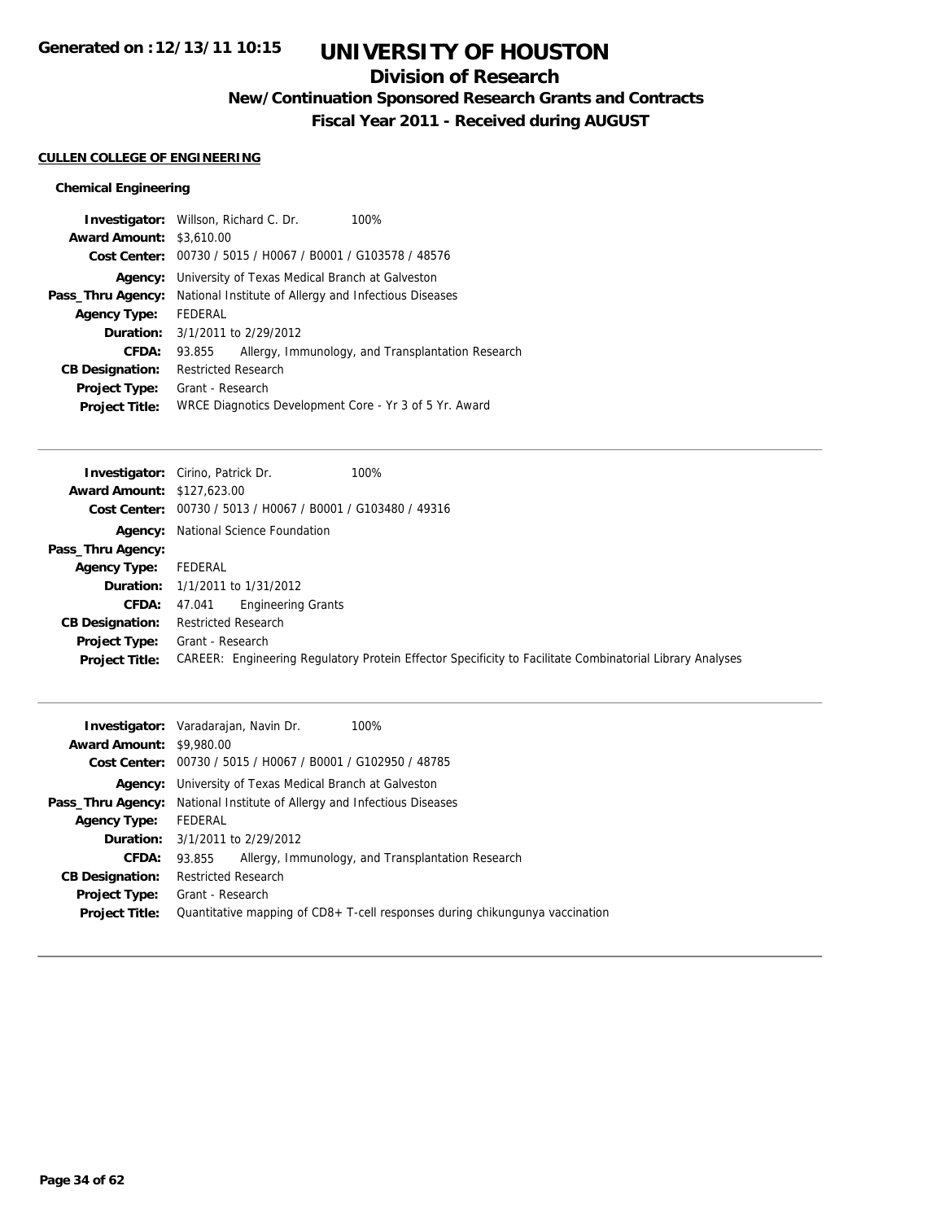# UNIVERSITY OF HOUSTON

## Division of Research

### New/Continuation Sponsored Research Grants and Contracts

### Fiscal Year 2011 - Received during AUGUST

Generated on :12/13/11 10:15

**CULLEN COLLEGE OF ENGINEERING**

**Chemical Engineering**

**Investigator:** Willson, Richard C. Dr. 100%
**Award Amount:** $3,610.00
**Cost Center:** 00730 / 5015 / H0067 / B0001 / G103578 / 48576
**Agency:** University of Texas Medical Branch at Galveston
**Pass_Thru Agency:** National Institute of Allergy and Infectious Diseases
**Agency Type:** FEDERAL
**Duration:** 3/1/2011 to 2/29/2012
**CFDA:** 93.855 Allergy, Immunology, and Transplantation Research
**CB Designation:** Restricted Research
**Project Type:** Grant - Research
**Project Title:** WRCE Diagnotics Development Core - Yr 3 of 5 Yr. Award

---

**Investigator:** Cirino, Patrick Dr. 100%
**Award Amount:** $127,623.00
**Cost Center:** 00730 / 5013 / H0067 / B0001 / G103480 / 49316
**Agency:** National Science Foundation
**Pass_Thru Agency:**
**Agency Type:** FEDERAL
**Duration:** 1/1/2011 to 1/31/2012
**CFDA:** 47.041 Engineering Grants
**CB Designation:** Restricted Research
**Project Type:** Grant - Research
**Project Title:** CAREER: Engineering Regulatory Protein Effector Specificity to Facilitate Combinatorial Library Analyses

---

**Investigator:** Varadarajan, Navin Dr. 100%
**Award Amount:** $9,980.00
**Cost Center:** 00730 / 5015 / H0067 / B0001 / G102950 / 48785
**Agency:** University of Texas Medical Branch at Galveston
**Pass_Thru Agency:** National Institute of Allergy and Infectious Diseases
**Agency Type:** FEDERAL
**Duration:** 3/1/2011 to 2/29/2012
**CFDA:** 93.855 Allergy, Immunology, and Transplantation Research
**CB Designation:** Restricted Research
**Project Type:** Grant - Research
**Project Title:** Quantitative mapping of CD8+ T-cell responses during chikungunya vaccination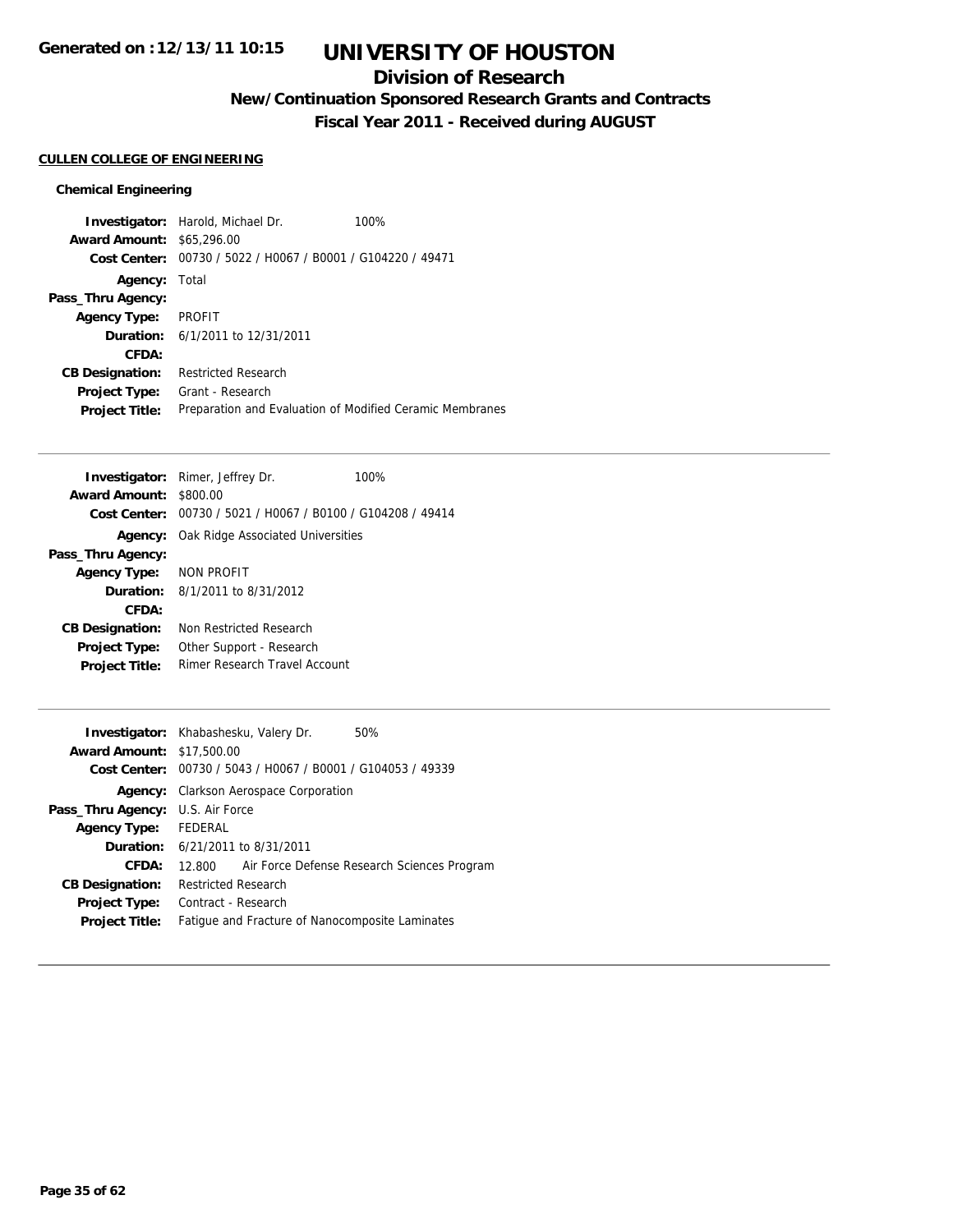# UNIVERSITY OF HOUSTON

## Division of Research

### New/Continuation Sponsored Research Grants and Contracts

### Fiscal Year 2011 - Received during AUGUST

Generated on :12/13/11 10:15

**CULLEN COLLEGE OF ENGINEERING**

**Chemical Engineering**

**Investigator:** Harold, Michael Dr. 100%
**Award Amount:** $65,296.00
**Cost Center:** 00730 / 5022 / H0067 / B0001 / G104220 / 49471
**Agency:** Total
**Pass_Thru Agency:**
**Agency Type:** PROFIT
**Duration:** 6/1/2011 to 12/31/2011
**CFDA:**
**CB Designation:** Restricted Research
**Project Type:** Grant - Research
**Project Title:** Preparation and Evaluation of Modified Ceramic Membranes

---

**Investigator:** Rimer, Jeffrey Dr. 100%
**Award Amount:** $800.00
**Cost Center:** 00730 / 5021 / H0067 / B0100 / G104208 / 49414
**Agency:** Oak Ridge Associated Universities
**Pass_Thru Agency:**
**Agency Type:** NON PROFIT
**Duration:** 8/1/2011 to 8/31/2012
**CFDA:**
**CB Designation:** Non Restricted Research
**Project Type:** Other Support - Research
**Project Title:** Rimer Research Travel Account

---

**Investigator:** Khabashesku, Valery Dr. 50%
**Award Amount:** $17,500.00
**Cost Center:** 00730 / 5043 / H0067 / B0001 / G104053 / 49339
**Agency:** Clarkson Aerospace Corporation
**Pass_Thru Agency:** U.S. Air Force
**Agency Type:** FEDERAL
**Duration:** 6/21/2011 to 8/31/2011
**CFDA:** 12.800 Air Force Defense Research Sciences Program
**CB Designation:** Restricted Research
**Project Type:** Contract - Research
**Project Title:** Fatigue and Fracture of Nanocomposite Laminates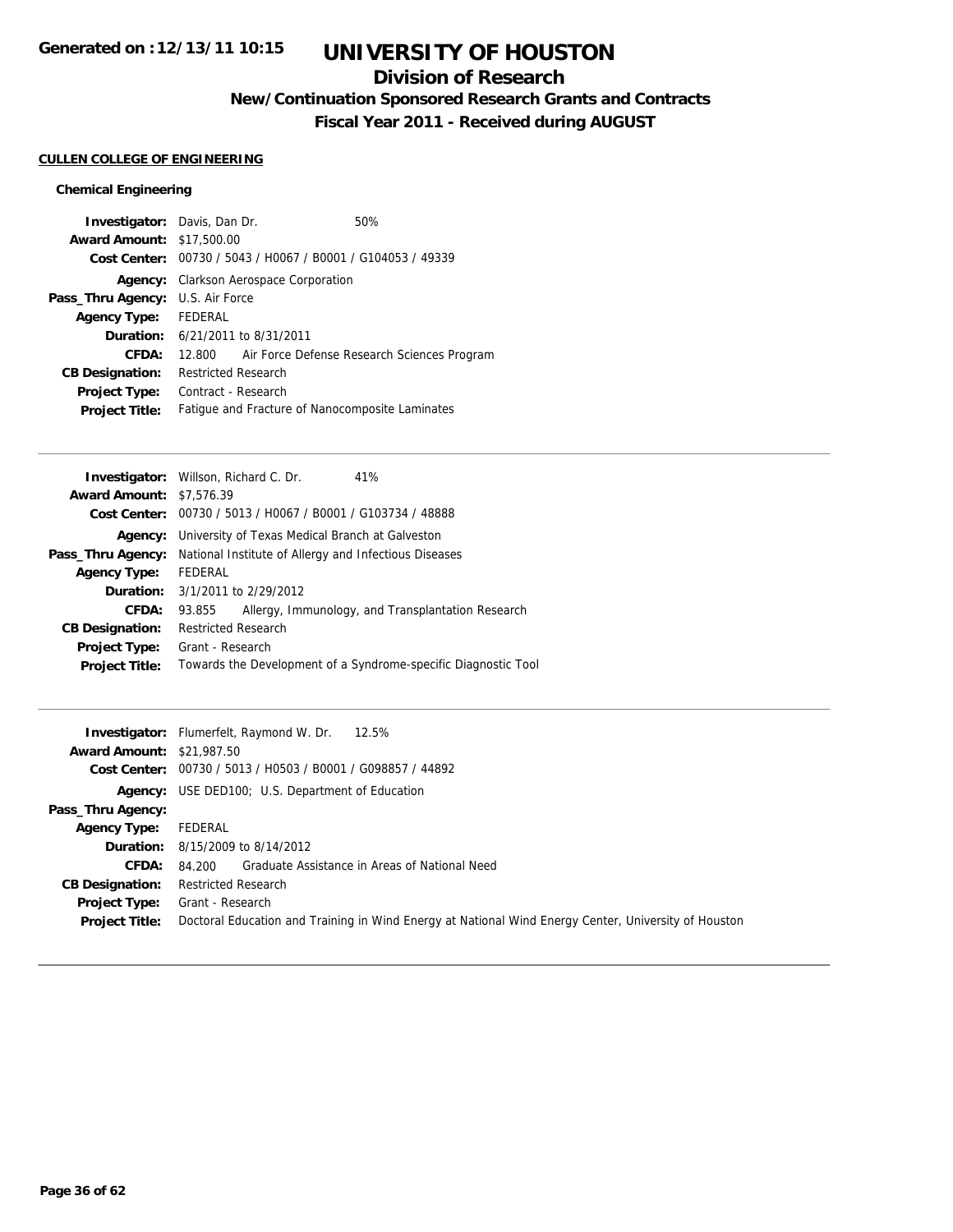# UNIVERSITY OF HOUSTON

## Division of Research

### New/Continuation Sponsored Research Grants and Contracts

### Fiscal Year 2011 - Received during AUGUST

Generated on :12/13/11 10:15

**CULLEN COLLEGE OF ENGINEERING**

**Chemical Engineering**

| | |
|---|---|
| **Investigator:** | Davis, Dan Dr. 50% |
| **Award Amount:** | $17,500.00 |
| **Cost Center:** | 00730 / 5043 / H0067 / B0001 / G104053 / 49339 |
| **Agency:** | Clarkson Aerospace Corporation |
| **Pass_Thru Agency:** | U.S. Air Force |
| **Agency Type:** | FEDERAL |
| **Duration:** | 6/21/2011 to 8/31/2011 |
| **CFDA:** | 12.800 Air Force Defense Research Sciences Program |
| **CB Designation:** | Restricted Research |
| **Project Type:** | Contract - Research |
| **Project Title:** | Fatigue and Fracture of Nanocomposite Laminates |

---

| | |
|---|---|
| **Investigator:** | Willson, Richard C. Dr. 41% |
| **Award Amount:** | $7,576.39 |
| **Cost Center:** | 00730 / 5013 / H0067 / B0001 / G103734 / 48888 |
| **Agency:** | University of Texas Medical Branch at Galveston |
| **Pass_Thru Agency:** | National Institute of Allergy and Infectious Diseases |
| **Agency Type:** | FEDERAL |
| **Duration:** | 3/1/2011 to 2/29/2012 |
| **CFDA:** | 93.855 Allergy, Immunology, and Transplantation Research |
| **CB Designation:** | Restricted Research |
| **Project Type:** | Grant - Research |
| **Project Title:** | Towards the Development of a Syndrome-specific Diagnostic Tool |

---

| | |
|---|---|
| **Investigator:** | Flumerfelt, Raymond W. Dr. 12.5% |
| **Award Amount:** | $21,987.50 |
| **Cost Center:** | 00730 / 5013 / H0503 / B0001 / G098857 / 44892 |
| **Agency:** | USE DED100; U.S. Department of Education |
| **Pass_Thru Agency:** | |
| **Agency Type:** | FEDERAL |
| **Duration:** | 8/15/2009 to 8/14/2012 |
| **CFDA:** | 84.200 Graduate Assistance in Areas of National Need |
| **CB Designation:** | Restricted Research |
| **Project Type:** | Grant - Research |
| **Project Title:** | Doctoral Education and Training in Wind Energy at National Wind Energy Center, University of Houston |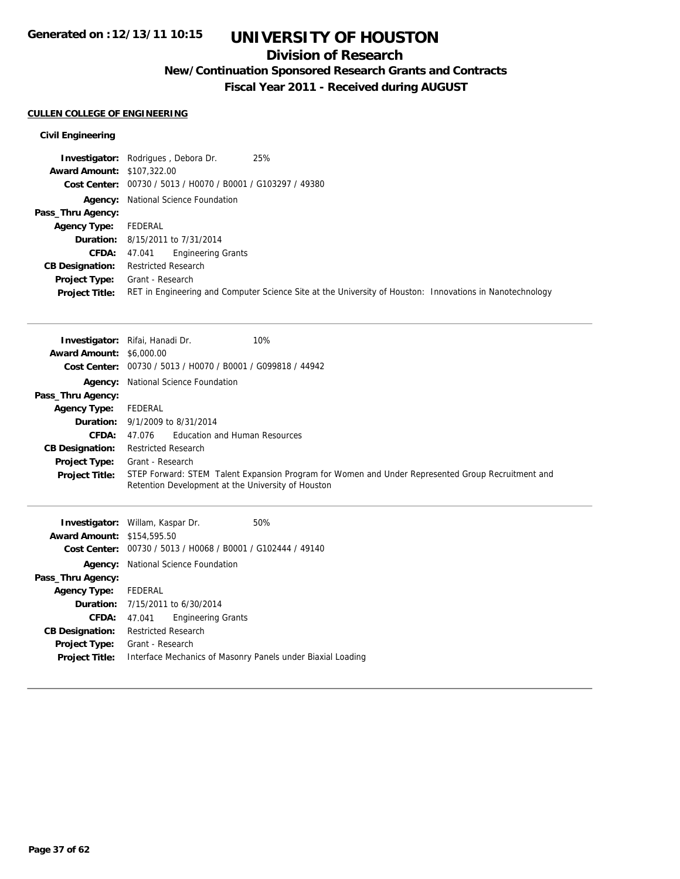# UNIVERSITY OF HOUSTON

## Division of Research

### New/Continuation Sponsored Research Grants and Contracts

### Fiscal Year 2011 - Received during AUGUST

Generated on :12/13/11 10:15

**CULLEN COLLEGE OF ENGINEERING**

**Civil Engineering**

| | |
|---|---|
| **Investigator:** | Rodrigues , Debora Dr. 25% |
| **Award Amount:** | $107,322.00 |
| **Cost Center:** | 00730 / 5013 / H0070 / B0001 / G103297 / 49380 |
| **Agency:** | National Science Foundation |
| **Pass_Thru Agency:** | |
| **Agency Type:** | FEDERAL |
| **Duration:** | 8/15/2011 to 7/31/2014 |
| **CFDA:** | 47.041 Engineering Grants |
| **CB Designation:** | Restricted Research |
| **Project Type:** | Grant - Research |
| **Project Title:** | RET in Engineering and Computer Science Site at the University of Houston: Innovations in Nanotechnology |

---

| | |
|---|---|
| **Investigator:** | Rifai, Hanadi Dr. 10% |
| **Award Amount:** | $6,000.00 |
| **Cost Center:** | 00730 / 5013 / H0070 / B0001 / G099818 / 44942 |
| **Agency:** | National Science Foundation |
| **Pass_Thru Agency:** | |
| **Agency Type:** | FEDERAL |
| **Duration:** | 9/1/2009 to 8/31/2014 |
| **CFDA:** | 47.076 Education and Human Resources |
| **CB Designation:** | Restricted Research |
| **Project Type:** | Grant - Research |
| **Project Title:** | STEP Forward: STEM Talent Expansion Program for Women and Under Represented Group Recruitment and Retention Development at the University of Houston |

---

| | |
|---|---|
| **Investigator:** | Willam, Kaspar Dr. 50% |
| **Award Amount:** | $154,595.50 |
| **Cost Center:** | 00730 / 5013 / H0068 / B0001 / G102444 / 49140 |
| **Agency:** | National Science Foundation |
| **Pass_Thru Agency:** | |
| **Agency Type:** | FEDERAL |
| **Duration:** | 7/15/2011 to 6/30/2014 |
| **CFDA:** | 47.041 Engineering Grants |
| **CB Designation:** | Restricted Research |
| **Project Type:** | Grant - Research |
| **Project Title:** | Interface Mechanics of Masonry Panels under Biaxial Loading |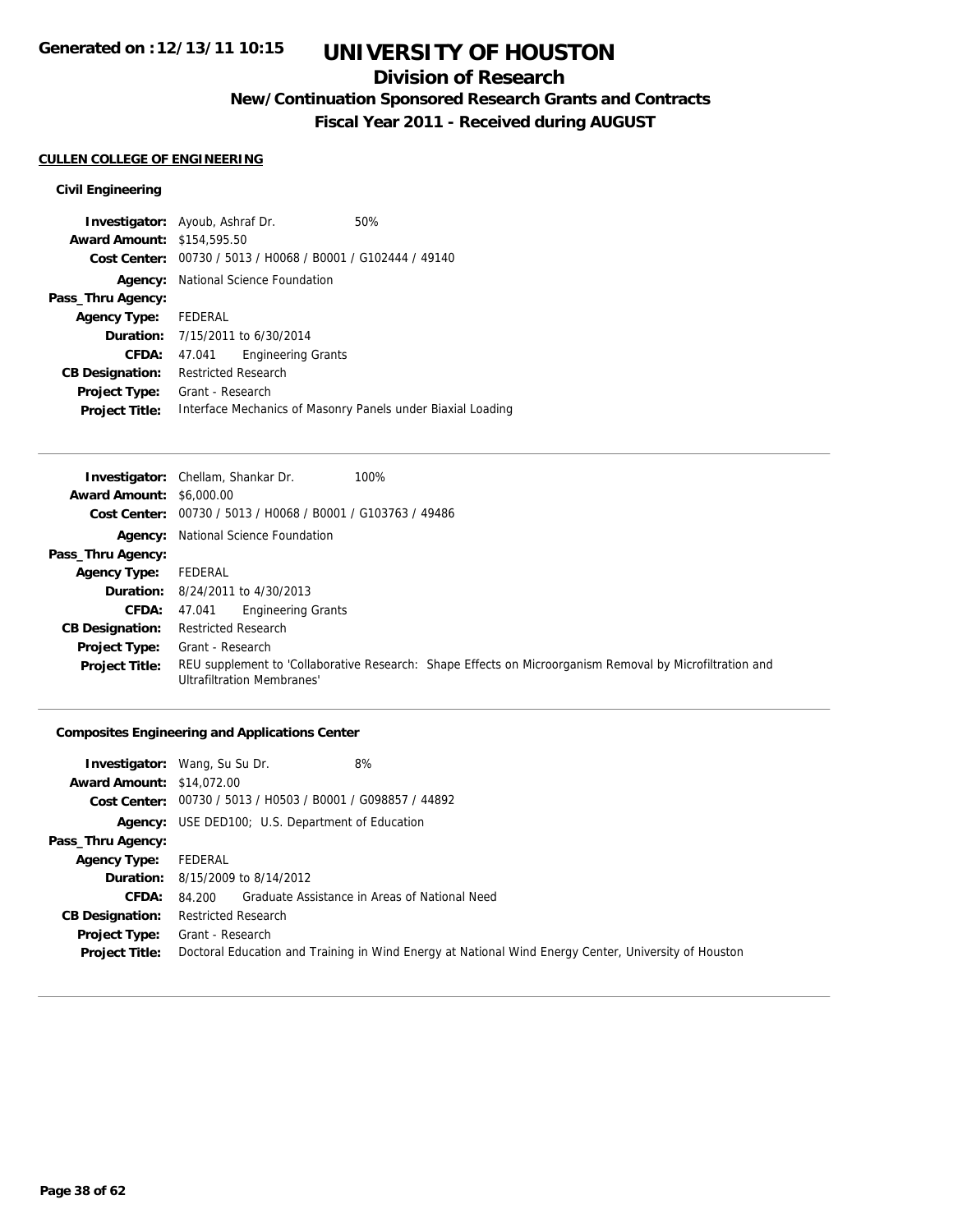# UNIVERSITY OF HOUSTON

## Division of Research

### New/Continuation Sponsored Research Grants and Contracts

### Fiscal Year 2011 - Received during AUGUST

Generated on :12/13/11 10:15

**CULLEN COLLEGE OF ENGINEERING**

**Civil Engineering**

| | |
|---|---|
| **Investigator:** | Ayoub, Ashraf Dr. 50% |
| **Award Amount:** | $154,595.50 |
| **Cost Center:** | 00730 / 5013 / H0068 / B0001 / G102444 / 49140 |
| **Agency:** | National Science Foundation |
| **Pass_Thru Agency:** | |
| **Agency Type:** | FEDERAL |
| **Duration:** | 7/15/2011 to 6/30/2014 |
| **CFDA:** | 47.041 Engineering Grants |
| **CB Designation:** | Restricted Research |
| **Project Type:** | Grant - Research |
| **Project Title:** | Interface Mechanics of Masonry Panels under Biaxial Loading |

| | |
|---|---|
| **Investigator:** | Chellam, Shankar Dr. 100% |
| **Award Amount:** | $6,000.00 |
| **Cost Center:** | 00730 / 5013 / H0068 / B0001 / G103763 / 49486 |
| **Agency:** | National Science Foundation |
| **Pass_Thru Agency:** | |
| **Agency Type:** | FEDERAL |
| **Duration:** | 8/24/2011 to 4/30/2013 |
| **CFDA:** | 47.041 Engineering Grants |
| **CB Designation:** | Restricted Research |
| **Project Type:** | Grant - Research |
| **Project Title:** | REU supplement to 'Collaborative Research: Shape Effects on Microorganism Removal by Microfiltration and Ultrafiltration Membranes' |

**Composites Engineering and Applications Center**

| | |
|---|---|
| **Investigator:** | Wang, Su Su Dr. 8% |
| **Award Amount:** | $14,072.00 |
| **Cost Center:** | 00730 / 5013 / H0503 / B0001 / G098857 / 44892 |
| **Agency:** | USE DED100; U.S. Department of Education |
| **Pass_Thru Agency:** | |
| **Agency Type:** | FEDERAL |
| **Duration:** | 8/15/2009 to 8/14/2012 |
| **CFDA:** | 84.200 Graduate Assistance in Areas of National Need |
| **CB Designation:** | Restricted Research |
| **Project Type:** | Grant - Research |
| **Project Title:** | Doctoral Education and Training in Wind Energy at National Wind Energy Center, University of Houston |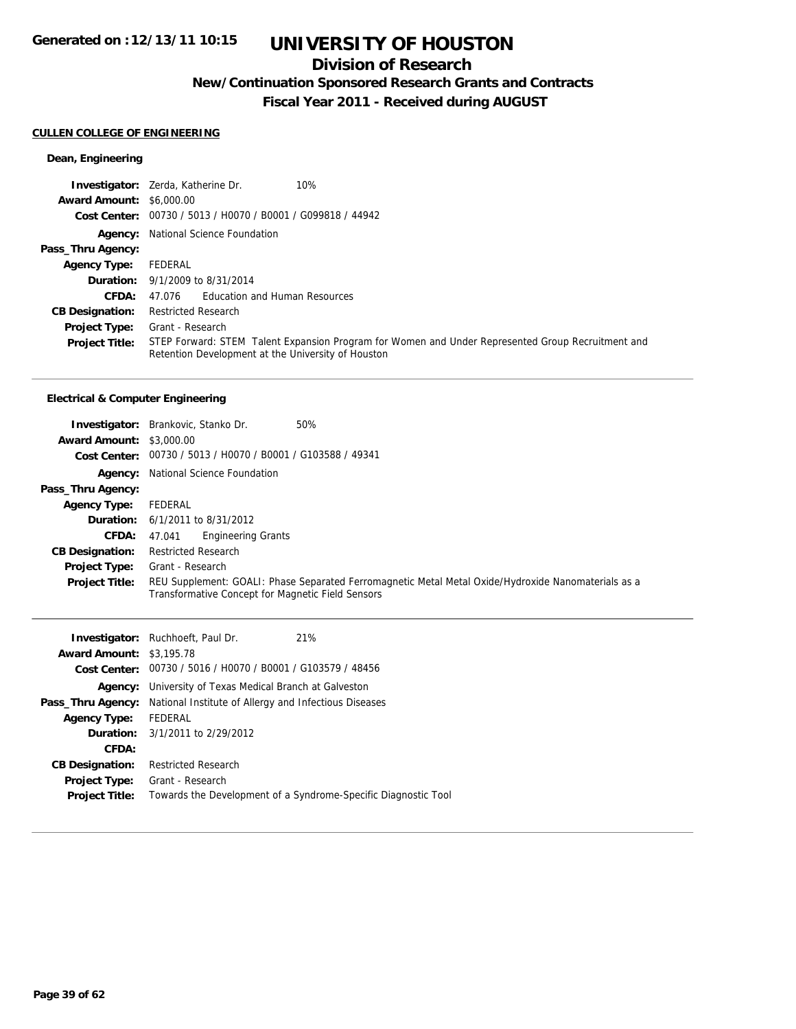# UNIVERSITY OF HOUSTON

## Division of Research

### New/Continuation Sponsored Research Grants and Contracts

### Fiscal Year 2011 - Received during AUGUST

**CULLEN COLLEGE OF ENGINEERING**

**Dean, Engineering**

**Investigator:** Zerda, Katherine Dr. 10%
**Award Amount:** $6,000.00
**Cost Center:** 00730 / 5013 / H0070 / B0001 / G099818 / 44942
**Agency:** National Science Foundation
**Pass_Thru Agency:**
**Agency Type:** FEDERAL
**Duration:** 9/1/2009 to 8/31/2014
**CFDA:** 47.076 Education and Human Resources
**CB Designation:** Restricted Research
**Project Type:** Grant - Research
**Project Title:** STEP Forward: STEM Talent Expansion Program for Women and Under Represented Group Recruitment and Retention Development at the University of Houston

---

**Electrical & Computer Engineering**

**Investigator:** Brankovic, Stanko Dr. 50%
**Award Amount:** $3,000.00
**Cost Center:** 00730 / 5013 / H0070 / B0001 / G103588 / 49341
**Agency:** National Science Foundation
**Pass_Thru Agency:**
**Agency Type:** FEDERAL
**Duration:** 6/1/2011 to 8/31/2012
**CFDA:** 47.041 Engineering Grants
**CB Designation:** Restricted Research
**Project Type:** Grant - Research
**Project Title:** REU Supplement: GOALI: Phase Separated Ferromagnetic Metal Metal Oxide/Hydroxide Nanomaterials as a Transformative Concept for Magnetic Field Sensors

---

**Investigator:** Ruchhoeft, Paul Dr. 21%
**Award Amount:** $3,195.78
**Cost Center:** 00730 / 5016 / H0070 / B0001 / G103579 / 48456
**Agency:** University of Texas Medical Branch at Galveston
**Pass_Thru Agency:** National Institute of Allergy and Infectious Diseases
**Agency Type:** FEDERAL
**Duration:** 3/1/2011 to 2/29/2012
**CFDA:**
**CB Designation:** Restricted Research
**Project Type:** Grant - Research
**Project Title:** Towards the Development of a Syndrome-Specific Diagnostic Tool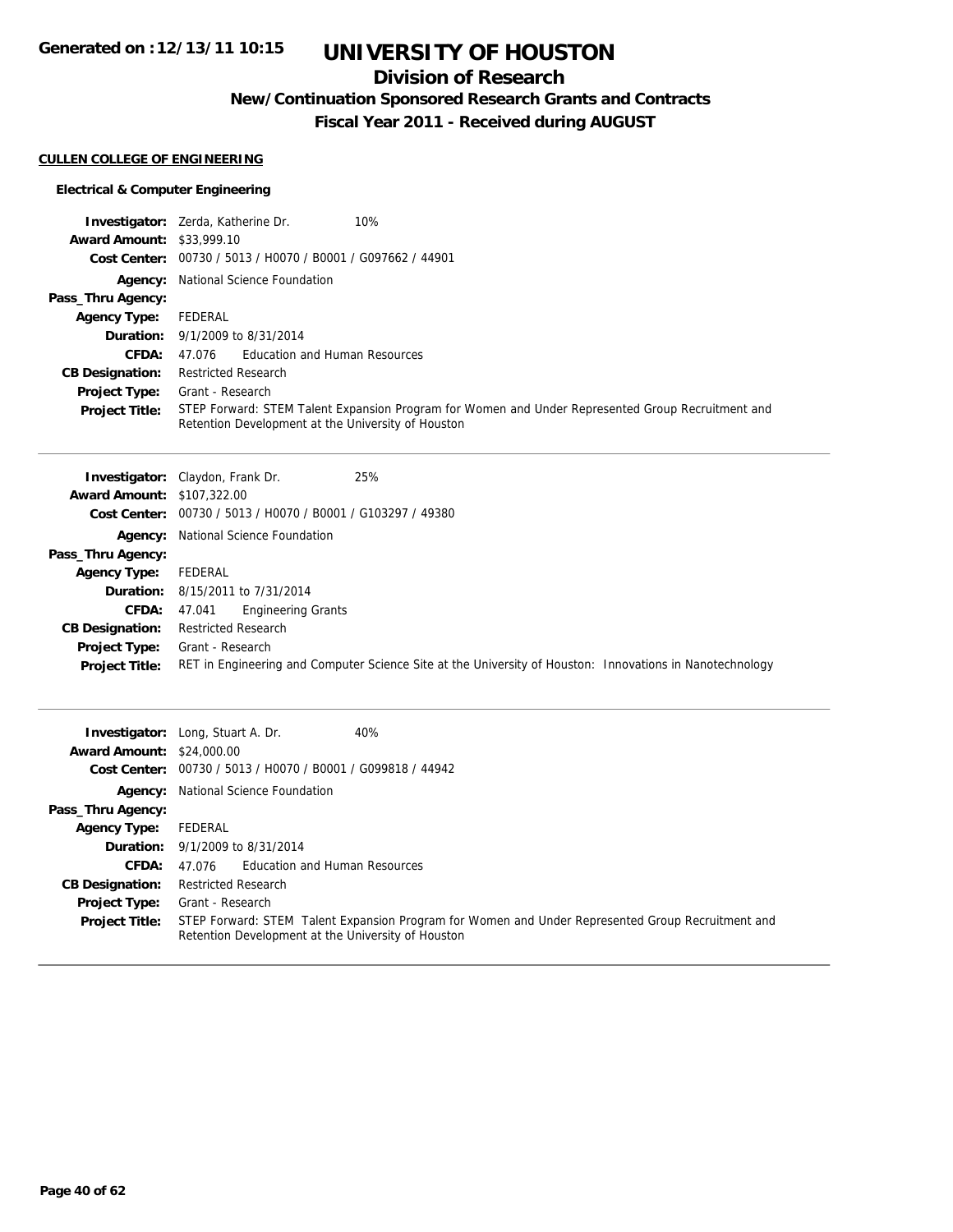# UNIVERSITY OF HOUSTON

## Division of Research

### New/Continuation Sponsored Research Grants and Contracts

### Fiscal Year 2011 - Received during AUGUST

**CULLEN COLLEGE OF ENGINEERING**

**Electrical & Computer Engineering**

**Investigator:** Zerda, Katherine Dr. 10%
**Award Amount:** $33,999.10
**Cost Center:** 00730 / 5013 / H0070 / B0001 / G097662 / 44901
**Agency:** National Science Foundation
**Pass_Thru Agency:**
**Agency Type:** FEDERAL
**Duration:** 9/1/2009 to 8/31/2014
**CFDA:** 47.076 Education and Human Resources
**CB Designation:** Restricted Research
**Project Type:** Grant - Research
**Project Title:** STEP Forward: STEM Talent Expansion Program for Women and Under Represented Group Recruitment and Retention Development at the University of Houston

---

**Investigator:** Claydon, Frank Dr. 25%
**Award Amount:** $107,322.00
**Cost Center:** 00730 / 5013 / H0070 / B0001 / G103297 / 49380
**Agency:** National Science Foundation
**Pass_Thru Agency:**
**Agency Type:** FEDERAL
**Duration:** 8/15/2011 to 7/31/2014
**CFDA:** 47.041 Engineering Grants
**CB Designation:** Restricted Research
**Project Type:** Grant - Research
**Project Title:** RET in Engineering and Computer Science Site at the University of Houston: Innovations in Nanotechnology

---

**Investigator:** Long, Stuart A. Dr. 40%
**Award Amount:** $24,000.00
**Cost Center:** 00730 / 5013 / H0070 / B0001 / G099818 / 44942
**Agency:** National Science Foundation
**Pass_Thru Agency:**
**Agency Type:** FEDERAL
**Duration:** 9/1/2009 to 8/31/2014
**CFDA:** 47.076 Education and Human Resources
**CB Designation:** Restricted Research
**Project Type:** Grant - Research
**Project Title:** STEP Forward: STEM Talent Expansion Program for Women and Under Represented Group Recruitment and Retention Development at the University of Houston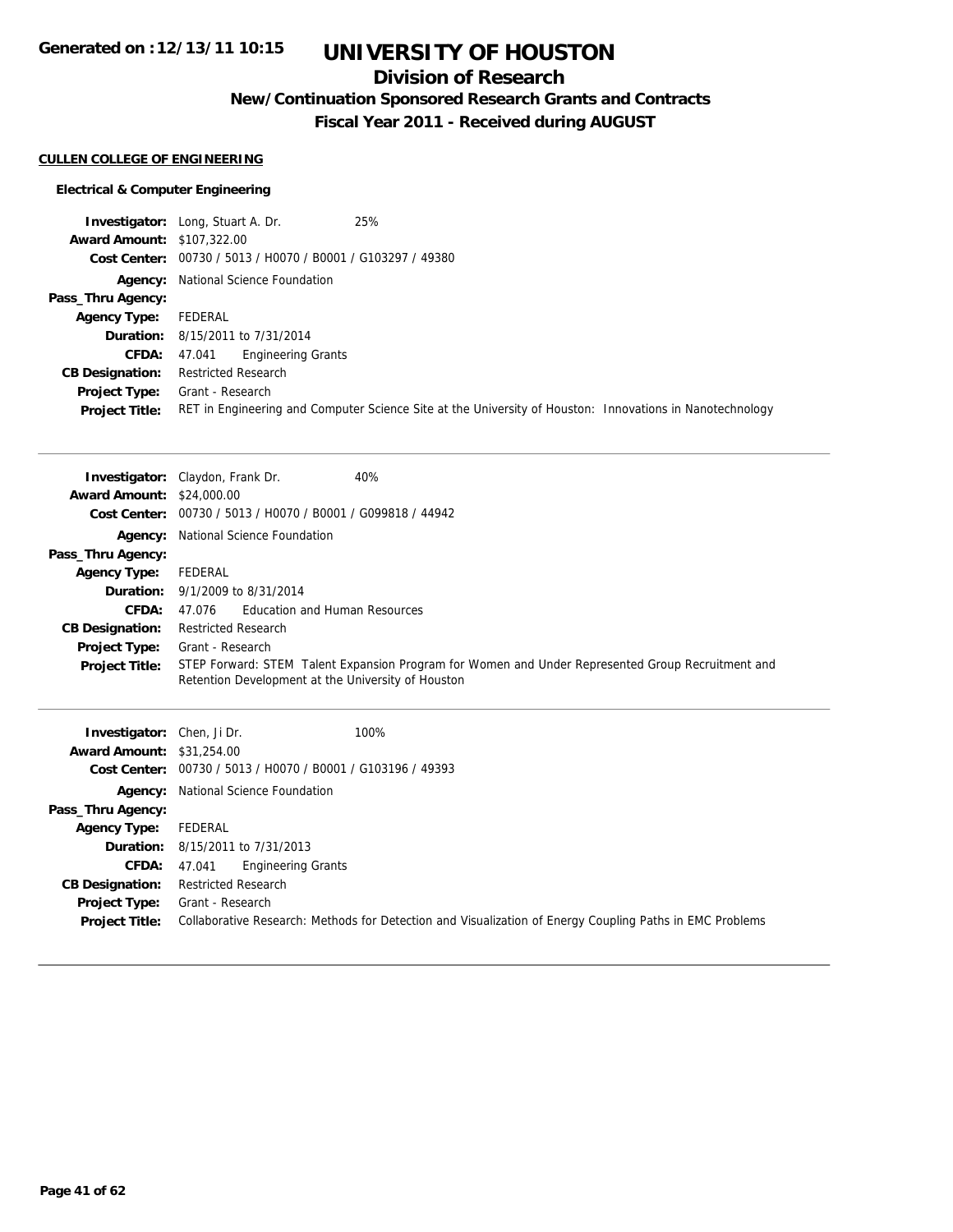# UNIVERSITY OF HOUSTON

## Division of Research

### New/Continuation Sponsored Research Grants and Contracts

### Fiscal Year 2011 - Received during AUGUST

Generated on :12/13/11 10:15

**CULLEN COLLEGE OF ENGINEERING**

**Electrical & Computer Engineering**

**Investigator:** Long, Stuart A. Dr. 25%
**Award Amount:** $107,322.00
**Cost Center:** 00730 / 5013 / H0070 / B0001 / G103297 / 49380
**Agency:** National Science Foundation
**Pass_Thru Agency:**
**Agency Type:** FEDERAL
**Duration:** 8/15/2011 to 7/31/2014
**CFDA:** 47.041 Engineering Grants
**CB Designation:** Restricted Research
**Project Type:** Grant - Research
**Project Title:** RET in Engineering and Computer Science Site at the University of Houston: Innovations in Nanotechnology

---

**Investigator:** Claydon, Frank Dr. 40%
**Award Amount:** $24,000.00
**Cost Center:** 00730 / 5013 / H0070 / B0001 / G099818 / 44942
**Agency:** National Science Foundation
**Pass_Thru Agency:**
**Agency Type:** FEDERAL
**Duration:** 9/1/2009 to 8/31/2014
**CFDA:** 47.076 Education and Human Resources
**CB Designation:** Restricted Research
**Project Type:** Grant - Research
**Project Title:** STEP Forward: STEM Talent Expansion Program for Women and Under Represented Group Recruitment and Retention Development at the University of Houston

---

**Investigator:** Chen, Ji Dr. 100%
**Award Amount:** $31,254.00
**Cost Center:** 00730 / 5013 / H0070 / B0001 / G103196 / 49393
**Agency:** National Science Foundation
**Pass_Thru Agency:**
**Agency Type:** FEDERAL
**Duration:** 8/15/2011 to 7/31/2013
**CFDA:** 47.041 Engineering Grants
**CB Designation:** Restricted Research
**Project Type:** Grant - Research
**Project Title:** Collaborative Research: Methods for Detection and Visualization of Energy Coupling Paths in EMC Problems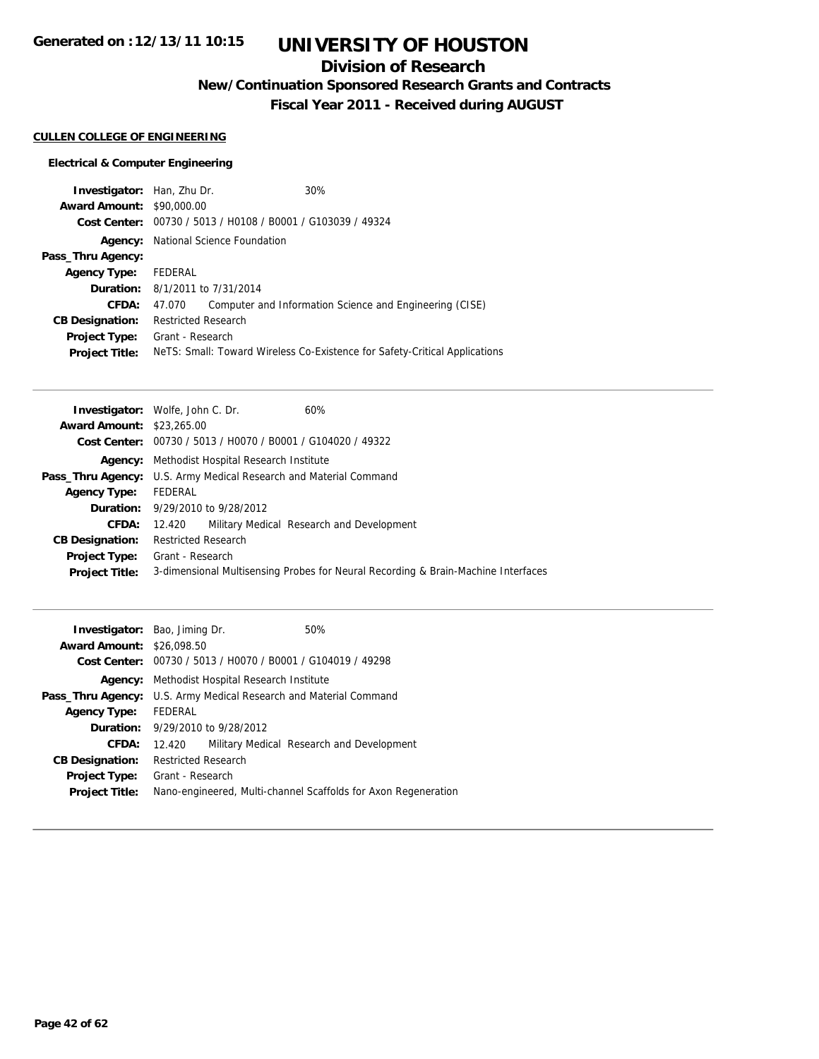# UNIVERSITY OF HOUSTON

## Division of Research

### New/Continuation Sponsored Research Grants and Contracts

### Fiscal Year 2011 - Received during AUGUST

Generated on :12/13/11 10:15

**CULLEN COLLEGE OF ENGINEERING**

**Electrical & Computer Engineering**

| | |
|---|---|
| **Investigator:** | Han, Zhu Dr. 30% |
| **Award Amount:** | $90,000.00 |
| **Cost Center:** | 00730 / 5013 / H0108 / B0001 / G103039 / 49324 |
| **Agency:** | National Science Foundation |
| **Pass_Thru Agency:** | |
| **Agency Type:** | FEDERAL |
| **Duration:** | 8/1/2011 to 7/31/2014 |
| **CFDA:** | 47.070 Computer and Information Science and Engineering (CISE) |
| **CB Designation:** | Restricted Research |
| **Project Type:** | Grant - Research |
| **Project Title:** | NeTS: Small: Toward Wireless Co-Existence for Safety-Critical Applications |

---

| | |
|---|---|
| **Investigator:** | Wolfe, John C. Dr. 60% |
| **Award Amount:** | $23,265.00 |
| **Cost Center:** | 00730 / 5013 / H0070 / B0001 / G104020 / 49322 |
| **Agency:** | Methodist Hospital Research Institute |
| **Pass_Thru Agency:** | U.S. Army Medical Research and Material Command |
| **Agency Type:** | FEDERAL |
| **Duration:** | 9/29/2010 to 9/28/2012 |
| **CFDA:** | 12.420 Military Medical Research and Development |
| **CB Designation:** | Restricted Research |
| **Project Type:** | Grant - Research |
| **Project Title:** | 3-dimensional Multisensing Probes for Neural Recording & Brain-Machine Interfaces |

---

| | |
|---|---|
| **Investigator:** | Bao, Jiming Dr. 50% |
| **Award Amount:** | $26,098.50 |
| **Cost Center:** | 00730 / 5013 / H0070 / B0001 / G104019 / 49298 |
| **Agency:** | Methodist Hospital Research Institute |
| **Pass_Thru Agency:** | U.S. Army Medical Research and Material Command |
| **Agency Type:** | FEDERAL |
| **Duration:** | 9/29/2010 to 9/28/2012 |
| **CFDA:** | 12.420 Military Medical Research and Development |
| **CB Designation:** | Restricted Research |
| **Project Type:** | Grant - Research |
| **Project Title:** | Nano-engineered, Multi-channel Scaffolds for Axon Regeneration |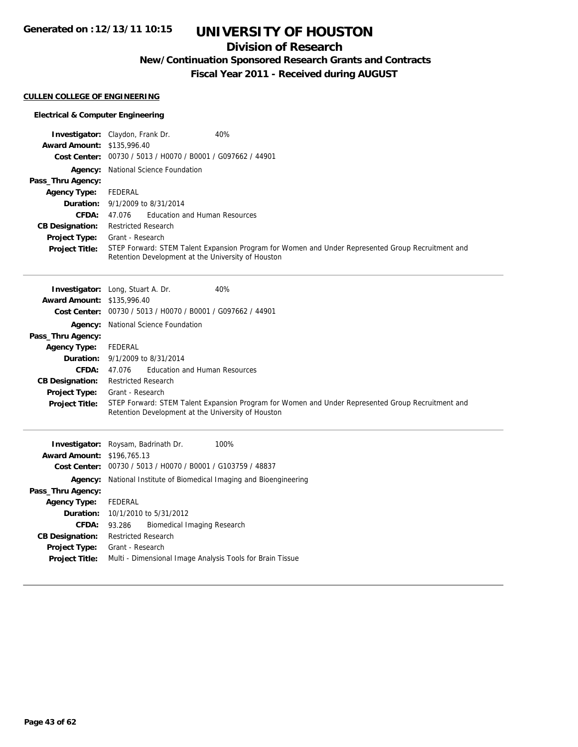# UNIVERSITY OF HOUSTON

## Division of Research

### New/Continuation Sponsored Research Grants and Contracts

### Fiscal Year 2011 - Received during AUGUST

Generated on :12/13/11 10:15

**CULLEN COLLEGE OF ENGINEERING**

**Electrical & Computer Engineering**

**Investigator:** Claydon, Frank Dr. 40%
**Award Amount:** $135,996.40
**Cost Center:** 00730 / 5013 / H0070 / B0001 / G097662 / 44901
**Agency:** National Science Foundation
**Pass_Thru Agency:**
**Agency Type:** FEDERAL
**Duration:** 9/1/2009 to 8/31/2014
**CFDA:** 47.076 Education and Human Resources
**CB Designation:** Restricted Research
**Project Type:** Grant - Research
**Project Title:** STEP Forward: STEM Talent Expansion Program for Women and Under Represented Group Recruitment and Retention Development at the University of Houston

---

**Investigator:** Long, Stuart A. Dr. 40%
**Award Amount:** $135,996.40
**Cost Center:** 00730 / 5013 / H0070 / B0001 / G097662 / 44901
**Agency:** National Science Foundation
**Pass_Thru Agency:**
**Agency Type:** FEDERAL
**Duration:** 9/1/2009 to 8/31/2014
**CFDA:** 47.076 Education and Human Resources
**CB Designation:** Restricted Research
**Project Type:** Grant - Research
**Project Title:** STEP Forward: STEM Talent Expansion Program for Women and Under Represented Group Recruitment and Retention Development at the University of Houston

---

**Investigator:** Roysam, Badrinath Dr. 100%
**Award Amount:** $196,765.13
**Cost Center:** 00730 / 5013 / H0070 / B0001 / G103759 / 48837
**Agency:** National Institute of Biomedical Imaging and Bioengineering
**Pass_Thru Agency:**
**Agency Type:** FEDERAL
**Duration:** 10/1/2010 to 5/31/2012
**CFDA:** 93.286 Biomedical Imaging Research
**CB Designation:** Restricted Research
**Project Type:** Grant - Research
**Project Title:** Multi - Dimensional Image Analysis Tools for Brain Tissue

---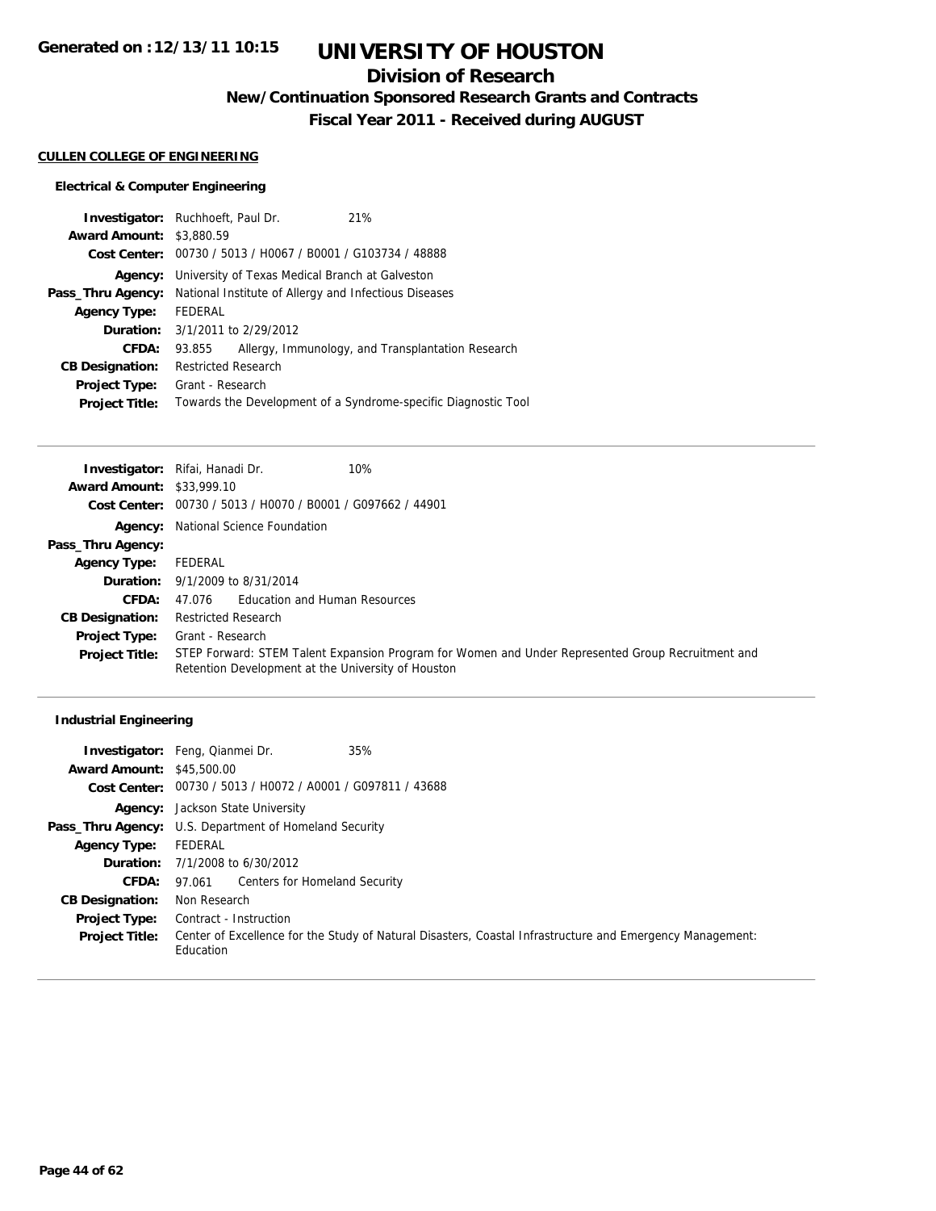# UNIVERSITY OF HOUSTON

## Division of Research

### New/Continuation Sponsored Research Grants and Contracts

### Fiscal Year 2011 - Received during AUGUST

Generated on :12/13/11 10:15

**CULLEN COLLEGE OF ENGINEERING**

**Electrical & Computer Engineering**

**Investigator:** Ruchhoeft, Paul Dr. 21%
**Award Amount:** $3,880.59
**Cost Center:** 00730 / 5013 / H0067 / B0001 / G103734 / 48888
**Agency:** University of Texas Medical Branch at Galveston
**Pass_Thru Agency:** National Institute of Allergy and Infectious Diseases
**Agency Type:** FEDERAL
**Duration:** 3/1/2011 to 2/29/2012
**CFDA:** 93.855 Allergy, Immunology, and Transplantation Research
**CB Designation:** Restricted Research
**Project Type:** Grant - Research
**Project Title:** Towards the Development of a Syndrome-specific Diagnostic Tool

---

**Investigator:** Rifai, Hanadi Dr. 10%
**Award Amount:** $33,999.10
**Cost Center:** 00730 / 5013 / H0070 / B0001 / G097662 / 44901
**Agency:** National Science Foundation
**Pass_Thru Agency:**
**Agency Type:** FEDERAL
**Duration:** 9/1/2009 to 8/31/2014
**CFDA:** 47.076 Education and Human Resources
**CB Designation:** Restricted Research
**Project Type:** Grant - Research
**Project Title:** STEP Forward: STEM Talent Expansion Program for Women and Under Represented Group Recruitment and Retention Development at the University of Houston

---

**Industrial Engineering**

**Investigator:** Feng, Qianmei Dr. 35%
**Award Amount:** $45,500.00
**Cost Center:** 00730 / 5013 / H0072 / A0001 / G097811 / 43688
**Agency:** Jackson State University
**Pass_Thru Agency:** U.S. Department of Homeland Security
**Agency Type:** FEDERAL
**Duration:** 7/1/2008 to 6/30/2012
**CFDA:** 97.061 Centers for Homeland Security
**CB Designation:** Non Research
**Project Type:** Contract - Instruction
**Project Title:** Center of Excellence for the Study of Natural Disasters, Coastal Infrastructure and Emergency Management: Education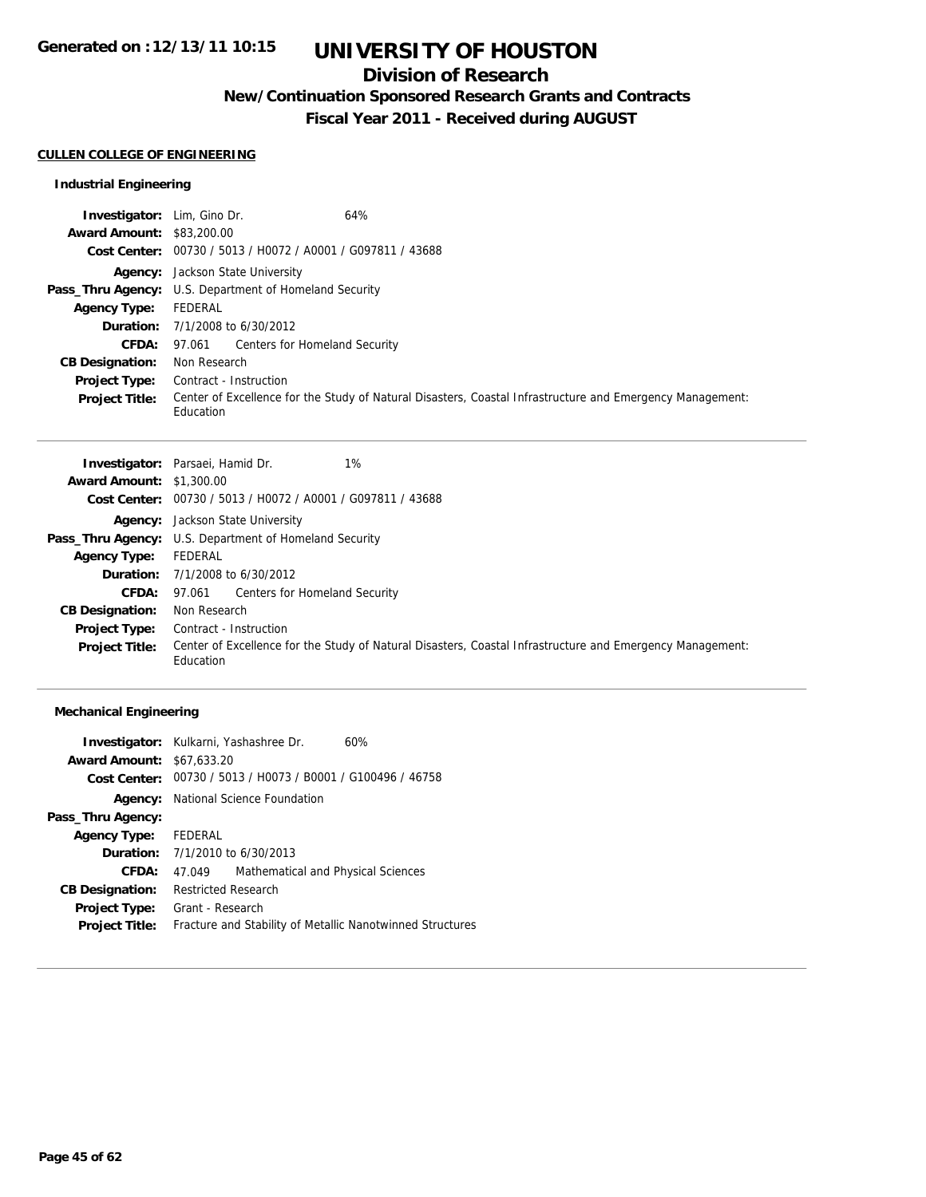**Generated on :12/13/11 10:15**

# UNIVERSITY OF HOUSTON

## Division of Research

### New/Continuation Sponsored Research Grants and Contracts

### Fiscal Year 2011 - Received during AUGUST

**CULLEN COLLEGE OF ENGINEERING**

#### Industrial Engineering

**Investigator:** Lim, Gino Dr. 64%
**Award Amount:** $83,200.00
**Cost Center:** 00730 / 5013 / H0072 / A0001 / G097811 / 43688
**Agency:** Jackson State University
**Pass_Thru Agency:** U.S. Department of Homeland Security
**Agency Type:** FEDERAL
**Duration:** 7/1/2008 to 6/30/2012
**CFDA:** 97.061 Centers for Homeland Security
**CB Designation:** Non Research
**Project Type:** Contract - Instruction
**Project Title:** Center of Excellence for the Study of Natural Disasters, Coastal Infrastructure and Emergency Management: Education

---

**Investigator:** Parsaei, Hamid Dr. 1%
**Award Amount:** $1,300.00
**Cost Center:** 00730 / 5013 / H0072 / A0001 / G097811 / 43688
**Agency:** Jackson State University
**Pass_Thru Agency:** U.S. Department of Homeland Security
**Agency Type:** FEDERAL
**Duration:** 7/1/2008 to 6/30/2012
**CFDA:** 97.061 Centers for Homeland Security
**CB Designation:** Non Research
**Project Type:** Contract - Instruction
**Project Title:** Center of Excellence for the Study of Natural Disasters, Coastal Infrastructure and Emergency Management: Education

---

#### Mechanical Engineering

**Investigator:** Kulkarni, Yashashree Dr. 60%
**Award Amount:** $67,633.20
**Cost Center:** 00730 / 5013 / H0073 / B0001 / G100496 / 46758
**Agency:** National Science Foundation
**Pass_Thru Agency:**
**Agency Type:** FEDERAL
**Duration:** 7/1/2010 to 6/30/2013
**CFDA:** 47.049 Mathematical and Physical Sciences
**CB Designation:** Restricted Research
**Project Type:** Grant - Research
**Project Title:** Fracture and Stability of Metallic Nanotwinned Structures

---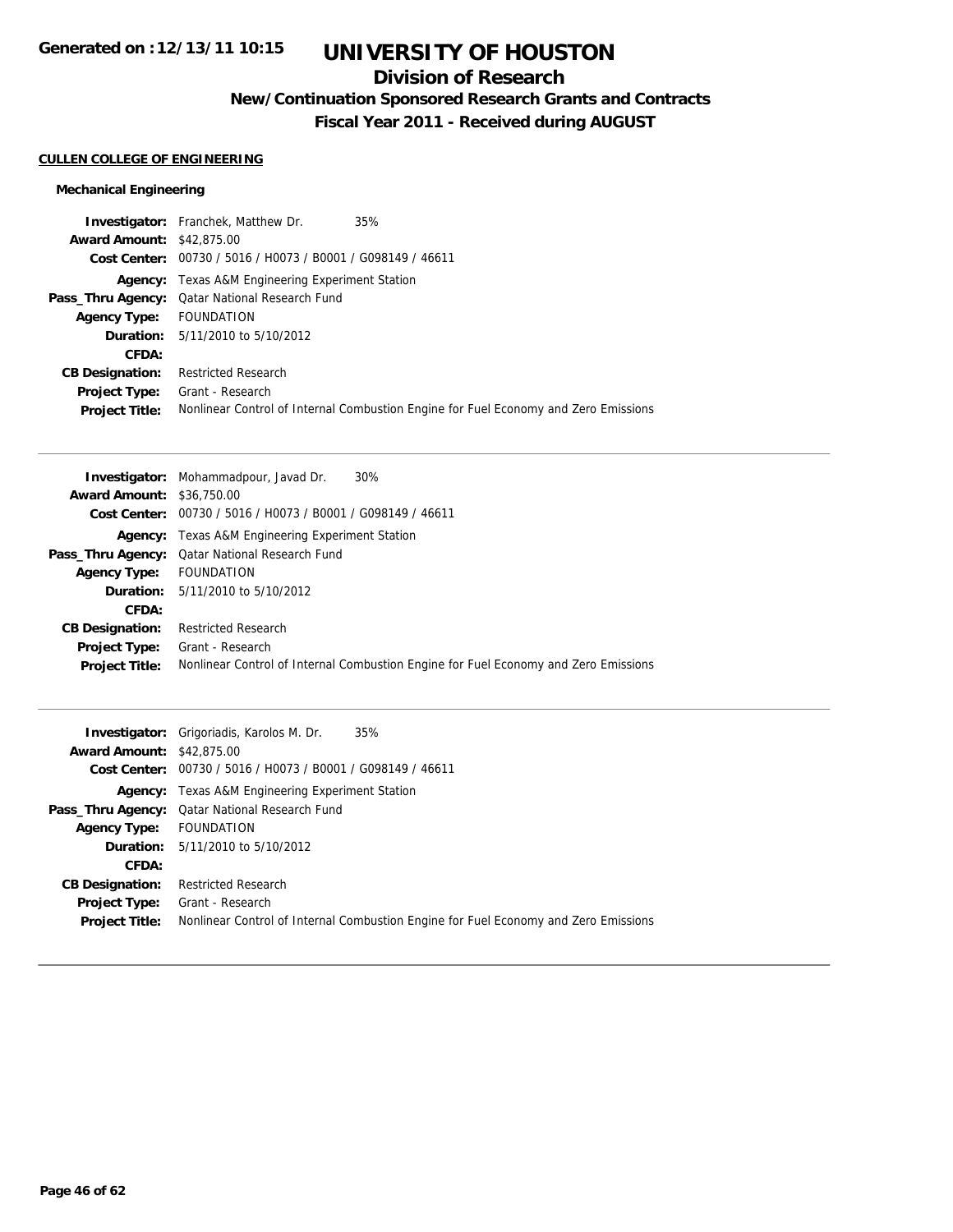# UNIVERSITY OF HOUSTON

## Division of Research

### New/Continuation Sponsored Research Grants and Contracts

### Fiscal Year 2011 - Received during AUGUST

Generated on :12/13/11 10:15

**CULLEN COLLEGE OF ENGINEERING**

**Mechanical Engineering**

**Investigator:** Franchek, Matthew Dr. 35%
**Award Amount:** $42,875.00
**Cost Center:** 00730 / 5016 / H0073 / B0001 / G098149 / 46611
**Agency:** Texas A&M Engineering Experiment Station
**Pass_Thru Agency:** Qatar National Research Fund
**Agency Type:** FOUNDATION
**Duration:** 5/11/2010 to 5/10/2012
**CFDA:**
**CB Designation:** Restricted Research
**Project Type:** Grant - Research
**Project Title:** Nonlinear Control of Internal Combustion Engine for Fuel Economy and Zero Emissions

---

**Investigator:** Mohammadpour, Javad Dr. 30%
**Award Amount:** $36,750.00
**Cost Center:** 00730 / 5016 / H0073 / B0001 / G098149 / 46611
**Agency:** Texas A&M Engineering Experiment Station
**Pass_Thru Agency:** Qatar National Research Fund
**Agency Type:** FOUNDATION
**Duration:** 5/11/2010 to 5/10/2012
**CFDA:**
**CB Designation:** Restricted Research
**Project Type:** Grant - Research
**Project Title:** Nonlinear Control of Internal Combustion Engine for Fuel Economy and Zero Emissions

---

**Investigator:** Grigoriadis, Karolos M. Dr. 35%
**Award Amount:** $42,875.00
**Cost Center:** 00730 / 5016 / H0073 / B0001 / G098149 / 46611
**Agency:** Texas A&M Engineering Experiment Station
**Pass_Thru Agency:** Qatar National Research Fund
**Agency Type:** FOUNDATION
**Duration:** 5/11/2010 to 5/10/2012
**CFDA:**
**CB Designation:** Restricted Research
**Project Type:** Grant - Research
**Project Title:** Nonlinear Control of Internal Combustion Engine for Fuel Economy and Zero Emissions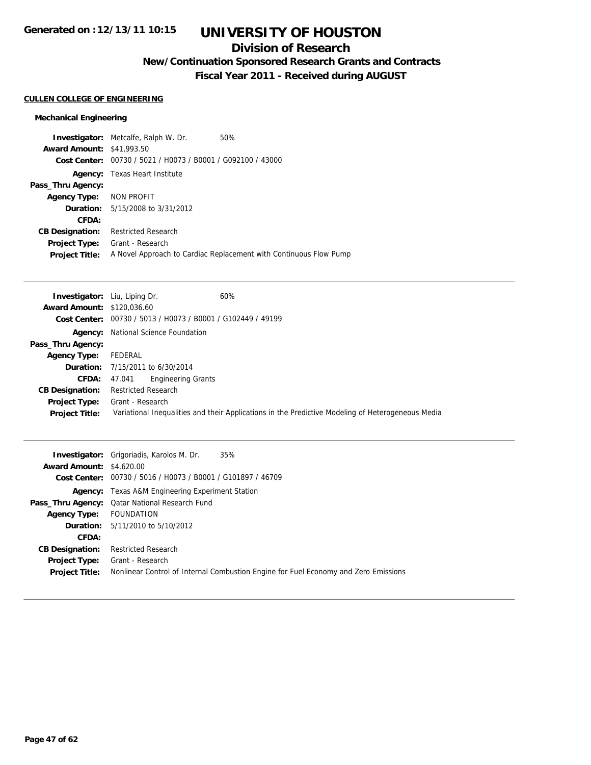**Generated on :12/13/11 10:15**

# UNIVERSITY OF HOUSTON

## Division of Research

### New/Continuation Sponsored Research Grants and Contracts

### Fiscal Year 2011 - Received during AUGUST

**CULLEN COLLEGE OF ENGINEERING**

#### Mechanical Engineering

**Investigator:** Metcalfe, Ralph W. Dr. 50%
**Award Amount:** $41,993.50
**Cost Center:** 00730 / 5021 / H0073 / B0001 / G092100 / 43000
**Agency:** Texas Heart Institute
**Pass_Thru Agency:**
**Agency Type:** NON PROFIT
**Duration:** 5/15/2008 to 3/31/2012
**CFDA:**
**CB Designation:** Restricted Research
**Project Type:** Grant - Research
**Project Title:** A Novel Approach to Cardiac Replacement with Continuous Flow Pump

---

**Investigator:** Liu, Liping Dr. 60%
**Award Amount:** $120,036.60
**Cost Center:** 00730 / 5013 / H0073 / B0001 / G102449 / 49199
**Agency:** National Science Foundation
**Pass_Thru Agency:**
**Agency Type:** FEDERAL
**Duration:** 7/15/2011 to 6/30/2014
**CFDA:** 47.041 Engineering Grants
**CB Designation:** Restricted Research
**Project Type:** Grant - Research
**Project Title:** Variational Inequalities and their Applications in the Predictive Modeling of Heterogeneous Media

---

**Investigator:** Grigoriadis, Karolos M. Dr. 35%
**Award Amount:** $4,620.00
**Cost Center:** 00730 / 5016 / H0073 / B0001 / G101897 / 46709
**Agency:** Texas A&M Engineering Experiment Station
**Pass_Thru Agency:** Qatar National Research Fund
**Agency Type:** FOUNDATION
**Duration:** 5/11/2010 to 5/10/2012
**CFDA:**
**CB Designation:** Restricted Research
**Project Type:** Grant - Research
**Project Title:** Nonlinear Control of Internal Combustion Engine for Fuel Economy and Zero Emissions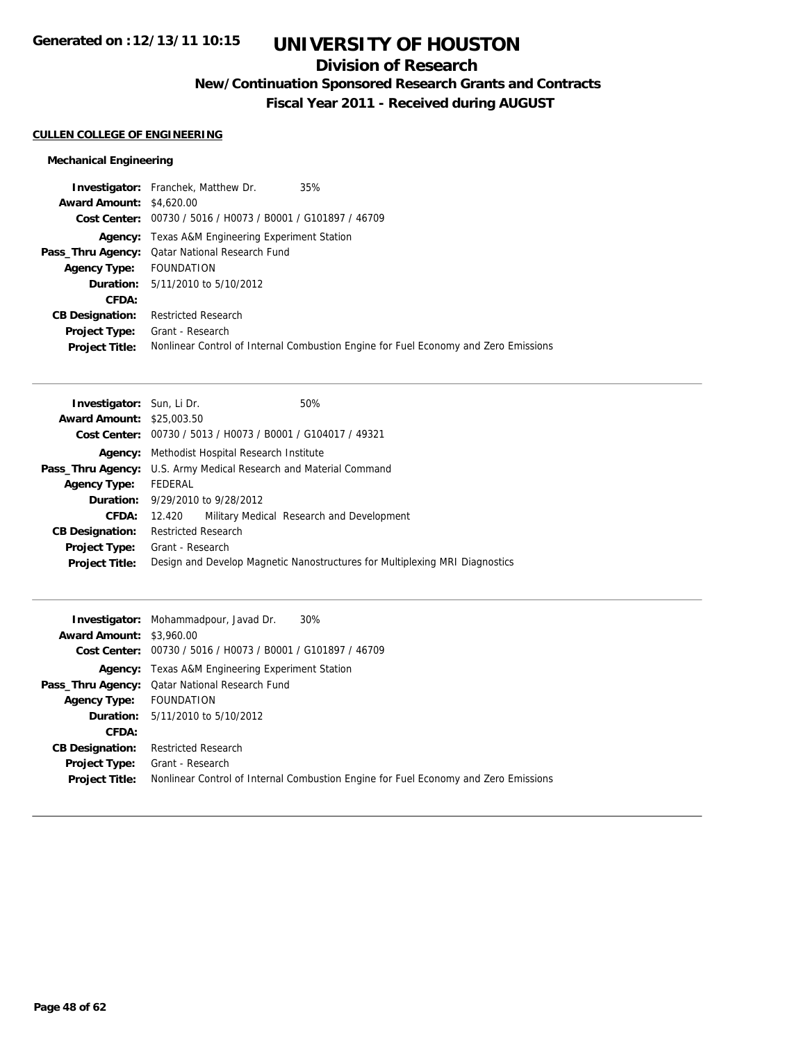# UNIVERSITY OF HOUSTON

## Division of Research

### New/Continuation Sponsored Research Grants and Contracts

### Fiscal Year 2011 - Received during AUGUST

Generated on :12/13/11 10:15

**CULLEN COLLEGE OF ENGINEERING**

**Mechanical Engineering**

**Investigator:** Franchek, Matthew Dr. 35%
**Award Amount:** $4,620.00
**Cost Center:** 00730 / 5016 / H0073 / B0001 / G101897 / 46709
**Agency:** Texas A&M Engineering Experiment Station
**Pass_Thru Agency:** Qatar National Research Fund
**Agency Type:** FOUNDATION
**Duration:** 5/11/2010 to 5/10/2012
**CFDA:**
**CB Designation:** Restricted Research
**Project Type:** Grant - Research
**Project Title:** Nonlinear Control of Internal Combustion Engine for Fuel Economy and Zero Emissions

---

**Investigator:** Sun, Li Dr. 50%
**Award Amount:** $25,003.50
**Cost Center:** 00730 / 5013 / H0073 / B0001 / G104017 / 49321
**Agency:** Methodist Hospital Research Institute
**Pass_Thru Agency:** U.S. Army Medical Research and Material Command
**Agency Type:** FEDERAL
**Duration:** 9/29/2010 to 9/28/2012
**CFDA:** 12.420 Military Medical Research and Development
**CB Designation:** Restricted Research
**Project Type:** Grant - Research
**Project Title:** Design and Develop Magnetic Nanostructures for Multiplexing MRI Diagnostics

---

**Investigator:** Mohammadpour, Javad Dr. 30%
**Award Amount:** $3,960.00
**Cost Center:** 00730 / 5016 / H0073 / B0001 / G101897 / 46709
**Agency:** Texas A&M Engineering Experiment Station
**Pass_Thru Agency:** Qatar National Research Fund
**Agency Type:** FOUNDATION
**Duration:** 5/11/2010 to 5/10/2012
**CFDA:**
**CB Designation:** Restricted Research
**Project Type:** Grant - Research
**Project Title:** Nonlinear Control of Internal Combustion Engine for Fuel Economy and Zero Emissions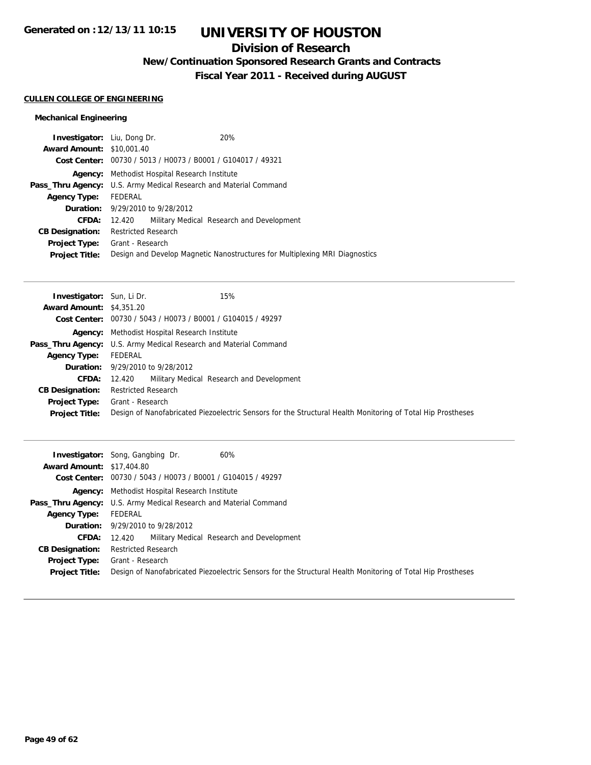# UNIVERSITY OF HOUSTON

## Division of Research

### New/Continuation Sponsored Research Grants and Contracts

### Fiscal Year 2011 - Received during AUGUST

Generated on :12/13/11 10:15

**CULLEN COLLEGE OF ENGINEERING**

**Mechanical Engineering**

**Investigator:** Liu, Dong Dr. 20%
**Award Amount:** $10,001.40
**Cost Center:** 00730 / 5013 / H0073 / B0001 / G104017 / 49321
**Agency:** Methodist Hospital Research Institute
**Pass_Thru Agency:** U.S. Army Medical Research and Material Command
**Agency Type:** FEDERAL
**Duration:** 9/29/2010 to 9/28/2012
**CFDA:** 12.420 Military Medical Research and Development
**CB Designation:** Restricted Research
**Project Type:** Grant - Research
**Project Title:** Design and Develop Magnetic Nanostructures for Multiplexing MRI Diagnostics

---

**Investigator:** Sun, Li Dr. 15%
**Award Amount:** $4,351.20
**Cost Center:** 00730 / 5043 / H0073 / B0001 / G104015 / 49297
**Agency:** Methodist Hospital Research Institute
**Pass_Thru Agency:** U.S. Army Medical Research and Material Command
**Agency Type:** FEDERAL
**Duration:** 9/29/2010 to 9/28/2012
**CFDA:** 12.420 Military Medical Research and Development
**CB Designation:** Restricted Research
**Project Type:** Grant - Research
**Project Title:** Design of Nanofabricated Piezoelectric Sensors for the Structural Health Monitoring of Total Hip Prostheses

---

**Investigator:** Song, Gangbing Dr. 60%
**Award Amount:** $17,404.80
**Cost Center:** 00730 / 5043 / H0073 / B0001 / G104015 / 49297
**Agency:** Methodist Hospital Research Institute
**Pass_Thru Agency:** U.S. Army Medical Research and Material Command
**Agency Type:** FEDERAL
**Duration:** 9/29/2010 to 9/28/2012
**CFDA:** 12.420 Military Medical Research and Development
**CB Designation:** Restricted Research
**Project Type:** Grant - Research
**Project Title:** Design of Nanofabricated Piezoelectric Sensors for the Structural Health Monitoring of Total Hip Prostheses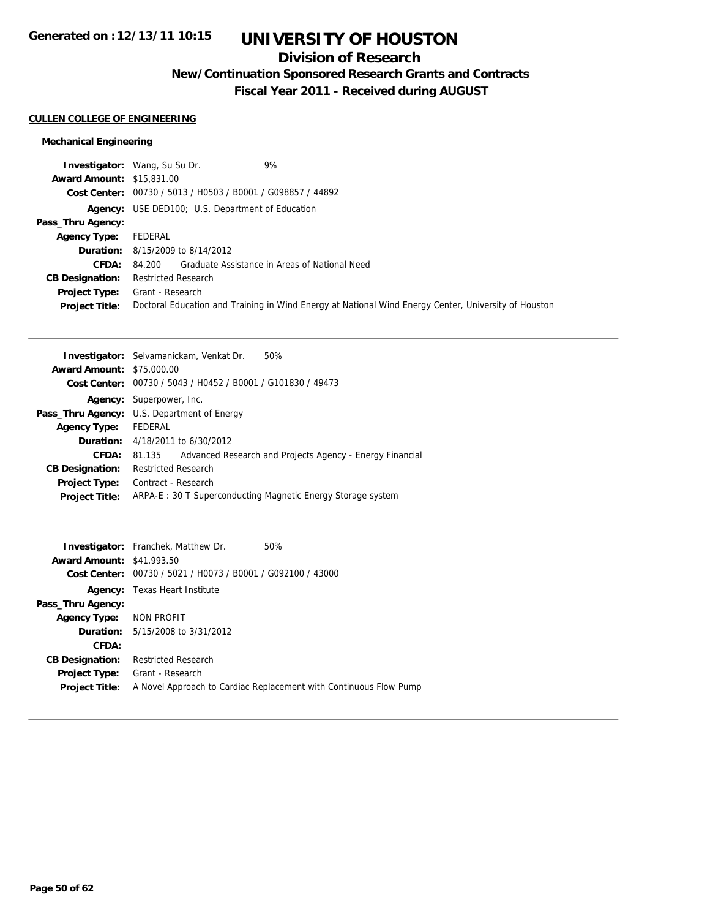# UNIVERSITY OF HOUSTON

## Division of Research

### New/Continuation Sponsored Research Grants and Contracts

### Fiscal Year 2011 - Received during AUGUST

Generated on :12/13/11 10:15

**CULLEN COLLEGE OF ENGINEERING**

**Mechanical Engineering**

**Investigator:** Wang, Su Su Dr. 9%
**Award Amount:** $15,831.00
**Cost Center:** 00730 / 5013 / H0503 / B0001 / G098857 / 44892
**Agency:** USE DED100; U.S. Department of Education
**Pass_Thru Agency:**
**Agency Type:** FEDERAL
**Duration:** 8/15/2009 to 8/14/2012
**CFDA:** 84.200 Graduate Assistance in Areas of National Need
**CB Designation:** Restricted Research
**Project Type:** Grant - Research
**Project Title:** Doctoral Education and Training in Wind Energy at National Wind Energy Center, University of Houston

---

**Investigator:** Selvamanickam, Venkat Dr. 50%
**Award Amount:** $75,000.00
**Cost Center:** 00730 / 5043 / H0452 / B0001 / G101830 / 49473
**Agency:** Superpower, Inc.
**Pass_Thru Agency:** U.S. Department of Energy
**Agency Type:** FEDERAL
**Duration:** 4/18/2011 to 6/30/2012
**CFDA:** 81.135 Advanced Research and Projects Agency - Energy Financial
**CB Designation:** Restricted Research
**Project Type:** Contract - Research
**Project Title:** ARPA-E : 30 T Superconducting Magnetic Energy Storage system

---

**Investigator:** Franchek, Matthew Dr. 50%
**Award Amount:** $41,993.50
**Cost Center:** 00730 / 5021 / H0073 / B0001 / G092100 / 43000
**Agency:** Texas Heart Institute
**Pass_Thru Agency:**
**Agency Type:** NON PROFIT
**Duration:** 5/15/2008 to 3/31/2012
**CFDA:**
**CB Designation:** Restricted Research
**Project Type:** Grant - Research
**Project Title:** A Novel Approach to Cardiac Replacement with Continuous Flow Pump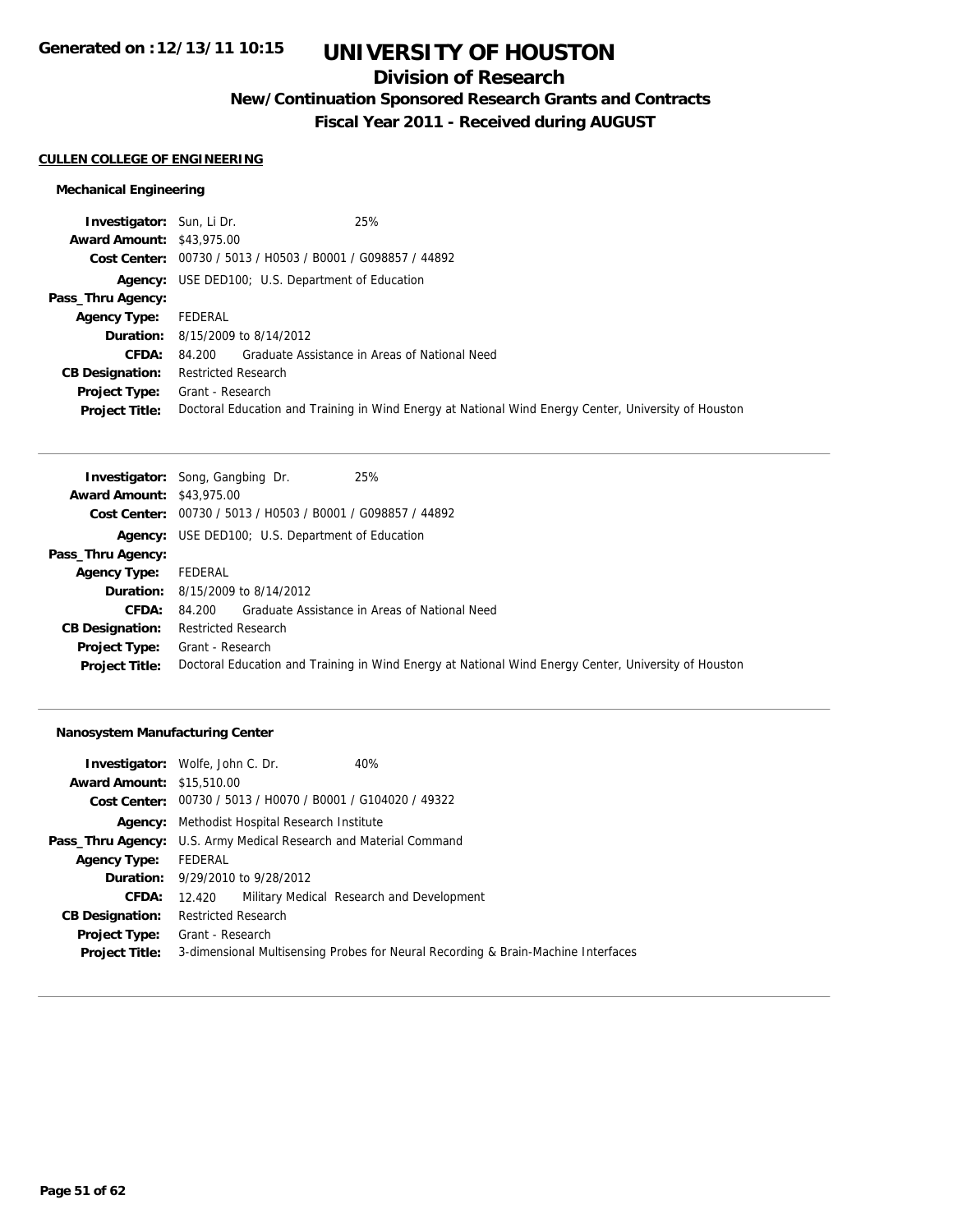# UNIVERSITY OF HOUSTON

## Division of Research

### New/Continuation Sponsored Research Grants and Contracts

### Fiscal Year 2011 - Received during AUGUST

**CULLEN COLLEGE OF ENGINEERING**

**Mechanical Engineering**

**Investigator:** Sun, Li Dr. 25%
**Award Amount:** $43,975.00
**Cost Center:** 00730 / 5013 / H0503 / B0001 / G098857 / 44892
**Agency:** USE DED100; U.S. Department of Education
**Pass_Thru Agency:**
**Agency Type:** FEDERAL
**Duration:** 8/15/2009 to 8/14/2012
**CFDA:** 84.200 Graduate Assistance in Areas of National Need
**CB Designation:** Restricted Research
**Project Type:** Grant - Research
**Project Title:** Doctoral Education and Training in Wind Energy at National Wind Energy Center, University of Houston

---

**Investigator:** Song, Gangbing Dr. 25%
**Award Amount:** $43,975.00
**Cost Center:** 00730 / 5013 / H0503 / B0001 / G098857 / 44892
**Agency:** USE DED100; U.S. Department of Education
**Pass_Thru Agency:**
**Agency Type:** FEDERAL
**Duration:** 8/15/2009 to 8/14/2012
**CFDA:** 84.200 Graduate Assistance in Areas of National Need
**CB Designation:** Restricted Research
**Project Type:** Grant - Research
**Project Title:** Doctoral Education and Training in Wind Energy at National Wind Energy Center, University of Houston

---

**Nanosystem Manufacturing Center**

**Investigator:** Wolfe, John C. Dr. 40%
**Award Amount:** $15,510.00
**Cost Center:** 00730 / 5013 / H0070 / B0001 / G104020 / 49322
**Agency:** Methodist Hospital Research Institute
**Pass_Thru Agency:** U.S. Army Medical Research and Material Command
**Agency Type:** FEDERAL
**Duration:** 9/29/2010 to 9/28/2012
**CFDA:** 12.420 Military Medical Research and Development
**CB Designation:** Restricted Research
**Project Type:** Grant - Research
**Project Title:** 3-dimensional Multisensing Probes for Neural Recording & Brain-Machine Interfaces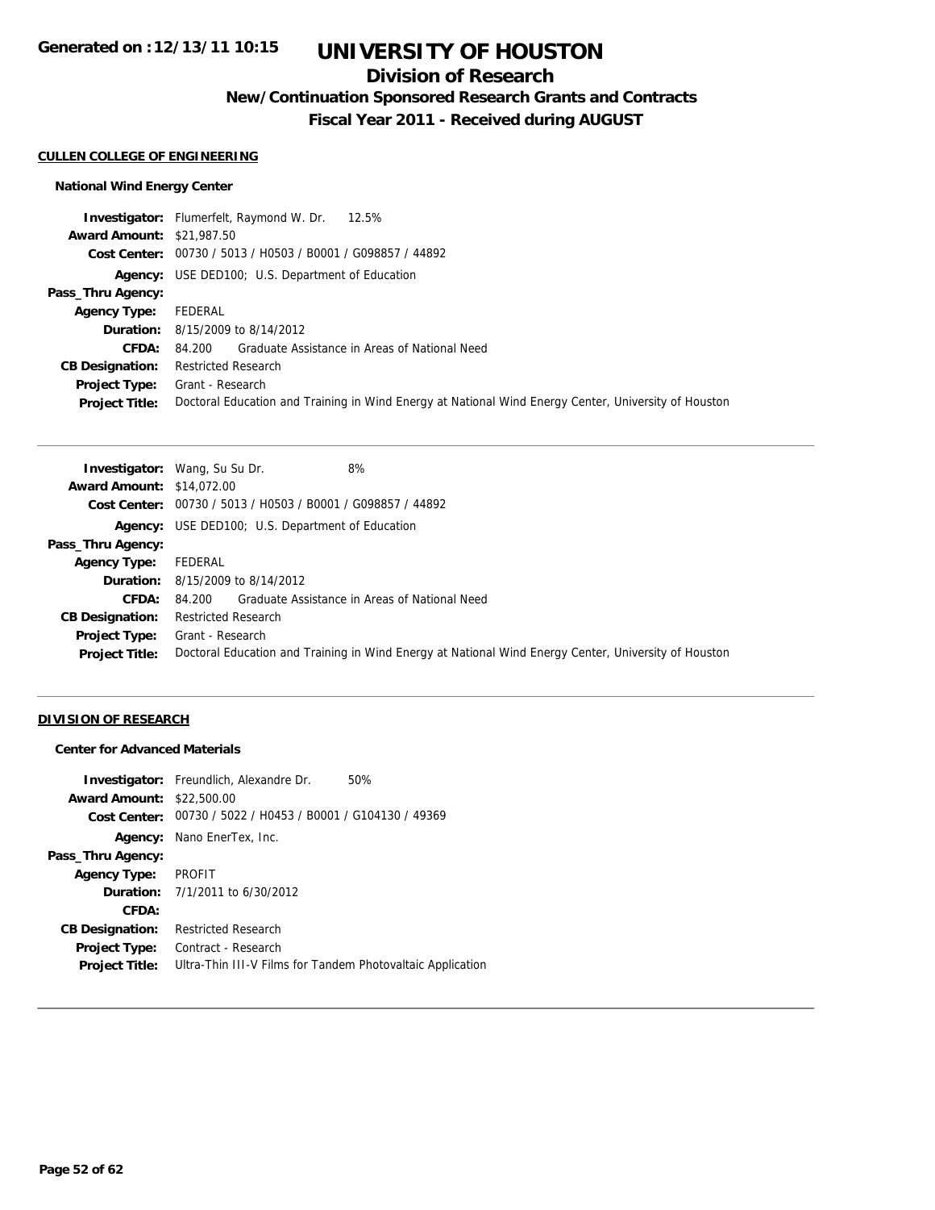# UNIVERSITY OF HOUSTON

## Division of Research

### New/Continuation Sponsored Research Grants and Contracts

### Fiscal Year 2011 - Received during AUGUST

Generated on :12/13/11 10:15

**CULLEN COLLEGE OF ENGINEERING**

**National Wind Energy Center**

| | |
|---|---|
| **Investigator:** | Flumerfelt, Raymond W. Dr. 12.5% |
| **Award Amount:** | $21,987.50 |
| **Cost Center:** | 00730 / 5013 / H0503 / B0001 / G098857 / 44892 |
| **Agency:** | USE DED100; U.S. Department of Education |
| **Pass_Thru Agency:** | |
| **Agency Type:** | FEDERAL |
| **Duration:** | 8/15/2009 to 8/14/2012 |
| **CFDA:** | 84.200 Graduate Assistance in Areas of National Need |
| **CB Designation:** | Restricted Research |
| **Project Type:** | Grant - Research |
| **Project Title:** | Doctoral Education and Training in Wind Energy at National Wind Energy Center, University of Houston |

| | |
|---|---|
| **Investigator:** | Wang, Su Su Dr. 8% |
| **Award Amount:** | $14,072.00 |
| **Cost Center:** | 00730 / 5013 / H0503 / B0001 / G098857 / 44892 |
| **Agency:** | USE DED100; U.S. Department of Education |
| **Pass_Thru Agency:** | |
| **Agency Type:** | FEDERAL |
| **Duration:** | 8/15/2009 to 8/14/2012 |
| **CFDA:** | 84.200 Graduate Assistance in Areas of National Need |
| **CB Designation:** | Restricted Research |
| **Project Type:** | Grant - Research |
| **Project Title:** | Doctoral Education and Training in Wind Energy at National Wind Energy Center, University of Houston |

**DIVISION OF RESEARCH**

**Center for Advanced Materials**

| | |
|---|---|
| **Investigator:** | Freundlich, Alexandre Dr. 50% |
| **Award Amount:** | $22,500.00 |
| **Cost Center:** | 00730 / 5022 / H0453 / B0001 / G104130 / 49369 |
| **Agency:** | Nano EnerTex, Inc. |
| **Pass_Thru Agency:** | |
| **Agency Type:** | PROFIT |
| **Duration:** | 7/1/2011 to 6/30/2012 |
| **CFDA:** | |
| **CB Designation:** | Restricted Research |
| **Project Type:** | Contract - Research |
| **Project Title:** | Ultra-Thin III-V Films for Tandem Photovaltaic Application |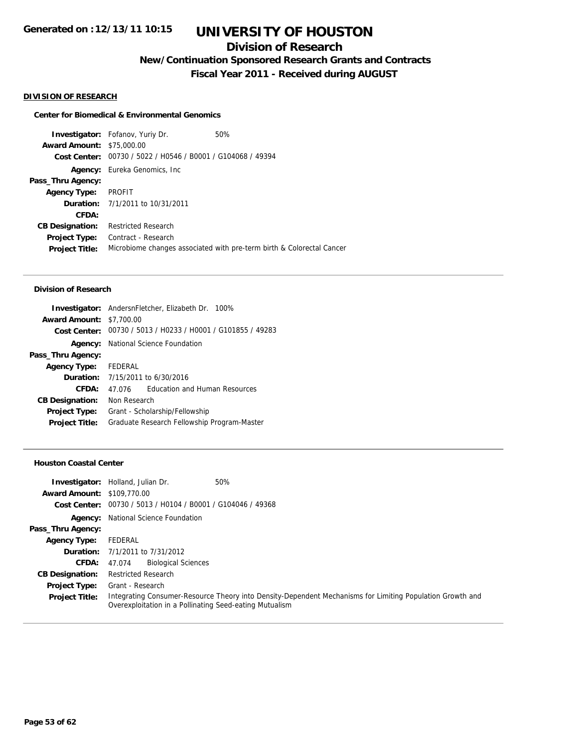# UNIVERSITY OF HOUSTON

## Division of Research

### New/Continuation Sponsored Research Grants and Contracts

### Fiscal Year 2011 - Received during AUGUST

Generated on :12/13/11 10:15

**DIVISION OF RESEARCH**

#### Center for Biomedical & Environmental Genomics

| | |
|---|---|
| **Investigator:** | Fofanov, Yuriy Dr. 50% |
| **Award Amount:** | $75,000.00 |
| **Cost Center:** | 00730 / 5022 / H0546 / B0001 / G104068 / 49394 |
| **Agency:** | Eureka Genomics, Inc |
| **Pass_Thru Agency:** | |
| **Agency Type:** | PROFIT |
| **Duration:** | 7/1/2011 to 10/31/2011 |
| **CFDA:** | |
| **CB Designation:** | Restricted Research |
| **Project Type:** | Contract - Research |
| **Project Title:** | Microbiome changes associated with pre-term birth & Colorectal Cancer |

#### Division of Research

| | |
|---|---|
| **Investigator:** | AndersnFletcher, Elizabeth Dr. 100% |
| **Award Amount:** | $7,700.00 |
| **Cost Center:** | 00730 / 5013 / H0233 / H0001 / G101855 / 49283 |
| **Agency:** | National Science Foundation |
| **Pass_Thru Agency:** | |
| **Agency Type:** | FEDERAL |
| **Duration:** | 7/15/2011 to 6/30/2016 |
| **CFDA:** | 47.076 Education and Human Resources |
| **CB Designation:** | Non Research |
| **Project Type:** | Grant - Scholarship/Fellowship |
| **Project Title:** | Graduate Research Fellowship Program-Master |

#### Houston Coastal Center

| | |
|---|---|
| **Investigator:** | Holland, Julian Dr. 50% |
| **Award Amount:** | $109,770.00 |
| **Cost Center:** | 00730 / 5013 / H0104 / B0001 / G104046 / 49368 |
| **Agency:** | National Science Foundation |
| **Pass_Thru Agency:** | |
| **Agency Type:** | FEDERAL |
| **Duration:** | 7/1/2011 to 7/31/2012 |
| **CFDA:** | 47.074 Biological Sciences |
| **CB Designation:** | Restricted Research |
| **Project Type:** | Grant - Research |
| **Project Title:** | Integrating Consumer-Resource Theory into Density-Dependent Mechanisms for Limiting Population Growth and Overexploitation in a Pollinating Seed-eating Mutualism |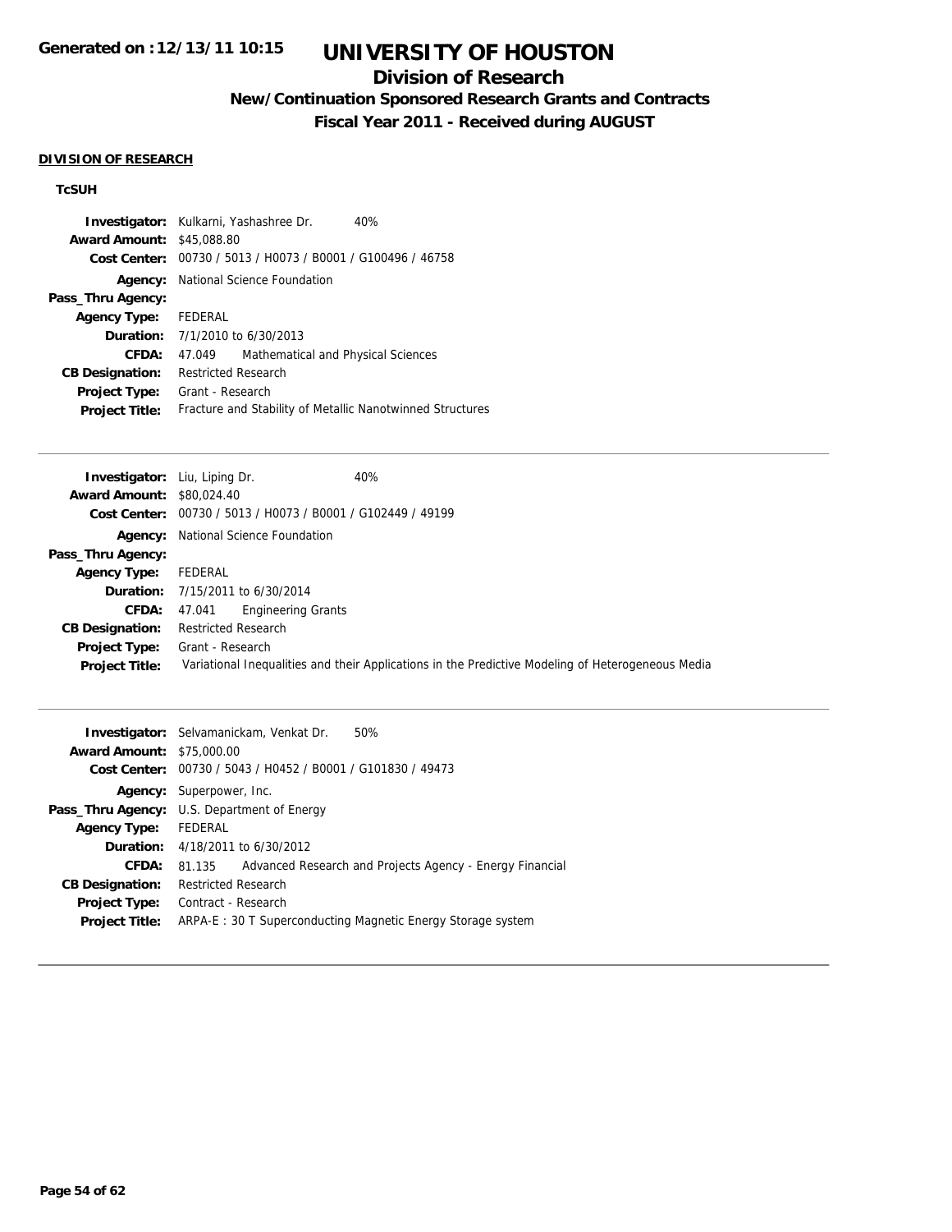**Generated on :12/13/11 10:15**

# UNIVERSITY OF HOUSTON

## Division of Research

### New/Continuation Sponsored Research Grants and Contracts

### Fiscal Year 2011 - Received during AUGUST

**DIVISION OF RESEARCH**

**TcSUH**

| | |
|---|---|
| **Investigator:** | Kulkarni, Yashashree Dr. 40% |
| **Award Amount:** | $45,088.80 |
| **Cost Center:** | 00730 / 5013 / H0073 / B0001 / G100496 / 46758 |
| **Agency:** | National Science Foundation |
| **Pass_Thru Agency:** | |
| **Agency Type:** | FEDERAL |
| **Duration:** | 7/1/2010 to 6/30/2013 |
| **CFDA:** | 47.049 Mathematical and Physical Sciences |
| **CB Designation:** | Restricted Research |
| **Project Type:** | Grant - Research |
| **Project Title:** | Fracture and Stability of Metallic Nanotwinned Structures |

| | |
|---|---|
| **Investigator:** | Liu, Liping Dr. 40% |
| **Award Amount:** | $80,024.40 |
| **Cost Center:** | 00730 / 5013 / H0073 / B0001 / G102449 / 49199 |
| **Agency:** | National Science Foundation |
| **Pass_Thru Agency:** | |
| **Agency Type:** | FEDERAL |
| **Duration:** | 7/15/2011 to 6/30/2014 |
| **CFDA:** | 47.041 Engineering Grants |
| **CB Designation:** | Restricted Research |
| **Project Type:** | Grant - Research |
| **Project Title:** | Variational Inequalities and their Applications in the Predictive Modeling of Heterogeneous Media |

| | |
|---|---|
| **Investigator:** | Selvamanickam, Venkat Dr. 50% |
| **Award Amount:** | $75,000.00 |
| **Cost Center:** | 00730 / 5043 / H0452 / B0001 / G101830 / 49473 |
| **Agency:** | Superpower, Inc. |
| **Pass_Thru Agency:** | U.S. Department of Energy |
| **Agency Type:** | FEDERAL |
| **Duration:** | 4/18/2011 to 6/30/2012 |
| **CFDA:** | 81.135 Advanced Research and Projects Agency - Energy Financial |
| **CB Designation:** | Restricted Research |
| **Project Type:** | Contract - Research |
| **Project Title:** | ARPA-E : 30 T Superconducting Magnetic Energy Storage system |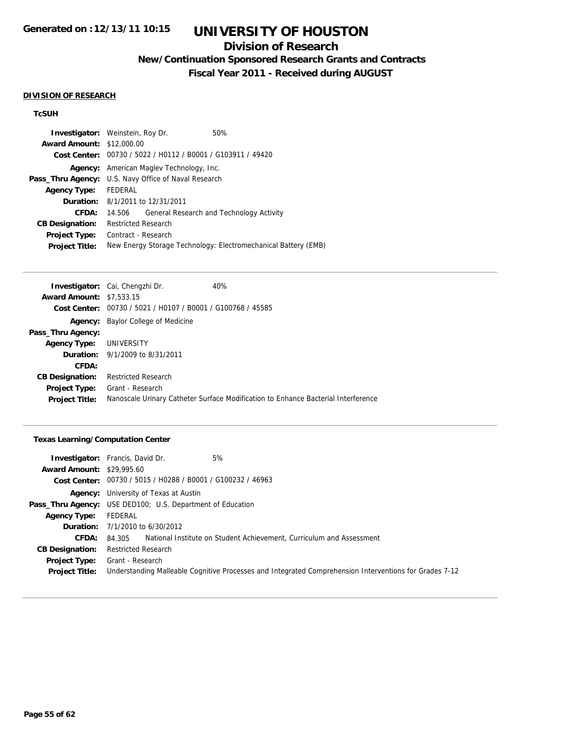# UNIVERSITY OF HOUSTON

## Division of Research

### New/Continuation Sponsored Research Grants and Contracts

### Fiscal Year 2011 - Received during AUGUST

**DIVISION OF RESEARCH**

**TcSUH**

**Investigator:** Weinstein, Roy Dr. 50%
**Award Amount:** $12,000.00
**Cost Center:** 00730 / 5022 / H0112 / B0001 / G103911 / 49420
**Agency:** American Maglev Technology, Inc.
**Pass_Thru Agency:** U.S. Navy Office of Naval Research
**Agency Type:** FEDERAL
**Duration:** 8/1/2011 to 12/31/2011
**CFDA:** 14.506 General Research and Technology Activity
**CB Designation:** Restricted Research
**Project Type:** Contract - Research
**Project Title:** New Energy Storage Technology: Electromechanical Battery (EMB)

---

**Investigator:** Cai, Chengzhi Dr. 40%
**Award Amount:** $7,533.15
**Cost Center:** 00730 / 5021 / H0107 / B0001 / G100768 / 45585
**Agency:** Baylor College of Medicine
**Pass_Thru Agency:**
**Agency Type:** UNIVERSITY
**Duration:** 9/1/2009 to 8/31/2011
**CFDA:**
**CB Designation:** Restricted Research
**Project Type:** Grant - Research
**Project Title:** Nanoscale Urinary Catheter Surface Modification to Enhance Bacterial Interference

---

**Texas Learning/Computation Center**

**Investigator:** Francis, David Dr. 5%
**Award Amount:** $29,995.60
**Cost Center:** 00730 / 5015 / H0288 / B0001 / G100232 / 46963
**Agency:** University of Texas at Austin
**Pass_Thru Agency:** USE DED100; U.S. Department of Education
**Agency Type:** FEDERAL
**Duration:** 7/1/2010 to 6/30/2012
**CFDA:** 84.305 National Institute on Student Achievement, Curriculum and Assessment
**CB Designation:** Restricted Research
**Project Type:** Grant - Research
**Project Title:** Understanding Malleable Cognitive Processes and Integrated Comprehension Interventions for Grades 7-12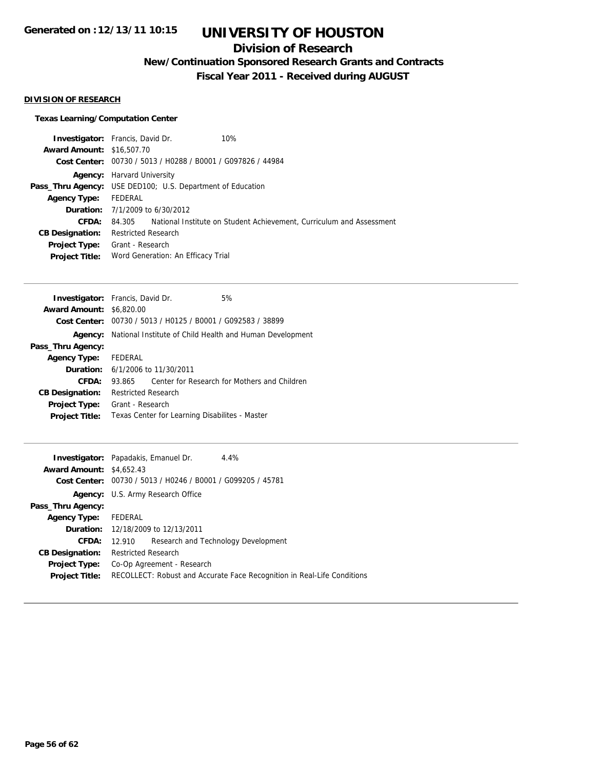# UNIVERSITY OF HOUSTON

## Division of Research

### New/Continuation Sponsored Research Grants and Contracts

### Fiscal Year 2011 - Received during AUGUST

**DIVISION OF RESEARCH**

**Texas Learning/Computation Center**

**Investigator:** Francis, David Dr. 10%
**Award Amount:** $16,507.70
**Cost Center:** 00730 / 5013 / H0288 / B0001 / G097826 / 44984
**Agency:** Harvard University
**Pass_Thru Agency:** USE DED100; U.S. Department of Education
**Agency Type:** FEDERAL
**Duration:** 7/1/2009 to 6/30/2012
**CFDA:** 84.305 National Institute on Student Achievement, Curriculum and Assessment
**CB Designation:** Restricted Research
**Project Type:** Grant - Research
**Project Title:** Word Generation: An Efficacy Trial

---

**Investigator:** Francis, David Dr. 5%
**Award Amount:** $6,820.00
**Cost Center:** 00730 / 5013 / H0125 / B0001 / G092583 / 38899
**Agency:** National Institute of Child Health and Human Development
**Pass_Thru Agency:**
**Agency Type:** FEDERAL
**Duration:** 6/1/2006 to 11/30/2011
**CFDA:** 93.865 Center for Research for Mothers and Children
**CB Designation:** Restricted Research
**Project Type:** Grant - Research
**Project Title:** Texas Center for Learning Disabilites - Master

---

**Investigator:** Papadakis, Emanuel Dr. 4.4%
**Award Amount:** $4,652.43
**Cost Center:** 00730 / 5013 / H0246 / B0001 / G099205 / 45781
**Agency:** U.S. Army Research Office
**Pass_Thru Agency:**
**Agency Type:** FEDERAL
**Duration:** 12/18/2009 to 12/13/2011
**CFDA:** 12.910 Research and Technology Development
**CB Designation:** Restricted Research
**Project Type:** Co-Op Agreement - Research
**Project Title:** RECOLLECT: Robust and Accurate Face Recognition in Real-Life Conditions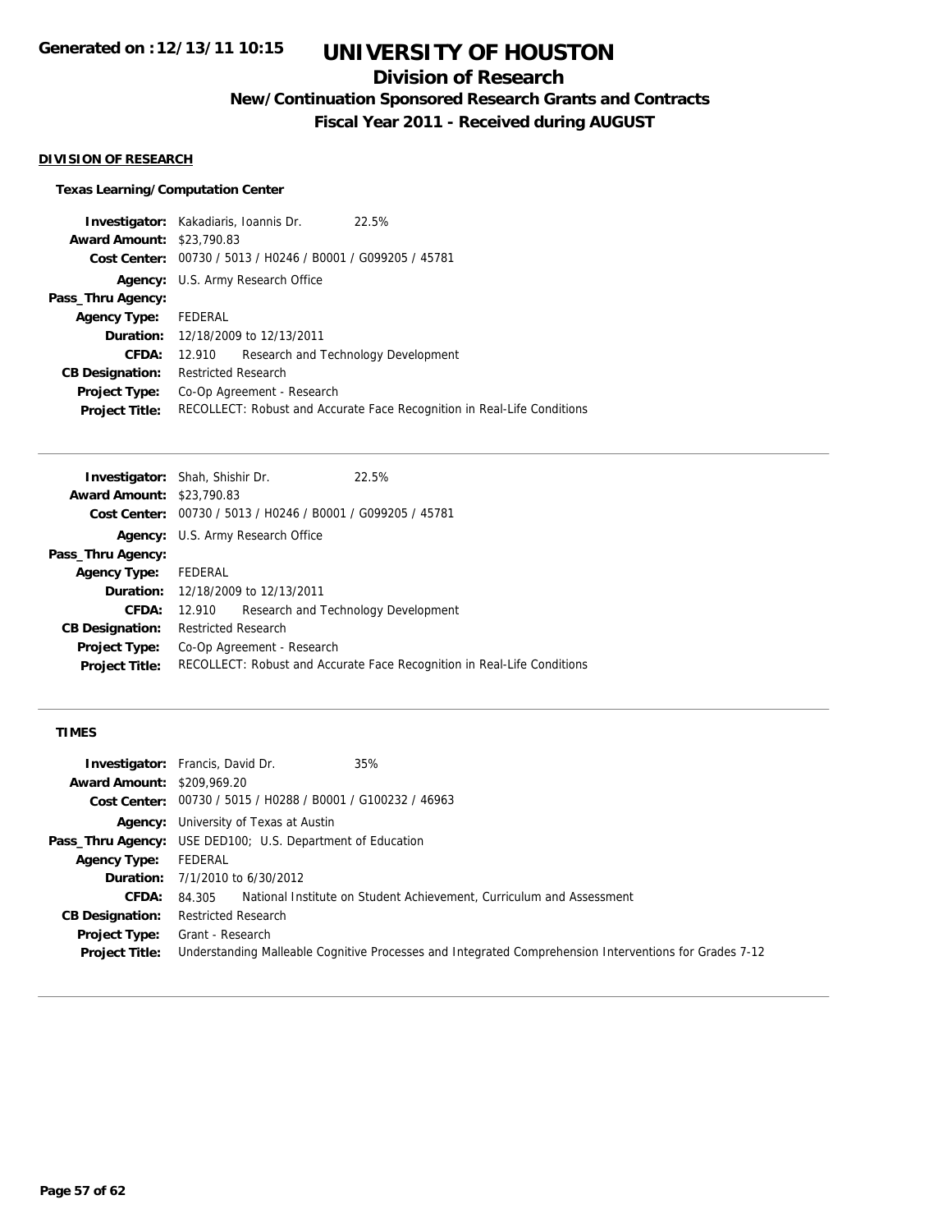# UNIVERSITY OF HOUSTON

## Division of Research

### New/Continuation Sponsored Research Grants and Contracts

### Fiscal Year 2011 - Received during AUGUST

Generated on :12/13/11 10:15

**DIVISION OF RESEARCH**

**Texas Learning/Computation Center**

| | |
|---|---|
| **Investigator:** | Kakadiaris, Ioannis Dr. 22.5% |
| **Award Amount:** | $23,790.83 |
| **Cost Center:** | 00730 / 5013 / H0246 / B0001 / G099205 / 45781 |
| **Agency:** | U.S. Army Research Office |
| **Pass_Thru Agency:** | |
| **Agency Type:** | FEDERAL |
| **Duration:** | 12/18/2009 to 12/13/2011 |
| **CFDA:** | 12.910 Research and Technology Development |
| **CB Designation:** | Restricted Research |
| **Project Type:** | Co-Op Agreement - Research |
| **Project Title:** | RECOLLECT: Robust and Accurate Face Recognition in Real-Life Conditions |

| | |
|---|---|
| **Investigator:** | Shah, Shishir Dr. 22.5% |
| **Award Amount:** | $23,790.83 |
| **Cost Center:** | 00730 / 5013 / H0246 / B0001 / G099205 / 45781 |
| **Agency:** | U.S. Army Research Office |
| **Pass_Thru Agency:** | |
| **Agency Type:** | FEDERAL |
| **Duration:** | 12/18/2009 to 12/13/2011 |
| **CFDA:** | 12.910 Research and Technology Development |
| **CB Designation:** | Restricted Research |
| **Project Type:** | Co-Op Agreement - Research |
| **Project Title:** | RECOLLECT: Robust and Accurate Face Recognition in Real-Life Conditions |

**TIMES**

| | |
|---|---|
| **Investigator:** | Francis, David Dr. 35% |
| **Award Amount:** | $209,969.20 |
| **Cost Center:** | 00730 / 5015 / H0288 / B0001 / G100232 / 46963 |
| **Agency:** | University of Texas at Austin |
| **Pass_Thru Agency:** | USE DED100; U.S. Department of Education |
| **Agency Type:** | FEDERAL |
| **Duration:** | 7/1/2010 to 6/30/2012 |
| **CFDA:** | 84.305 National Institute on Student Achievement, Curriculum and Assessment |
| **CB Designation:** | Restricted Research |
| **Project Type:** | Grant - Research |
| **Project Title:** | Understanding Malleable Cognitive Processes and Integrated Comprehension Interventions for Grades 7-12 |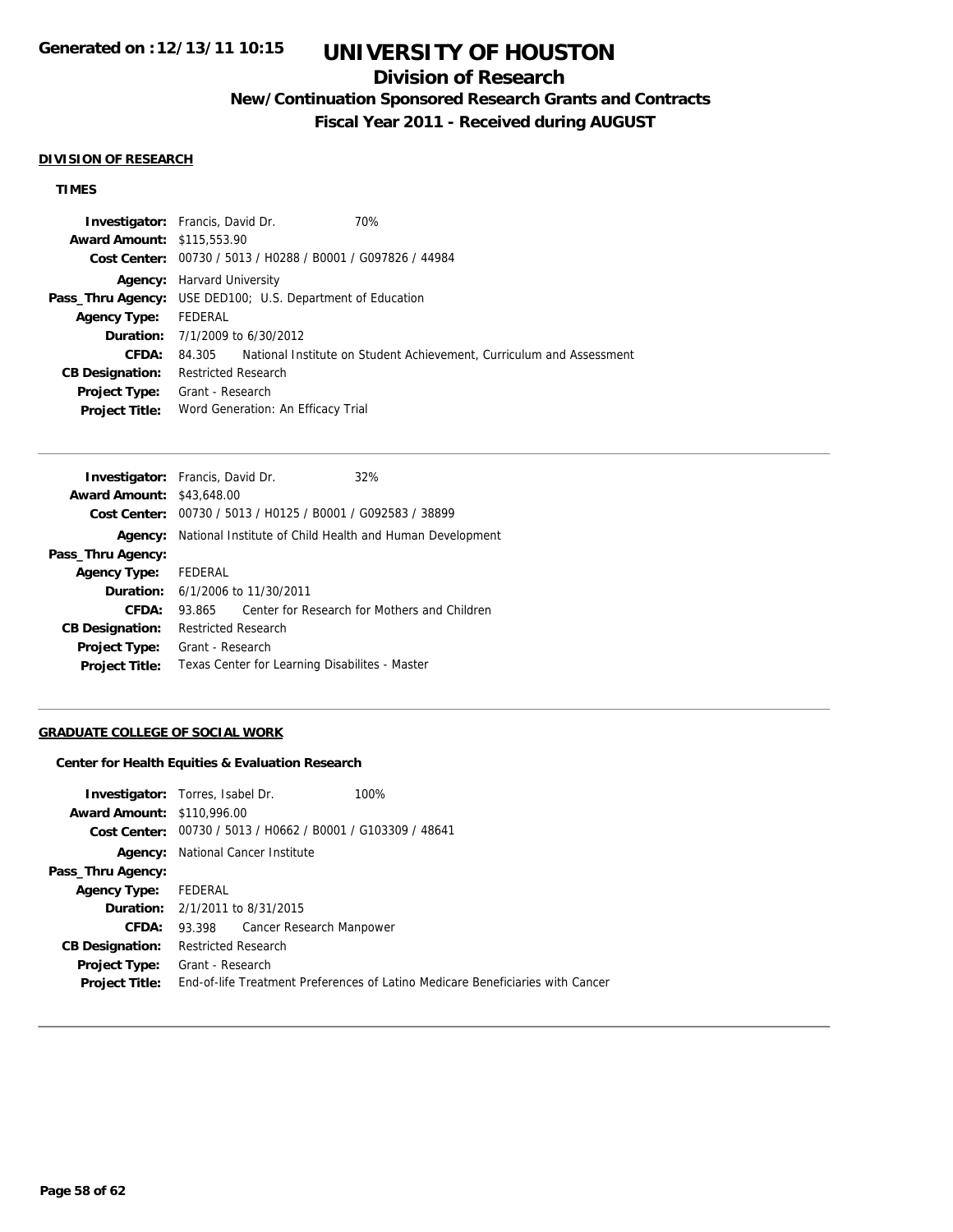# UNIVERSITY OF HOUSTON

## Division of Research

### New/Continuation Sponsored Research Grants and Contracts

### Fiscal Year 2011 - Received during AUGUST

Generated on :12/13/11 10:15

**DIVISION OF RESEARCH**

**TIMES**

**Investigator:** Francis, David Dr. 70%
**Award Amount:** $115,553.90
**Cost Center:** 00730 / 5013 / H0288 / B0001 / G097826 / 44984
**Agency:** Harvard University
**Pass_Thru Agency:** USE DED100; U.S. Department of Education
**Agency Type:** FEDERAL
**Duration:** 7/1/2009 to 6/30/2012
**CFDA:** 84.305 National Institute on Student Achievement, Curriculum and Assessment
**CB Designation:** Restricted Research
**Project Type:** Grant - Research
**Project Title:** Word Generation: An Efficacy Trial

---

**Investigator:** Francis, David Dr. 32%
**Award Amount:** $43,648.00
**Cost Center:** 00730 / 5013 / H0125 / B0001 / G092583 / 38899
**Agency:** National Institute of Child Health and Human Development
**Pass_Thru Agency:**
**Agency Type:** FEDERAL
**Duration:** 6/1/2006 to 11/30/2011
**CFDA:** 93.865 Center for Research for Mothers and Children
**CB Designation:** Restricted Research
**Project Type:** Grant - Research
**Project Title:** Texas Center for Learning Disabilites - Master

---

**GRADUATE COLLEGE OF SOCIAL WORK**

**Center for Health Equities & Evaluation Research**

**Investigator:** Torres, Isabel Dr. 100%
**Award Amount:** $110,996.00
**Cost Center:** 00730 / 5013 / H0662 / B0001 / G103309 / 48641
**Agency:** National Cancer Institute
**Pass_Thru Agency:**
**Agency Type:** FEDERAL
**Duration:** 2/1/2011 to 8/31/2015
**CFDA:** 93.398 Cancer Research Manpower
**CB Designation:** Restricted Research
**Project Type:** Grant - Research
**Project Title:** End-of-life Treatment Preferences of Latino Medicare Beneficiaries with Cancer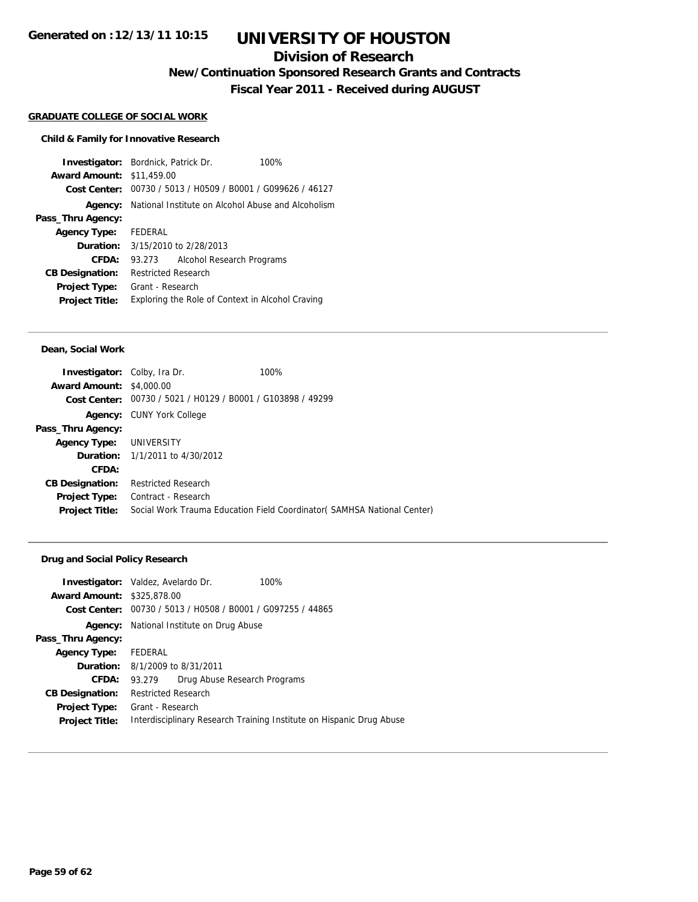# UNIVERSITY OF HOUSTON

## Division of Research

### New/Continuation Sponsored Research Grants and Contracts

### Fiscal Year 2011 - Received during AUGUST

Generated on :12/13/11 10:15

**GRADUATE COLLEGE OF SOCIAL WORK**

**Child & Family for Innovative Research**

| | |
|---|---|
| **Investigator:** | Bordnick, Patrick Dr. 100% |
| **Award Amount:** | $11,459.00 |
| **Cost Center:** | 00730 / 5013 / H0509 / B0001 / G099626 / 46127 |
| **Agency:** | National Institute on Alcohol Abuse and Alcoholism |
| **Pass_Thru Agency:** | |
| **Agency Type:** | FEDERAL |
| **Duration:** | 3/15/2010 to 2/28/2013 |
| **CFDA:** | 93.273 Alcohol Research Programs |
| **CB Designation:** | Restricted Research |
| **Project Type:** | Grant - Research |
| **Project Title:** | Exploring the Role of Context in Alcohol Craving |

**Dean, Social Work**

| | |
|---|---|
| **Investigator:** | Colby, Ira Dr. 100% |
| **Award Amount:** | $4,000.00 |
| **Cost Center:** | 00730 / 5021 / H0129 / B0001 / G103898 / 49299 |
| **Agency:** | CUNY York College |
| **Pass_Thru Agency:** | |
| **Agency Type:** | UNIVERSITY |
| **Duration:** | 1/1/2011 to 4/30/2012 |
| **CFDA:** | |
| **CB Designation:** | Restricted Research |
| **Project Type:** | Contract - Research |
| **Project Title:** | Social Work Trauma Education Field Coordinator( SAMHSA National Center) |

**Drug and Social Policy Research**

| | |
|---|---|
| **Investigator:** | Valdez, Avelardo Dr. 100% |
| **Award Amount:** | $325,878.00 |
| **Cost Center:** | 00730 / 5013 / H0508 / B0001 / G097255 / 44865 |
| **Agency:** | National Institute on Drug Abuse |
| **Pass_Thru Agency:** | |
| **Agency Type:** | FEDERAL |
| **Duration:** | 8/1/2009 to 8/31/2011 |
| **CFDA:** | 93.279 Drug Abuse Research Programs |
| **CB Designation:** | Restricted Research |
| **Project Type:** | Grant - Research |
| **Project Title:** | Interdisciplinary Research Training Institute on Hispanic Drug Abuse |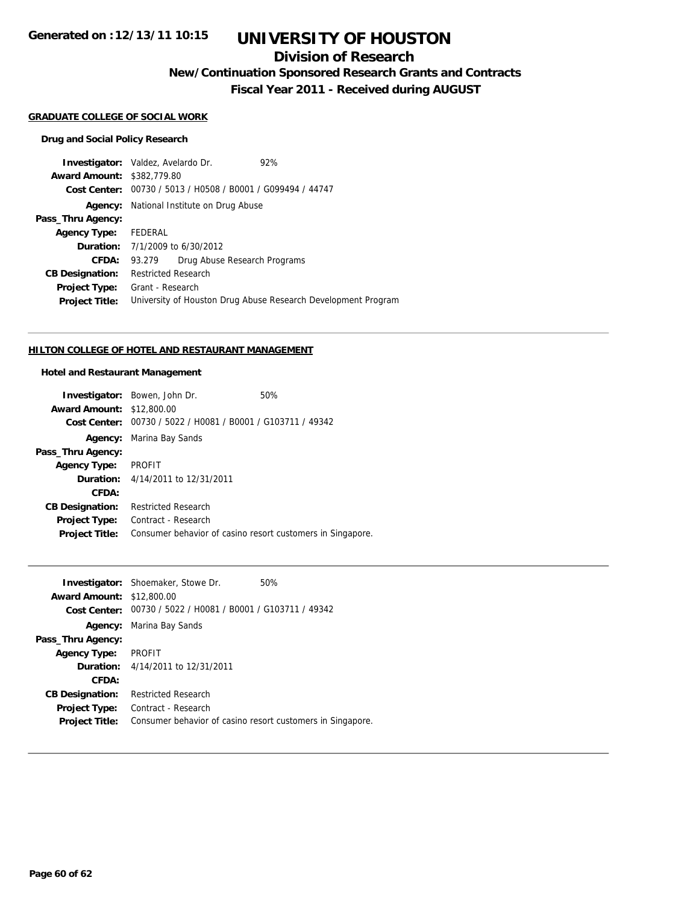## GRADUATE COLLEGE OF SOCIAL WORK

### Drug and Social Policy Research

**Investigator:** Valdez, Avelardo Dr. 92%
**Award Amount:** $382,779.80
**Cost Center:** 00730 / 5013 / H0508 / B0001 / G099494 / 44747
**Agency:** National Institute on Drug Abuse
**Pass_Thru Agency:**
**Agency Type:** FEDERAL
**Duration:** 7/1/2009 to 6/30/2012
**CFDA:** 93.279 Drug Abuse Research Programs
**CB Designation:** Restricted Research
**Project Type:** Grant - Research
**Project Title:** University of Houston Drug Abuse Research Development Program

---

## HILTON COLLEGE OF HOTEL AND RESTAURANT MANAGEMENT

### Hotel and Restaurant Management

**Investigator:** Bowen, John Dr. 50%
**Award Amount:** $12,800.00
**Cost Center:** 00730 / 5022 / H0081 / B0001 / G103711 / 49342
**Agency:** Marina Bay Sands
**Pass_Thru Agency:**
**Agency Type:** PROFIT
**Duration:** 4/14/2011 to 12/31/2011
**CFDA:**
**CB Designation:** Restricted Research
**Project Type:** Contract - Research
**Project Title:** Consumer behavior of casino resort customers in Singapore.

---

**Investigator:** Shoemaker, Stowe Dr. 50%
**Award Amount:** $12,800.00
**Cost Center:** 00730 / 5022 / H0081 / B0001 / G103711 / 49342
**Agency:** Marina Bay Sands
**Pass_Thru Agency:**
**Agency Type:** PROFIT
**Duration:** 4/14/2011 to 12/31/2011
**CFDA:**
**CB Designation:** Restricted Research
**Project Type:** Contract - Research
**Project Title:** Consumer behavior of casino resort customers in Singapore.

---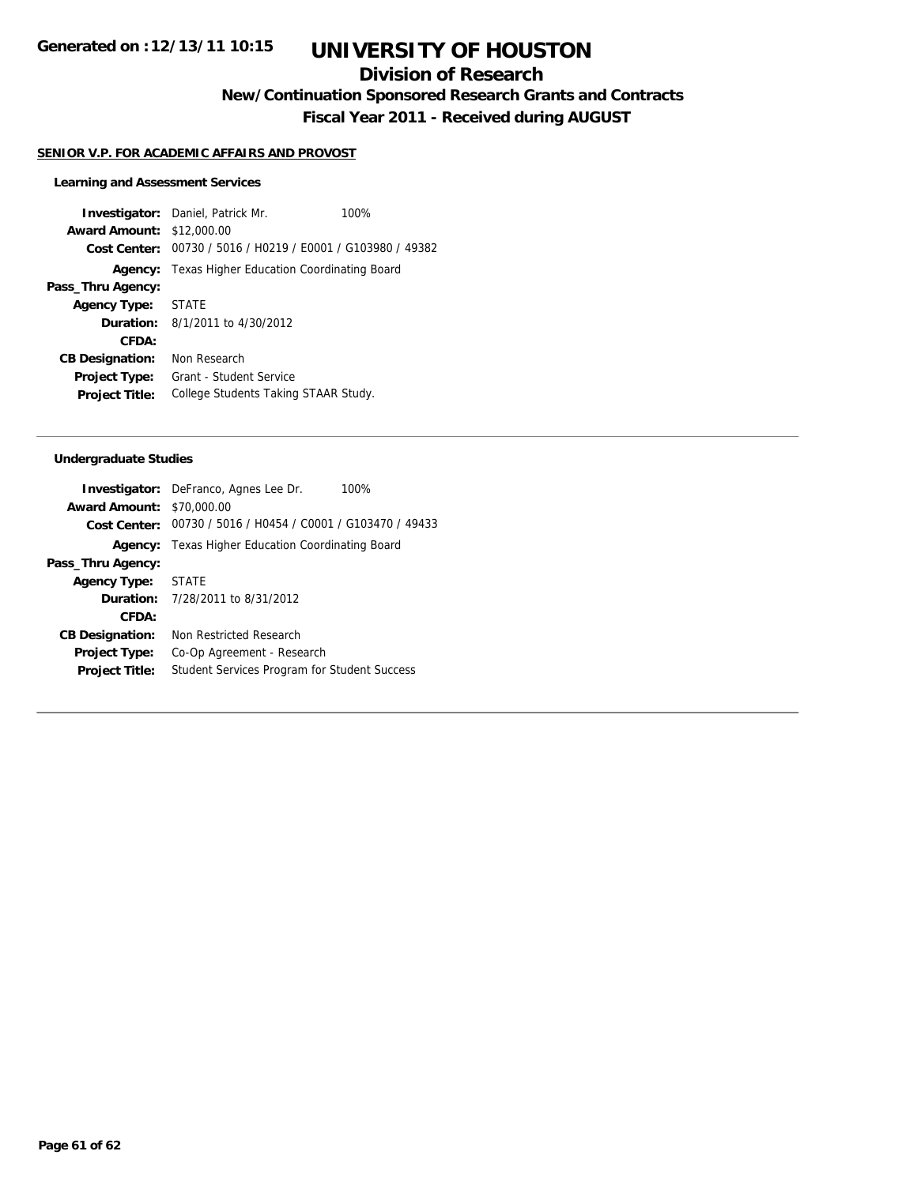# UNIVERSITY OF HOUSTON

## Division of Research

### New/Continuation Sponsored Research Grants and Contracts

### Fiscal Year 2011 - Received during AUGUST

Generated on :12/13/11 10:15

**SENIOR V.P. FOR ACADEMIC AFFAIRS AND PROVOST**

**Learning and Assessment Services**

**Investigator:** Daniel, Patrick Mr. 100%
**Award Amount:** $12,000.00
**Cost Center:** 00730 / 5016 / H0219 / E0001 / G103980 / 49382
**Agency:** Texas Higher Education Coordinating Board
**Pass_Thru Agency:**
**Agency Type:** STATE
**Duration:** 8/1/2011 to 4/30/2012
**CFDA:**
**CB Designation:** Non Research
**Project Type:** Grant - Student Service
**Project Title:** College Students Taking STAAR Study.

---

**Undergraduate Studies**

**Investigator:** DeFranco, Agnes Lee Dr. 100%
**Award Amount:** $70,000.00
**Cost Center:** 00730 / 5016 / H0454 / C0001 / G103470 / 49433
**Agency:** Texas Higher Education Coordinating Board
**Pass_Thru Agency:**
**Agency Type:** STATE
**Duration:** 7/28/2011 to 8/31/2012
**CFDA:**
**CB Designation:** Non Restricted Research
**Project Type:** Co-Op Agreement - Research
**Project Title:** Student Services Program for Student Success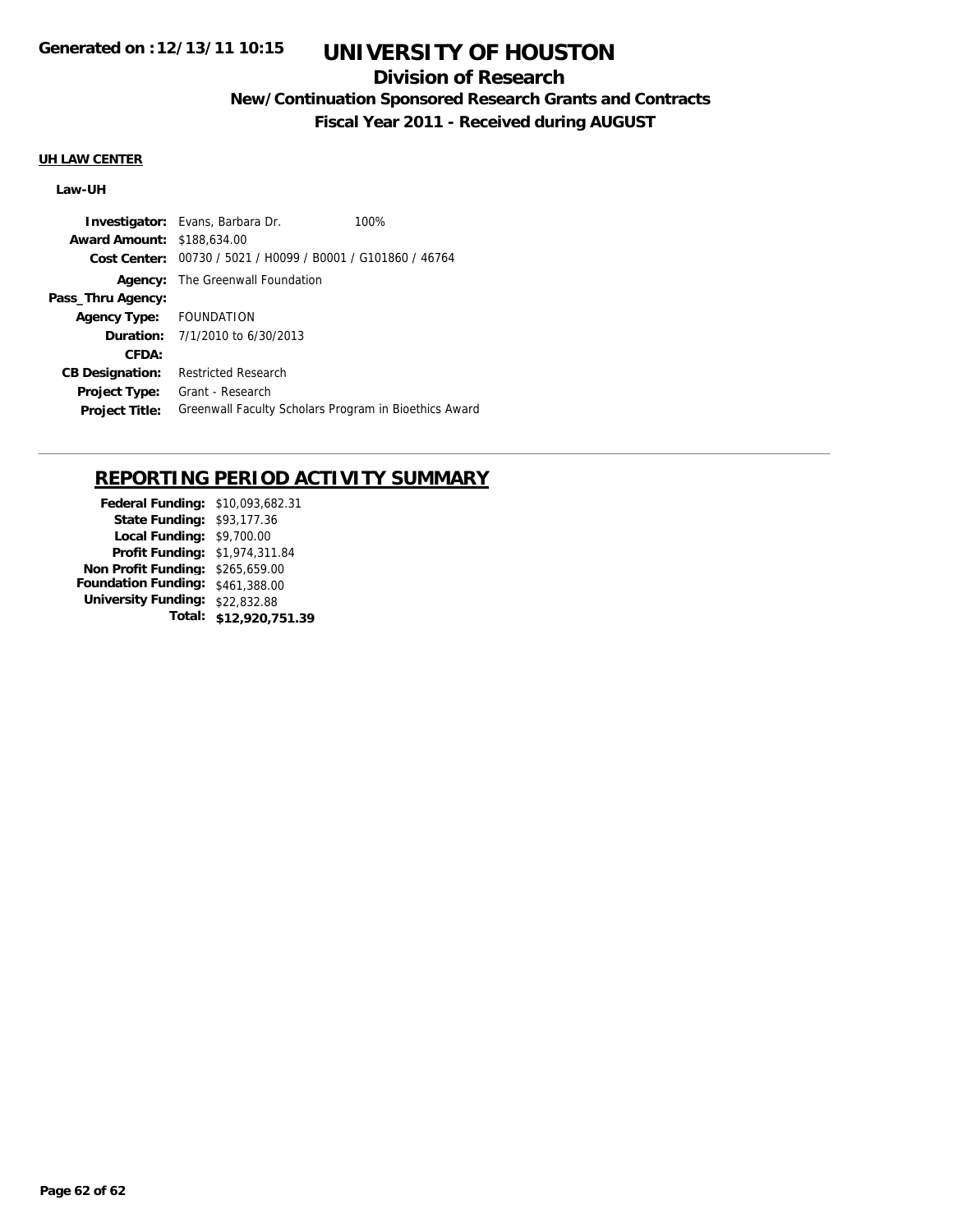# UNIVERSITY OF HOUSTON

## Division of Research

### New/Continuation Sponsored Research Grants and Contracts

### Fiscal Year 2011 - Received during AUGUST

**UH LAW CENTER**

**Law-UH**

| | | |
|---|---|---|
| **Investigator:** | Evans, Barbara Dr. | 100% |
| **Award Amount:** | $188,634.00 | |
| **Cost Center:** | 00730 / 5021 / H0099 / B0001 / G101860 / 46764 | |
| **Agency:** | The Greenwall Foundation | |
| **Pass_Thru Agency:** | | |
| **Agency Type:** | FOUNDATION | |
| **Duration:** | 7/1/2010 to 6/30/2013 | |
| **CFDA:** | | |
| **CB Designation:** | Restricted Research | |
| **Project Type:** | Grant - Research | |
| **Project Title:** | Greenwall Faculty Scholars Program in Bioethics Award | |

## REPORTING PERIOD ACTIVITY SUMMARY

| | |
|---|---|
| **Federal Funding:** | $10,093,682.31 |
| **State Funding:** | $93,177.36 |
| **Local Funding:** | $9,700.00 |
| **Profit Funding:** | $1,974,311.84 |
| **Non Profit Funding:** | $265,659.00 |
| **Foundation Funding:** | $461,388.00 |
| **University Funding:** | $22,832.88 |
| **Total:** | **$12,920,751.39** |